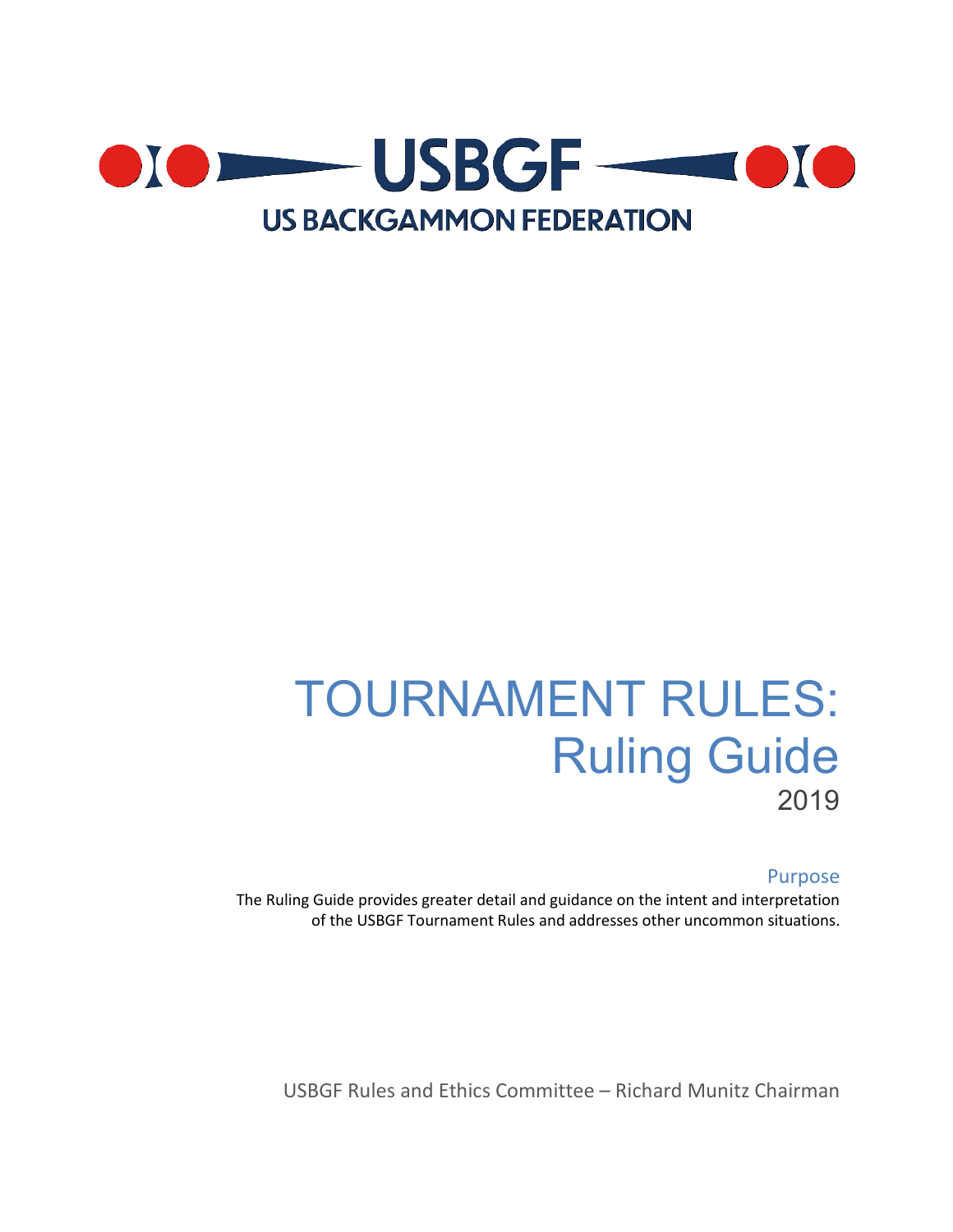# USBGF

US BACKGAMMON FEDERATION

# TOURNAMENT RULES: Ruling Guide

2019

## Purpose

The Ruling Guide provides greater detail and guidance on the intent and interpretation of the USBGF Tournament Rules and addresses other uncommon situations.

USBGF Rules and Ethics Committee – Richard Munitz Chairman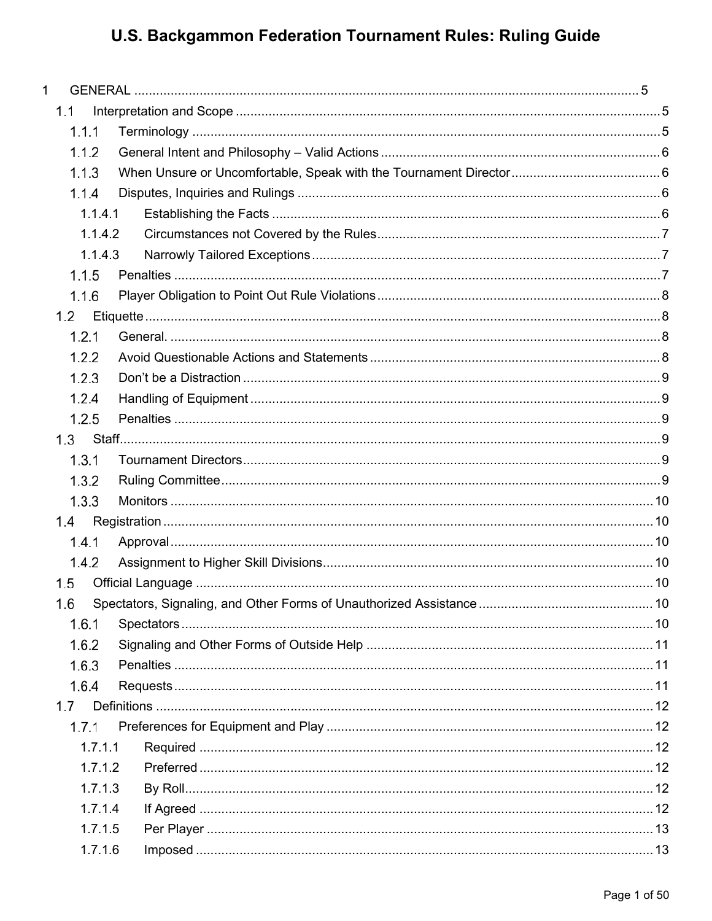# U.S. Backgammon Federation Tournament Rules: Ruling Guide

- 1 GENERAL ..... 5
  - 1.1 Interpretation and Scope ..... 5
    - 1.1.1 Terminology ..... 5
    - 1.1.2 General Intent and Philosophy – Valid Actions ..... 6
    - 1.1.3 When Unsure or Uncomfortable, Speak with the Tournament Director ..... 6
    - 1.1.4 Disputes, Inquiries and Rulings ..... 6
      - 1.1.4.1 Establishing the Facts ..... 6
      - 1.1.4.2 Circumstances not Covered by the Rules ..... 7
      - 1.1.4.3 Narrowly Tailored Exceptions ..... 7
    - 1.1.5 Penalties ..... 7
    - 1.1.6 Player Obligation to Point Out Rule Violations ..... 8
  - 1.2 Etiquette ..... 8
    - 1.2.1 General. ..... 8
    - 1.2.2 Avoid Questionable Actions and Statements ..... 8
    - 1.2.3 Don't be a Distraction ..... 9
    - 1.2.4 Handling of Equipment ..... 9
    - 1.2.5 Penalties ..... 9
  - 1.3 Staff ..... 9
    - 1.3.1 Tournament Directors ..... 9
    - 1.3.2 Ruling Committee ..... 9
    - 1.3.3 Monitors ..... 10
  - 1.4 Registration ..... 10
    - 1.4.1 Approval ..... 10
    - 1.4.2 Assignment to Higher Skill Divisions ..... 10
  - 1.5 Official Language ..... 10
  - 1.6 Spectators, Signaling, and Other Forms of Unauthorized Assistance ..... 10
    - 1.6.1 Spectators ..... 10
    - 1.6.2 Signaling and Other Forms of Outside Help ..... 11
    - 1.6.3 Penalties ..... 11
    - 1.6.4 Requests ..... 11
  - 1.7 Definitions ..... 12
    - 1.7.1 Preferences for Equipment and Play ..... 12
      - 1.7.1.1 Required ..... 12
      - 1.7.1.2 Preferred ..... 12
      - 1.7.1.3 By Roll ..... 12
      - 1.7.1.4 If Agreed ..... 12
      - 1.7.1.5 Per Player ..... 13
      - 1.7.1.6 Imposed ..... 13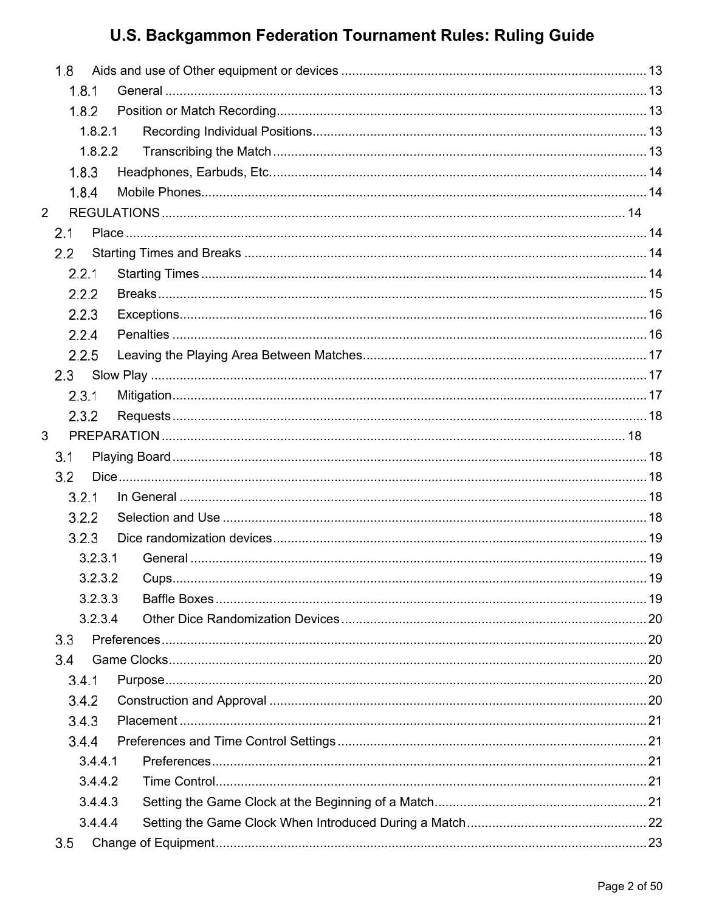1.8 Aids and use of Other equipment or devices .................................................................................... 13

1.8.1 General ..................................................................................................................... 13

1.8.2 Position or Match Recording ...................................................................................... 13

1.8.2.1 Recording Individual Positions ............................................................................. 13

1.8.2.2 Transcribing the Match ........................................................................................ 13

1.8.3 Headphones, Earbuds, Etc. ........................................................................................ 14

1.8.4 Mobile Phones ........................................................................................................... 14

2 REGULATIONS ...................................................................................................................... 14

2.1 Place ............................................................................................................................ 14

2.2 Starting Times and Breaks ............................................................................................... 14

2.2.1 Starting Times ........................................................................................................... 14

2.2.2 Breaks ....................................................................................................................... 15

2.2.3 Exceptions ................................................................................................................. 16

2.2.4 Penalties ................................................................................................................... 16

2.2.5 Leaving the Playing Area Between Matches ............................................................... 17

2.3 Slow Play ...................................................................................................................... 17

2.3.1 Mitigation .................................................................................................................. 17

2.3.2 Requests ................................................................................................................... 18

3 PREPARATION ...................................................................................................................... 18

3.1 Playing Board ................................................................................................................ 18

3.2 Dice .............................................................................................................................. 18

3.2.1 In General ................................................................................................................. 18

3.2.2 Selection and Use ..................................................................................................... 18

3.2.3 Dice randomization devices ....................................................................................... 19

3.2.3.1 General .............................................................................................................. 19

3.2.3.2 Cups .................................................................................................................. 19

3.2.3.3 Baffle Boxes ....................................................................................................... 19

3.2.3.4 Other Dice Randomization Devices ....................................................................... 20

3.3 Preferences ................................................................................................................... 20

3.4 Game Clocks ................................................................................................................. 20

3.4.1 Purpose ..................................................................................................................... 20

3.4.2 Construction and Approval ........................................................................................ 20

3.4.3 Placement ................................................................................................................. 21

3.4.4 Preferences and Time Control Settings ...................................................................... 21

3.4.4.1 Preferences ........................................................................................................ 21

3.4.4.2 Time Control ....................................................................................................... 21

3.4.4.3 Setting the Game Clock at the Beginning of a Match .............................................. 21

3.4.4.4 Setting the Game Clock When Introduced During a Match ...................................... 22

3.5 Change of Equipment ..................................................................................................... 23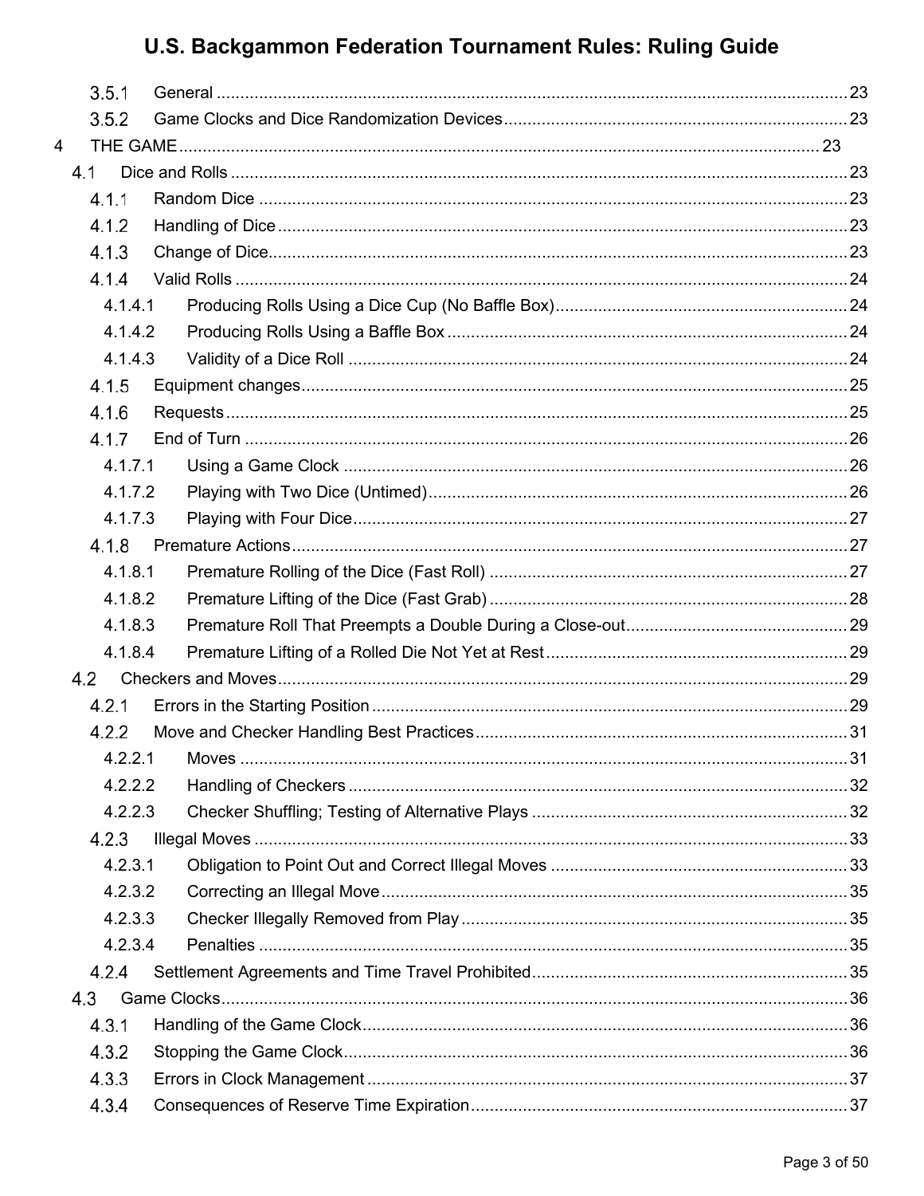3.5.1 General ..... 23
3.5.2 Game Clocks and Dice Randomization Devices ..... 23

4 THE GAME ..... 23

4.1 Dice and Rolls ..... 23
4.1.1 Random Dice ..... 23
4.1.2 Handling of Dice ..... 23
4.1.3 Change of Dice ..... 23
4.1.4 Valid Rolls ..... 24
4.1.4.1 Producing Rolls Using a Dice Cup (No Baffle Box) ..... 24
4.1.4.2 Producing Rolls Using a Baffle Box ..... 24
4.1.4.3 Validity of a Dice Roll ..... 24
4.1.5 Equipment changes ..... 25
4.1.6 Requests ..... 25
4.1.7 End of Turn ..... 26
4.1.7.1 Using a Game Clock ..... 26
4.1.7.2 Playing with Two Dice (Untimed) ..... 26
4.1.7.3 Playing with Four Dice ..... 27
4.1.8 Premature Actions ..... 27
4.1.8.1 Premature Rolling of the Dice (Fast Roll) ..... 27
4.1.8.2 Premature Lifting of the Dice (Fast Grab) ..... 28
4.1.8.3 Premature Roll That Preempts a Double During a Close-out ..... 29
4.1.8.4 Premature Lifting of a Rolled Die Not Yet at Rest ..... 29

4.2 Checkers and Moves ..... 29
4.2.1 Errors in the Starting Position ..... 29
4.2.2 Move and Checker Handling Best Practices ..... 31
4.2.2.1 Moves ..... 31
4.2.2.2 Handling of Checkers ..... 32
4.2.2.3 Checker Shuffling; Testing of Alternative Plays ..... 32
4.2.3 Illegal Moves ..... 33
4.2.3.1 Obligation to Point Out and Correct Illegal Moves ..... 33
4.2.3.2 Correcting an Illegal Move ..... 35
4.2.3.3 Checker Illegally Removed from Play ..... 35
4.2.3.4 Penalties ..... 35
4.2.4 Settlement Agreements and Time Travel Prohibited ..... 35

4.3 Game Clocks ..... 36
4.3.1 Handling of the Game Clock ..... 36
4.3.2 Stopping the Game Clock ..... 36
4.3.3 Errors in Clock Management ..... 37
4.3.4 Consequences of Reserve Time Expiration ..... 37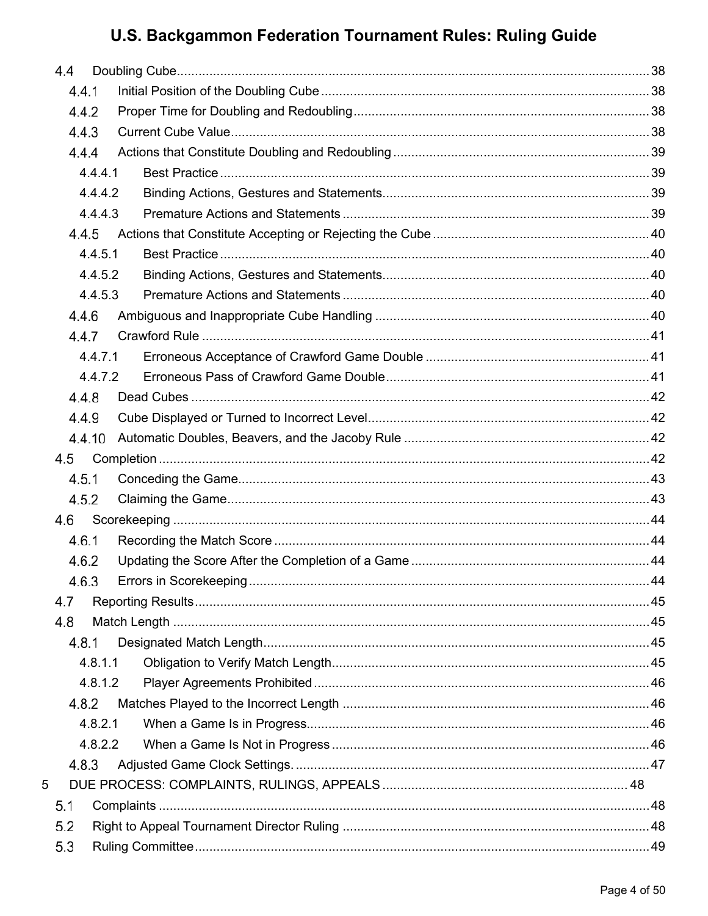4.4 Doubling Cube ... 38

- 4.4.1 Initial Position of the Doubling Cube ... 38
- 4.4.2 Proper Time for Doubling and Redoubling ... 38
- 4.4.3 Current Cube Value ... 38
- 4.4.4 Actions that Constitute Doubling and Redoubling ... 39
  - 4.4.4.1 Best Practice ... 39
  - 4.4.4.2 Binding Actions, Gestures and Statements ... 39
  - 4.4.4.3 Premature Actions and Statements ... 39
- 4.4.5 Actions that Constitute Accepting or Rejecting the Cube ... 40
  - 4.4.5.1 Best Practice ... 40
  - 4.4.5.2 Binding Actions, Gestures and Statements ... 40
  - 4.4.5.3 Premature Actions and Statements ... 40
- 4.4.6 Ambiguous and Inappropriate Cube Handling ... 40
- 4.4.7 Crawford Rule ... 41
  - 4.4.7.1 Erroneous Acceptance of Crawford Game Double ... 41
  - 4.4.7.2 Erroneous Pass of Crawford Game Double ... 41
- 4.4.8 Dead Cubes ... 42
- 4.4.9 Cube Displayed or Turned to Incorrect Level ... 42
- 4.4.10 Automatic Doubles, Beavers, and the Jacoby Rule ... 42

4.5 Completion ... 42

- 4.5.1 Conceding the Game ... 43
- 4.5.2 Claiming the Game ... 43

4.6 Scorekeeping ... 44

- 4.6.1 Recording the Match Score ... 44
- 4.6.2 Updating the Score After the Completion of a Game ... 44
- 4.6.3 Errors in Scorekeeping ... 44

4.7 Reporting Results ... 45

4.8 Match Length ... 45

- 4.8.1 Designated Match Length ... 45
  - 4.8.1.1 Obligation to Verify Match Length ... 45
  - 4.8.1.2 Player Agreements Prohibited ... 46
- 4.8.2 Matches Played to the Incorrect Length ... 46
  - 4.8.2.1 When a Game Is in Progress ... 46
  - 4.8.2.2 When a Game Is Not in Progress ... 46
- 4.8.3 Adjusted Game Clock Settings. ... 47

5 DUE PROCESS: COMPLAINTS, RULINGS, APPEALS ... 48

5.1 Complaints ... 48

5.2 Right to Appeal Tournament Director Ruling ... 48

5.3 Ruling Committee ... 49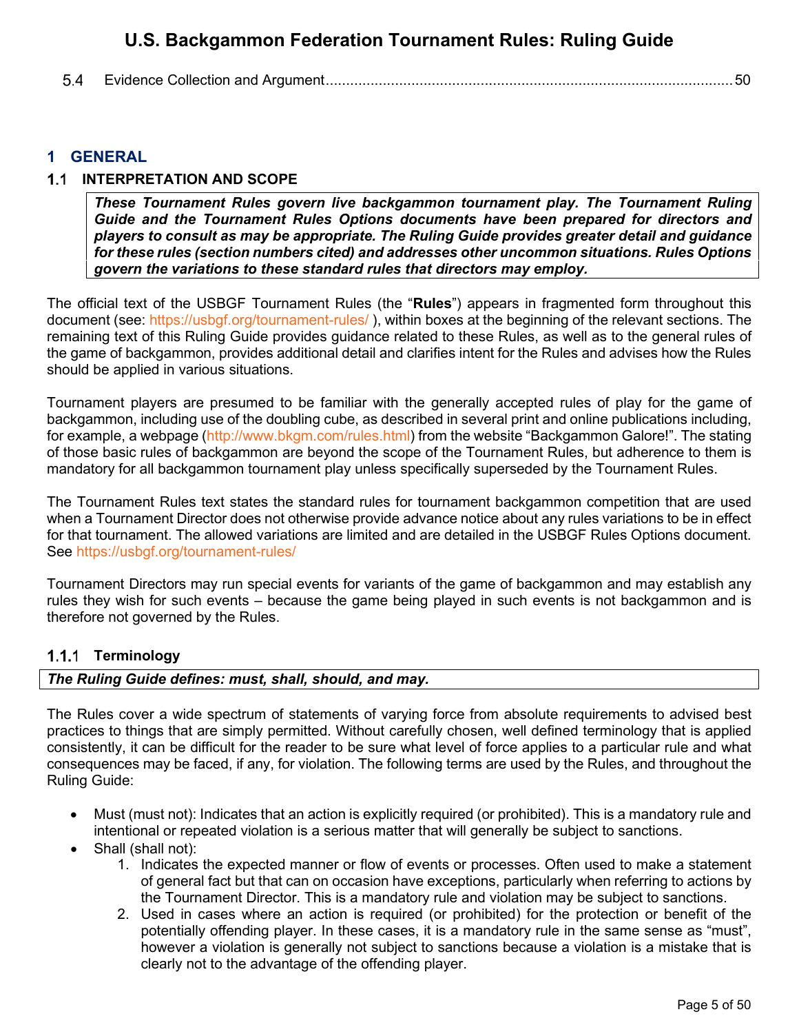5.4 Evidence Collection and Argument ........................................................................................ 50

# 1 GENERAL

## 1.1 INTERPRETATION AND SCOPE

> ***These Tournament Rules govern live backgammon tournament play. The Tournament Ruling Guide and the Tournament Rules Options documents have been prepared for directors and players to consult as may be appropriate. The Ruling Guide provides greater detail and guidance for these rules (section numbers cited) and addresses other uncommon situations. Rules Options govern the variations to these standard rules that directors may employ.***

The official text of the USBGF Tournament Rules (the "**Rules**") appears in fragmented form throughout this document (see: https://usbgf.org/tournament-rules/ ), within boxes at the beginning of the relevant sections. The remaining text of this Ruling Guide provides guidance related to these Rules, as well as to the general rules of the game of backgammon, provides additional detail and clarifies intent for the Rules and advises how the Rules should be applied in various situations.

Tournament players are presumed to be familiar with the generally accepted rules of play for the game of backgammon, including use of the doubling cube, as described in several print and online publications including, for example, a webpage (http://www.bkgm.com/rules.html) from the website "Backgammon Galore!". The stating of those basic rules of backgammon are beyond the scope of the Tournament Rules, but adherence to them is mandatory for all backgammon tournament play unless specifically superseded by the Tournament Rules.

The Tournament Rules text states the standard rules for tournament backgammon competition that are used when a Tournament Director does not otherwise provide advance notice about any rules variations to be in effect for that tournament. The allowed variations are limited and are detailed in the USBGF Rules Options document. See https://usbgf.org/tournament-rules/

Tournament Directors may run special events for variants of the game of backgammon and may establish any rules they wish for such events – because the game being played in such events is not backgammon and is therefore not governed by the Rules.

### 1.1.1 Terminology

> ***The Ruling Guide defines: must, shall, should, and may.***

The Rules cover a wide spectrum of statements of varying force from absolute requirements to advised best practices to things that are simply permitted. Without carefully chosen, well defined terminology that is applied consistently, it can be difficult for the reader to be sure what level of force applies to a particular rule and what consequences may be faced, if any, for violation. The following terms are used by the Rules, and throughout the Ruling Guide:

- Must (must not): Indicates that an action is explicitly required (or prohibited). This is a mandatory rule and intentional or repeated violation is a serious matter that will generally be subject to sanctions.
- Shall (shall not):
  1. Indicates the expected manner or flow of events or processes. Often used to make a statement of general fact but that can on occasion have exceptions, particularly when referring to actions by the Tournament Director. This is a mandatory rule and violation may be subject to sanctions.
  2. Used in cases where an action is required (or prohibited) for the protection or benefit of the potentially offending player. In these cases, it is a mandatory rule in the same sense as "must", however a violation is generally not subject to sanctions because a violation is a mistake that is clearly not to the advantage of the offending player.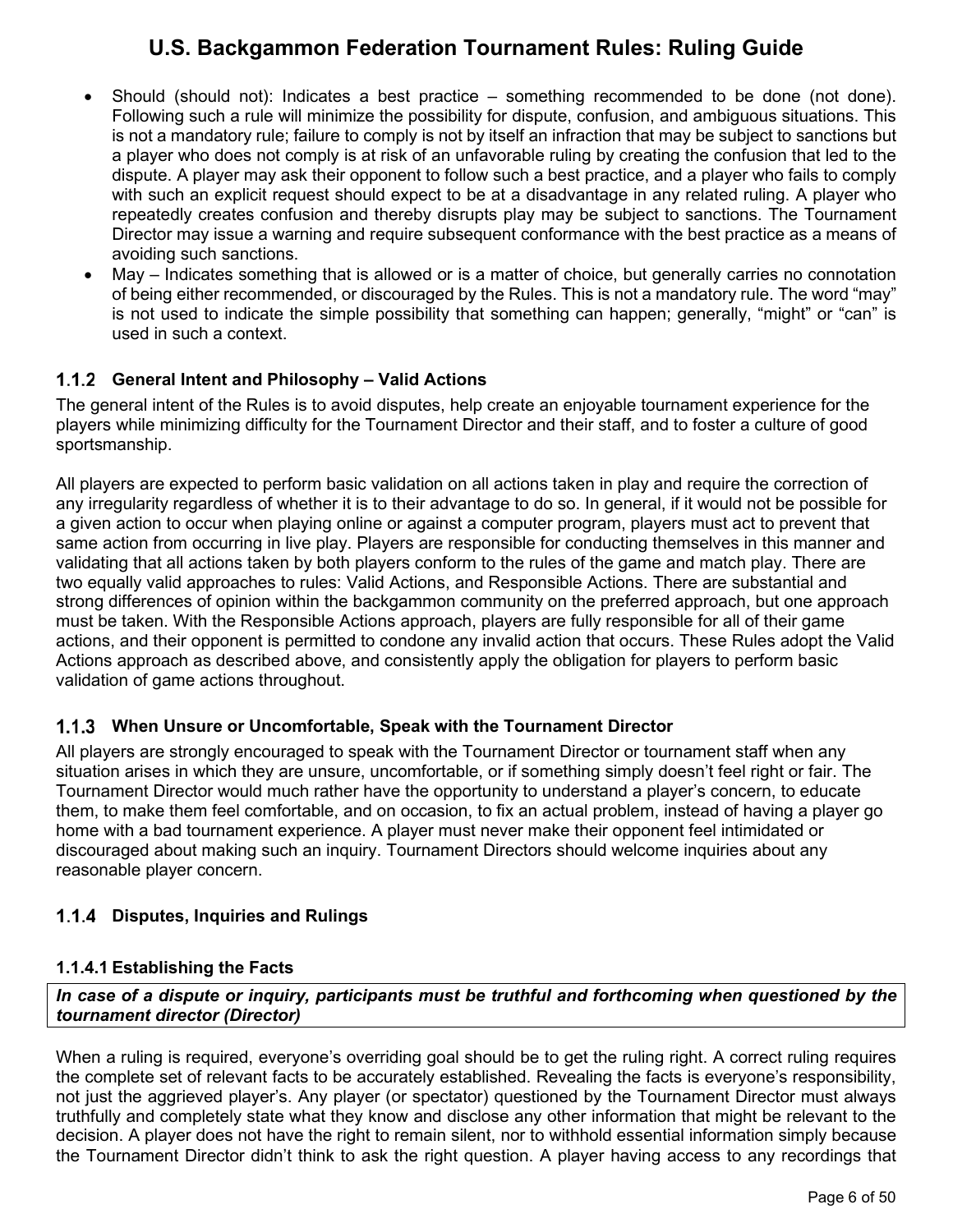- Should (should not): Indicates a best practice – something recommended to be done (not done). Following such a rule will minimize the possibility for dispute, confusion, and ambiguous situations. This is not a mandatory rule; failure to comply is not by itself an infraction that may be subject to sanctions but a player who does not comply is at risk of an unfavorable ruling by creating the confusion that led to the dispute. A player may ask their opponent to follow such a best practice, and a player who fails to comply with such an explicit request should expect to be at a disadvantage in any related ruling. A player who repeatedly creates confusion and thereby disrupts play may be subject to sanctions. The Tournament Director may issue a warning and require subsequent conformance with the best practice as a means of avoiding such sanctions.
- May – Indicates something that is allowed or is a matter of choice, but generally carries no connotation of being either recommended, or discouraged by the Rules. This is not a mandatory rule. The word "may" is not used to indicate the simple possibility that something can happen; generally, "might" or "can" is used in such a context.

### 1.1.2 General Intent and Philosophy – Valid Actions

The general intent of the Rules is to avoid disputes, help create an enjoyable tournament experience for the players while minimizing difficulty for the Tournament Director and their staff, and to foster a culture of good sportsmanship.

All players are expected to perform basic validation on all actions taken in play and require the correction of any irregularity regardless of whether it is to their advantage to do so. In general, if it would not be possible for a given action to occur when playing online or against a computer program, players must act to prevent that same action from occurring in live play. Players are responsible for conducting themselves in this manner and validating that all actions taken by both players conform to the rules of the game and match play. There are two equally valid approaches to rules: Valid Actions, and Responsible Actions. There are substantial and strong differences of opinion within the backgammon community on the preferred approach, but one approach must be taken. With the Responsible Actions approach, players are fully responsible for all of their game actions, and their opponent is permitted to condone any invalid action that occurs. These Rules adopt the Valid Actions approach as described above, and consistently apply the obligation for players to perform basic validation of game actions throughout.

### 1.1.3 When Unsure or Uncomfortable, Speak with the Tournament Director

All players are strongly encouraged to speak with the Tournament Director or tournament staff when any situation arises in which they are unsure, uncomfortable, or if something simply doesn't feel right or fair. The Tournament Director would much rather have the opportunity to understand a player's concern, to educate them, to make them feel comfortable, and on occasion, to fix an actual problem, instead of having a player go home with a bad tournament experience. A player must never make their opponent feel intimidated or discouraged about making such an inquiry. Tournament Directors should welcome inquiries about any reasonable player concern.

### 1.1.4 Disputes, Inquiries and Rulings

#### 1.1.4.1 Establishing the Facts

***In case of a dispute or inquiry, participants must be truthful and forthcoming when questioned by the tournament director (Director)***

When a ruling is required, everyone's overriding goal should be to get the ruling right. A correct ruling requires the complete set of relevant facts to be accurately established. Revealing the facts is everyone's responsibility, not just the aggrieved player's. Any player (or spectator) questioned by the Tournament Director must always truthfully and completely state what they know and disclose any other information that might be relevant to the decision. A player does not have the right to remain silent, nor to withhold essential information simply because the Tournament Director didn't think to ask the right question. A player having access to any recordings that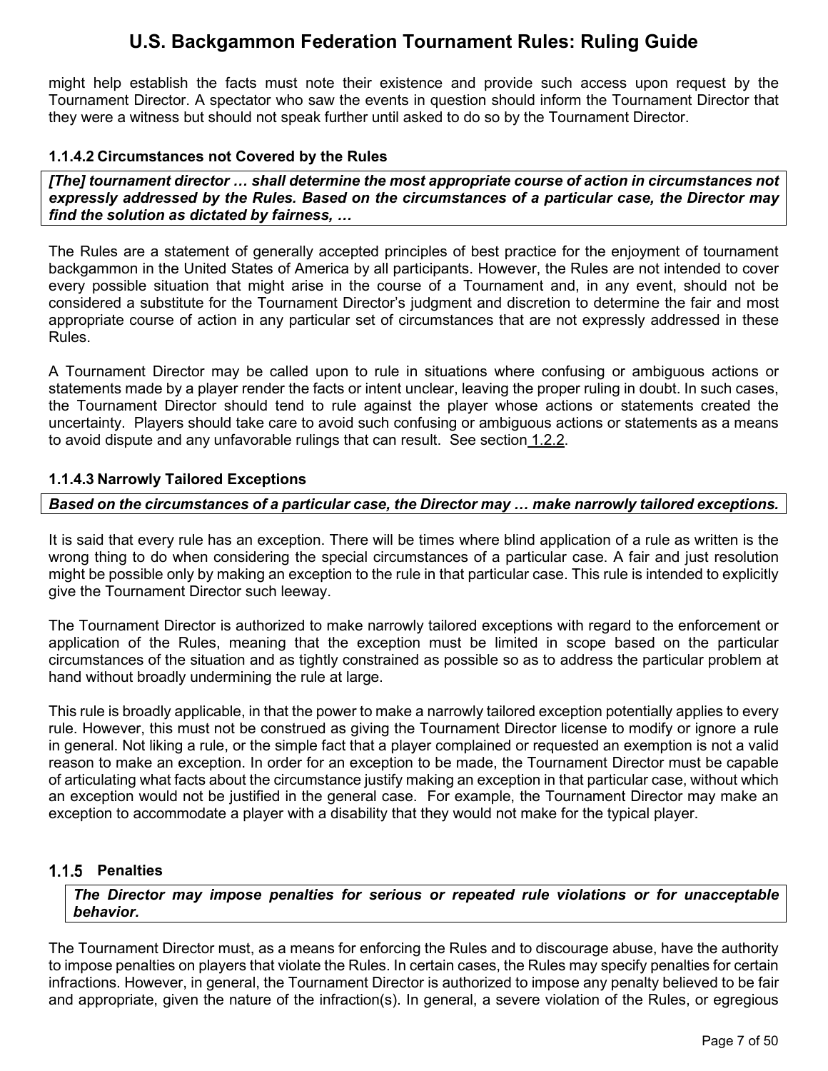might help establish the facts must note their existence and provide such access upon request by the Tournament Director. A spectator who saw the events in question should inform the Tournament Director that they were a witness but should not speak further until asked to do so by the Tournament Director.

#### 1.1.4.2 Circumstances not Covered by the Rules

***[The] tournament director … shall determine the most appropriate course of action in circumstances not expressly addressed by the Rules. Based on the circumstances of a particular case, the Director may find the solution as dictated by fairness, …***

The Rules are a statement of generally accepted principles of best practice for the enjoyment of tournament backgammon in the United States of America by all participants. However, the Rules are not intended to cover every possible situation that might arise in the course of a Tournament and, in any event, should not be considered a substitute for the Tournament Director's judgment and discretion to determine the fair and most appropriate course of action in any particular set of circumstances that are not expressly addressed in these Rules.

A Tournament Director may be called upon to rule in situations where confusing or ambiguous actions or statements made by a player render the facts or intent unclear, leaving the proper ruling in doubt. In such cases, the Tournament Director should tend to rule against the player whose actions or statements created the uncertainty. Players should take care to avoid such confusing or ambiguous actions or statements as a means to avoid dispute and any unfavorable rulings that can result. See section 1.2.2.

#### 1.1.4.3 Narrowly Tailored Exceptions

***Based on the circumstances of a particular case, the Director may … make narrowly tailored exceptions.***

It is said that every rule has an exception. There will be times where blind application of a rule as written is the wrong thing to do when considering the special circumstances of a particular case. A fair and just resolution might be possible only by making an exception to the rule in that particular case. This rule is intended to explicitly give the Tournament Director such leeway.

The Tournament Director is authorized to make narrowly tailored exceptions with regard to the enforcement or application of the Rules, meaning that the exception must be limited in scope based on the particular circumstances of the situation and as tightly constrained as possible so as to address the particular problem at hand without broadly undermining the rule at large.

This rule is broadly applicable, in that the power to make a narrowly tailored exception potentially applies to every rule. However, this must not be construed as giving the Tournament Director license to modify or ignore a rule in general. Not liking a rule, or the simple fact that a player complained or requested an exemption is not a valid reason to make an exception. In order for an exception to be made, the Tournament Director must be capable of articulating what facts about the circumstance justify making an exception in that particular case, without which an exception would not be justified in the general case. For example, the Tournament Director may make an exception to accommodate a player with a disability that they would not make for the typical player.

### 1.1.5 Penalties

***The Director may impose penalties for serious or repeated rule violations or for unacceptable behavior.***

The Tournament Director must, as a means for enforcing the Rules and to discourage abuse, have the authority to impose penalties on players that violate the Rules. In certain cases, the Rules may specify penalties for certain infractions. However, in general, the Tournament Director is authorized to impose any penalty believed to be fair and appropriate, given the nature of the infraction(s). In general, a severe violation of the Rules, or egregious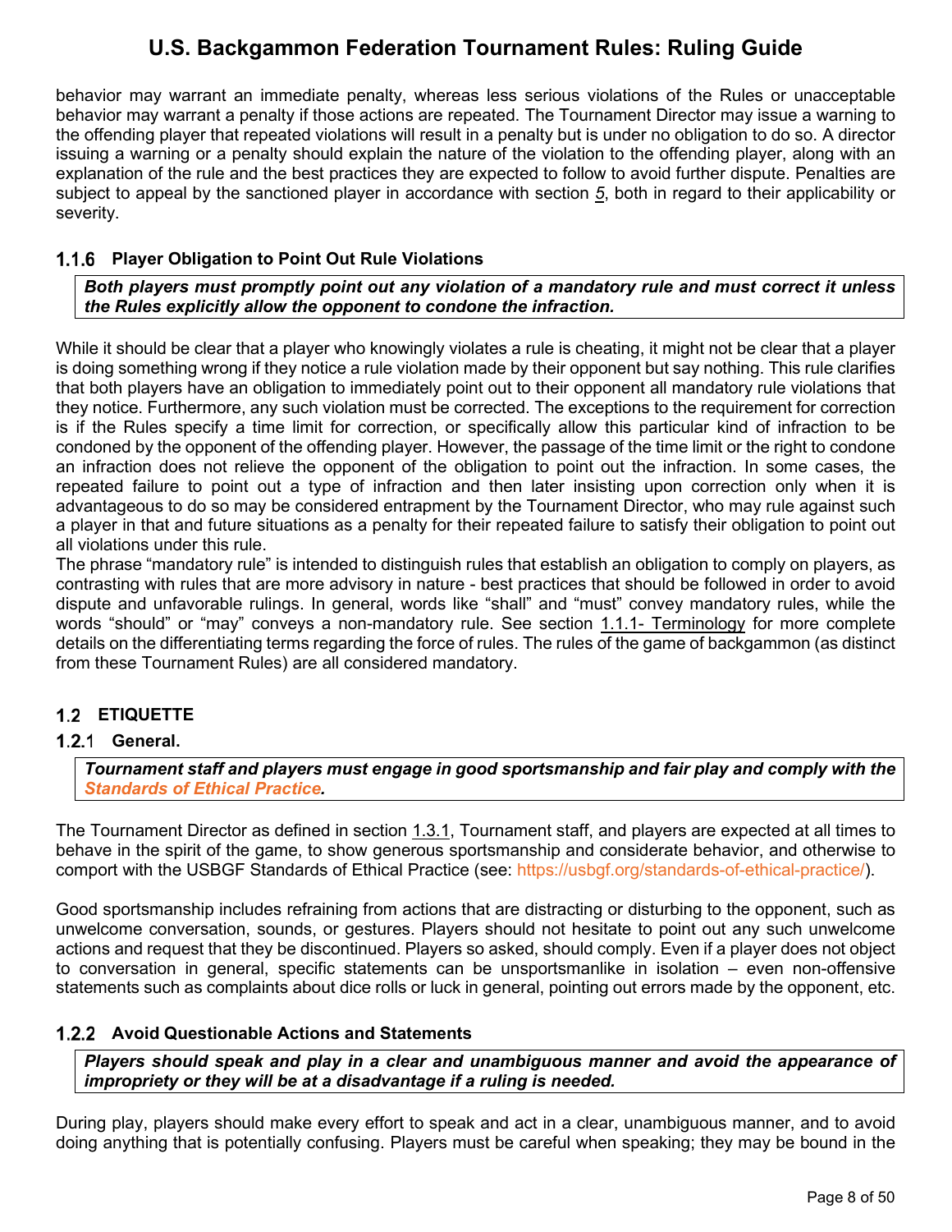behavior may warrant an immediate penalty, whereas less serious violations of the Rules or unacceptable behavior may warrant a penalty if those actions are repeated. The Tournament Director may issue a warning to the offending player that repeated violations will result in a penalty but is under no obligation to do so. A director issuing a warning or a penalty should explain the nature of the violation to the offending player, along with an explanation of the rule and the best practices they are expected to follow to avoid further dispute. Penalties are subject to appeal by the sanctioned player in accordance with section 5, both in regard to their applicability or severity.

### 1.1.6 Player Obligation to Point Out Rule Violations

***Both players must promptly point out any violation of a mandatory rule and must correct it unless the Rules explicitly allow the opponent to condone the infraction.***

While it should be clear that a player who knowingly violates a rule is cheating, it might not be clear that a player is doing something wrong if they notice a rule violation made by their opponent but say nothing. This rule clarifies that both players have an obligation to immediately point out to their opponent all mandatory rule violations that they notice. Furthermore, any such violation must be corrected. The exceptions to the requirement for correction is if the Rules specify a time limit for correction, or specifically allow this particular kind of infraction to be condoned by the opponent of the offending player. However, the passage of the time limit or the right to condone an infraction does not relieve the opponent of the obligation to point out the infraction. In some cases, the repeated failure to point out a type of infraction and then later insisting upon correction only when it is advantageous to do so may be considered entrapment by the Tournament Director, who may rule against such a player in that and future situations as a penalty for their repeated failure to satisfy their obligation to point out all violations under this rule.
The phrase "mandatory rule" is intended to distinguish rules that establish an obligation to comply on players, as contrasting with rules that are more advisory in nature - best practices that should be followed in order to avoid dispute and unfavorable rulings. In general, words like "shall" and "must" convey mandatory rules, while the words "should" or "may" conveys a non-mandatory rule. See section 1.1.1- Terminology for more complete details on the differentiating terms regarding the force of rules. The rules of the game of backgammon (as distinct from these Tournament Rules) are all considered mandatory.

## 1.2 ETIQUETTE

### 1.2.1 General.

***Tournament staff and players must engage in good sportsmanship and fair play and comply with the Standards of Ethical Practice.***

The Tournament Director as defined in section 1.3.1, Tournament staff, and players are expected at all times to behave in the spirit of the game, to show generous sportsmanship and considerate behavior, and otherwise to comport with the USBGF Standards of Ethical Practice (see: https://usbgf.org/standards-of-ethical-practice/).

Good sportsmanship includes refraining from actions that are distracting or disturbing to the opponent, such as unwelcome conversation, sounds, or gestures. Players should not hesitate to point out any such unwelcome actions and request that they be discontinued. Players so asked, should comply. Even if a player does not object to conversation in general, specific statements can be unsportsmanlike in isolation – even non-offensive statements such as complaints about dice rolls or luck in general, pointing out errors made by the opponent, etc.

### 1.2.2 Avoid Questionable Actions and Statements

***Players should speak and play in a clear and unambiguous manner and avoid the appearance of impropriety or they will be at a disadvantage if a ruling is needed.***

During play, players should make every effort to speak and act in a clear, unambiguous manner, and to avoid doing anything that is potentially confusing. Players must be careful when speaking; they may be bound in the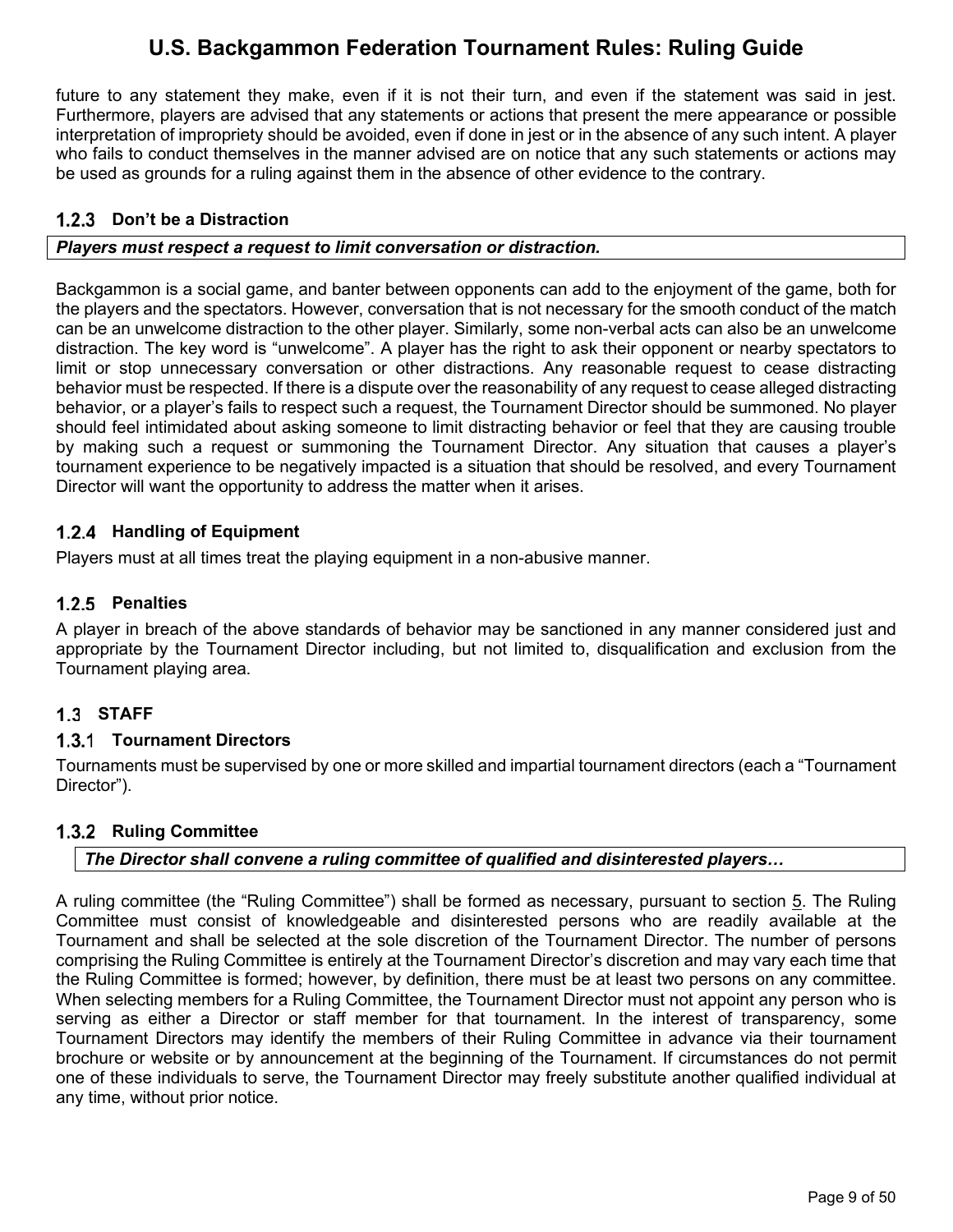future to any statement they make, even if it is not their turn, and even if the statement was said in jest. Furthermore, players are advised that any statements or actions that present the mere appearance or possible interpretation of impropriety should be avoided, even if done in jest or in the absence of any such intent. A player who fails to conduct themselves in the manner advised are on notice that any such statements or actions may be used as grounds for a ruling against them in the absence of other evidence to the contrary.

### 1.2.3 Don't be a Distraction

***Players must respect a request to limit conversation or distraction.***

Backgammon is a social game, and banter between opponents can add to the enjoyment of the game, both for the players and the spectators. However, conversation that is not necessary for the smooth conduct of the match can be an unwelcome distraction to the other player. Similarly, some non-verbal acts can also be an unwelcome distraction. The key word is "unwelcome". A player has the right to ask their opponent or nearby spectators to limit or stop unnecessary conversation or other distractions. Any reasonable request to cease distracting behavior must be respected. If there is a dispute over the reasonability of any request to cease alleged distracting behavior, or a player's fails to respect such a request, the Tournament Director should be summoned. No player should feel intimidated about asking someone to limit distracting behavior or feel that they are causing trouble by making such a request or summoning the Tournament Director. Any situation that causes a player's tournament experience to be negatively impacted is a situation that should be resolved, and every Tournament Director will want the opportunity to address the matter when it arises.

### 1.2.4 Handling of Equipment

Players must at all times treat the playing equipment in a non-abusive manner.

### 1.2.5 Penalties

A player in breach of the above standards of behavior may be sanctioned in any manner considered just and appropriate by the Tournament Director including, but not limited to, disqualification and exclusion from the Tournament playing area.

## 1.3 STAFF

### 1.3.1 Tournament Directors

Tournaments must be supervised by one or more skilled and impartial tournament directors (each a "Tournament Director").

### 1.3.2 Ruling Committee

***The Director shall convene a ruling committee of qualified and disinterested players…***

A ruling committee (the "Ruling Committee") shall be formed as necessary, pursuant to section 5. The Ruling Committee must consist of knowledgeable and disinterested persons who are readily available at the Tournament and shall be selected at the sole discretion of the Tournament Director. The number of persons comprising the Ruling Committee is entirely at the Tournament Director's discretion and may vary each time that the Ruling Committee is formed; however, by definition, there must be at least two persons on any committee. When selecting members for a Ruling Committee, the Tournament Director must not appoint any person who is serving as either a Director or staff member for that tournament. In the interest of transparency, some Tournament Directors may identify the members of their Ruling Committee in advance via their tournament brochure or website or by announcement at the beginning of the Tournament. If circumstances do not permit one of these individuals to serve, the Tournament Director may freely substitute another qualified individual at any time, without prior notice.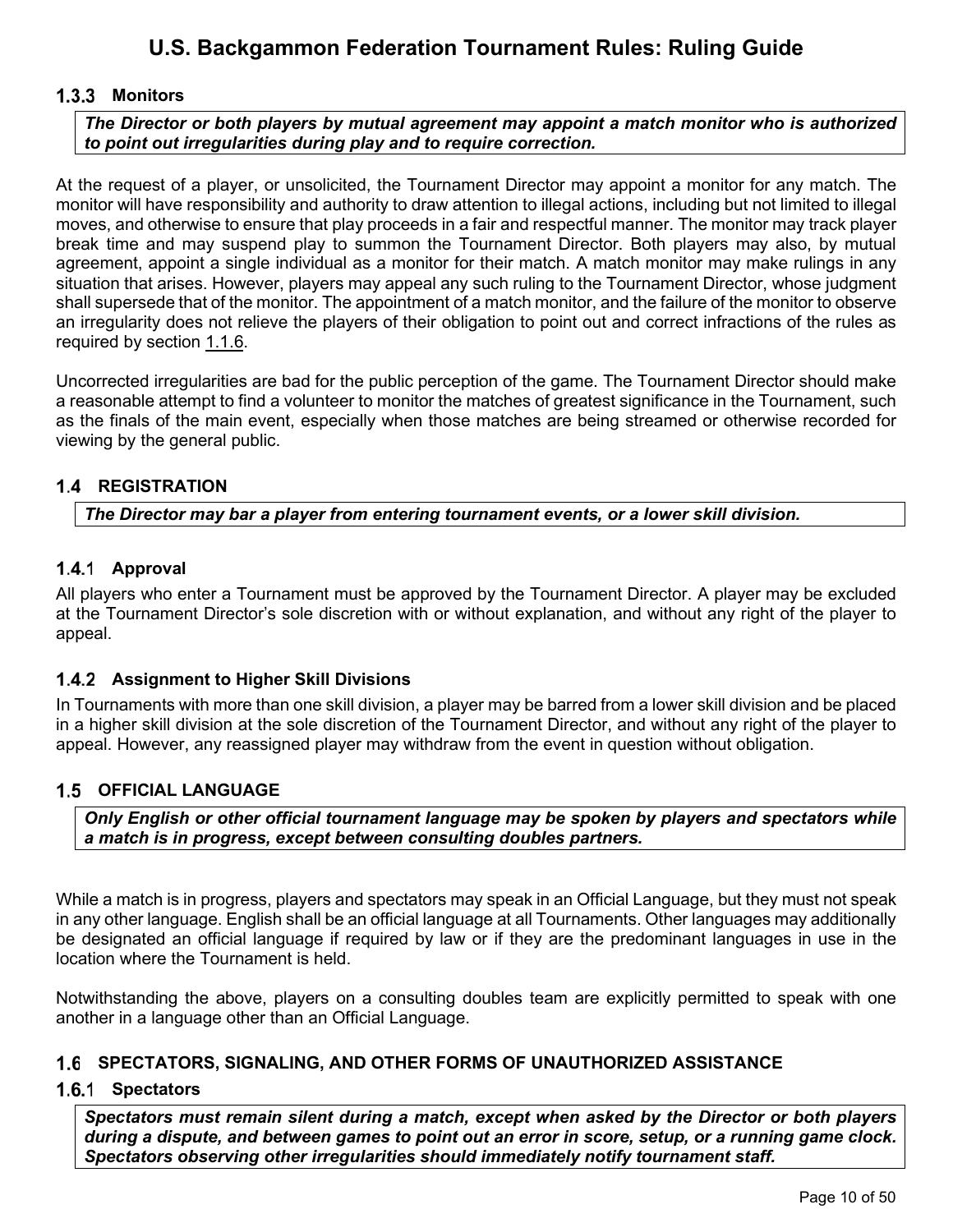### 1.3.3 Monitors

***The Director or both players by mutual agreement may appoint a match monitor who is authorized to point out irregularities during play and to require correction.***

At the request of a player, or unsolicited, the Tournament Director may appoint a monitor for any match. The monitor will have responsibility and authority to draw attention to illegal actions, including but not limited to illegal moves, and otherwise to ensure that play proceeds in a fair and respectful manner. The monitor may track player break time and may suspend play to summon the Tournament Director. Both players may also, by mutual agreement, appoint a single individual as a monitor for their match. A match monitor may make rulings in any situation that arises. However, players may appeal any such ruling to the Tournament Director, whose judgment shall supersede that of the monitor. The appointment of a match monitor, and the failure of the monitor to observe an irregularity does not relieve the players of their obligation to point out and correct infractions of the rules as required by section 1.1.6.

Uncorrected irregularities are bad for the public perception of the game. The Tournament Director should make a reasonable attempt to find a volunteer to monitor the matches of greatest significance in the Tournament, such as the finals of the main event, especially when those matches are being streamed or otherwise recorded for viewing by the general public.

## 1.4 REGISTRATION

***The Director may bar a player from entering tournament events, or a lower skill division.***

### 1.4.1 Approval

All players who enter a Tournament must be approved by the Tournament Director. A player may be excluded at the Tournament Director's sole discretion with or without explanation, and without any right of the player to appeal.

### 1.4.2 Assignment to Higher Skill Divisions

In Tournaments with more than one skill division, a player may be barred from a lower skill division and be placed in a higher skill division at the sole discretion of the Tournament Director, and without any right of the player to appeal. However, any reassigned player may withdraw from the event in question without obligation.

## 1.5 OFFICIAL LANGUAGE

***Only English or other official tournament language may be spoken by players and spectators while a match is in progress, except between consulting doubles partners.***

While a match is in progress, players and spectators may speak in an Official Language, but they must not speak in any other language. English shall be an official language at all Tournaments. Other languages may additionally be designated an official language if required by law or if they are the predominant languages in use in the location where the Tournament is held.

Notwithstanding the above, players on a consulting doubles team are explicitly permitted to speak with one another in a language other than an Official Language.

## 1.6 SPECTATORS, SIGNALING, AND OTHER FORMS OF UNAUTHORIZED ASSISTANCE

### 1.6.1 Spectators

***Spectators must remain silent during a match, except when asked by the Director or both players during a dispute, and between games to point out an error in score, setup, or a running game clock. Spectators observing other irregularities should immediately notify tournament staff.***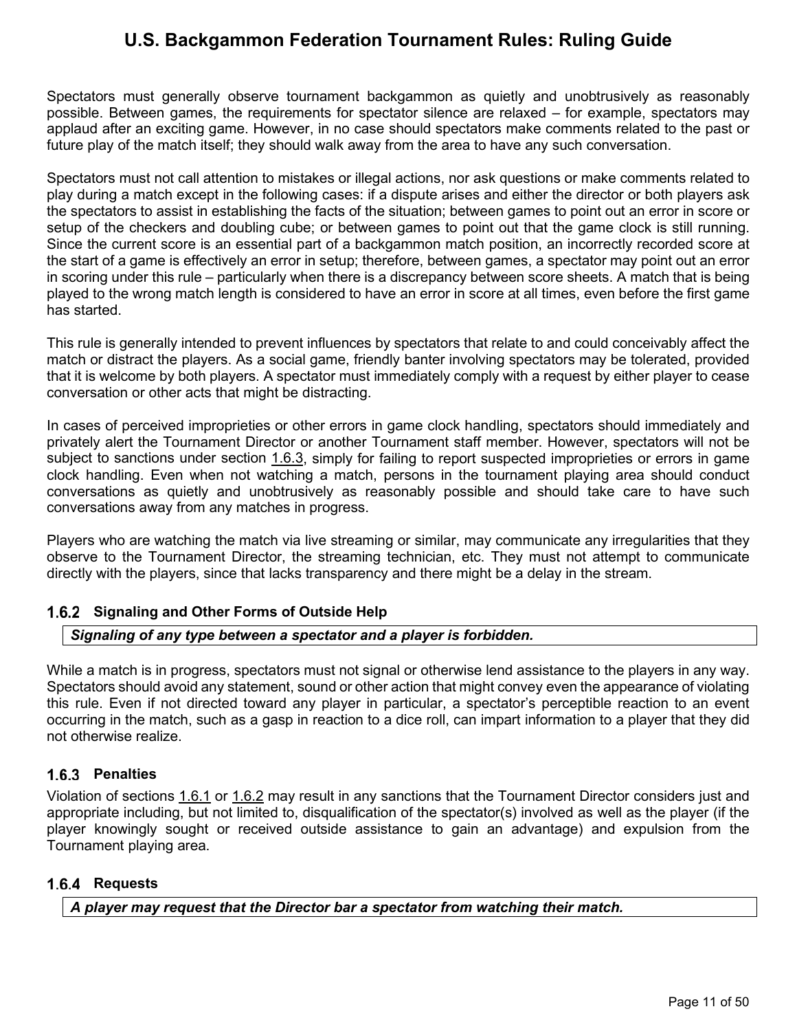Spectators must generally observe tournament backgammon as quietly and unobtrusively as reasonably possible. Between games, the requirements for spectator silence are relaxed – for example, spectators may applaud after an exciting game. However, in no case should spectators make comments related to the past or future play of the match itself; they should walk away from the area to have any such conversation.

Spectators must not call attention to mistakes or illegal actions, nor ask questions or make comments related to play during a match except in the following cases: if a dispute arises and either the director or both players ask the spectators to assist in establishing the facts of the situation; between games to point out an error in score or setup of the checkers and doubling cube; or between games to point out that the game clock is still running. Since the current score is an essential part of a backgammon match position, an incorrectly recorded score at the start of a game is effectively an error in setup; therefore, between games, a spectator may point out an error in scoring under this rule – particularly when there is a discrepancy between score sheets. A match that is being played to the wrong match length is considered to have an error in score at all times, even before the first game has started.

This rule is generally intended to prevent influences by spectators that relate to and could conceivably affect the match or distract the players. As a social game, friendly banter involving spectators may be tolerated, provided that it is welcome by both players. A spectator must immediately comply with a request by either player to cease conversation or other acts that might be distracting.

In cases of perceived improprieties or other errors in game clock handling, spectators should immediately and privately alert the Tournament Director or another Tournament staff member. However, spectators will not be subject to sanctions under section 1.6.3, simply for failing to report suspected improprieties or errors in game clock handling. Even when not watching a match, persons in the tournament playing area should conduct conversations as quietly and unobtrusively as reasonably possible and should take care to have such conversations away from any matches in progress.

Players who are watching the match via live streaming or similar, may communicate any irregularities that they observe to the Tournament Director, the streaming technician, etc. They must not attempt to communicate directly with the players, since that lacks transparency and there might be a delay in the stream.

### 1.6.2 Signaling and Other Forms of Outside Help

***Signaling of any type between a spectator and a player is forbidden.***

While a match is in progress, spectators must not signal or otherwise lend assistance to the players in any way. Spectators should avoid any statement, sound or other action that might convey even the appearance of violating this rule. Even if not directed toward any player in particular, a spectator's perceptible reaction to an event occurring in the match, such as a gasp in reaction to a dice roll, can impart information to a player that they did not otherwise realize.

### 1.6.3 Penalties

Violation of sections 1.6.1 or 1.6.2 may result in any sanctions that the Tournament Director considers just and appropriate including, but not limited to, disqualification of the spectator(s) involved as well as the player (if the player knowingly sought or received outside assistance to gain an advantage) and expulsion from the Tournament playing area.

### 1.6.4 Requests

***A player may request that the Director bar a spectator from watching their match.***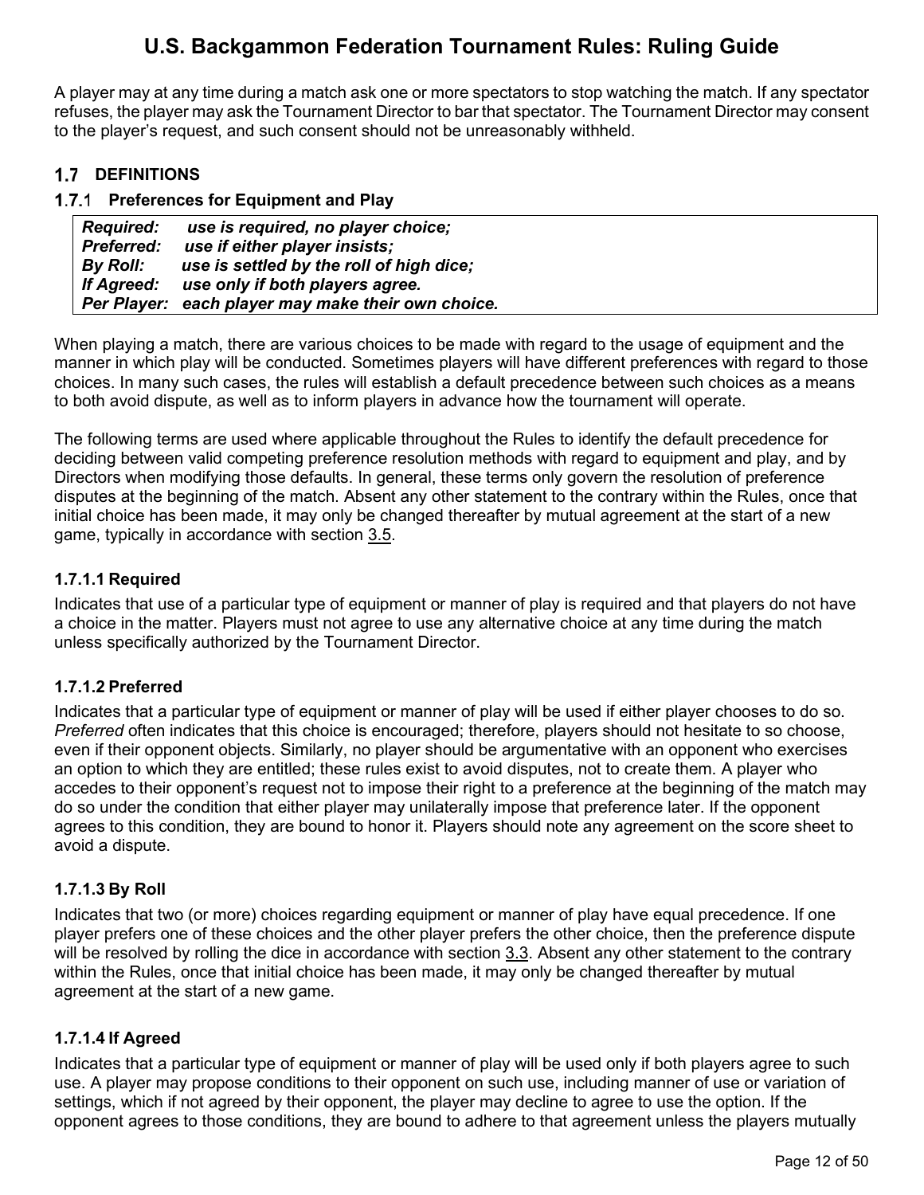A player may at any time during a match ask one or more spectators to stop watching the match. If any spectator refuses, the player may ask the Tournament Director to bar that spectator. The Tournament Director may consent to the player's request, and such consent should not be unreasonably withheld.

## 1.7 DEFINITIONS

### 1.7.1 Preferences for Equipment and Play

| | |
|---|---|
| ***Required:*** | ***use is required, no player choice;*** |
| ***Preferred:*** | ***use if either player insists;*** |
| ***By Roll:*** | ***use is settled by the roll of high dice;*** |
| ***If Agreed:*** | ***use only if both players agree.*** |
| ***Per Player:*** | ***each player may make their own choice.*** |

When playing a match, there are various choices to be made with regard to the usage of equipment and the manner in which play will be conducted. Sometimes players will have different preferences with regard to those choices. In many such cases, the rules will establish a default precedence between such choices as a means to both avoid dispute, as well as to inform players in advance how the tournament will operate.

The following terms are used where applicable throughout the Rules to identify the default precedence for deciding between valid competing preference resolution methods with regard to equipment and play, and by Directors when modifying those defaults. In general, these terms only govern the resolution of preference disputes at the beginning of the match. Absent any other statement to the contrary within the Rules, once that initial choice has been made, it may only be changed thereafter by mutual agreement at the start of a new game, typically in accordance with section 3.5.

#### 1.7.1.1 Required

Indicates that use of a particular type of equipment or manner of play is required and that players do not have a choice in the matter. Players must not agree to use any alternative choice at any time during the match unless specifically authorized by the Tournament Director.

#### 1.7.1.2 Preferred

Indicates that a particular type of equipment or manner of play will be used if either player chooses to do so. *Preferred* often indicates that this choice is encouraged; therefore, players should not hesitate to so choose, even if their opponent objects. Similarly, no player should be argumentative with an opponent who exercises an option to which they are entitled; these rules exist to avoid disputes, not to create them. A player who accedes to their opponent's request not to impose their right to a preference at the beginning of the match may do so under the condition that either player may unilaterally impose that preference later. If the opponent agrees to this condition, they are bound to honor it. Players should note any agreement on the score sheet to avoid a dispute.

#### 1.7.1.3 By Roll

Indicates that two (or more) choices regarding equipment or manner of play have equal precedence. If one player prefers one of these choices and the other player prefers the other choice, then the preference dispute will be resolved by rolling the dice in accordance with section 3.3. Absent any other statement to the contrary within the Rules, once that initial choice has been made, it may only be changed thereafter by mutual agreement at the start of a new game.

#### 1.7.1.4 If Agreed

Indicates that a particular type of equipment or manner of play will be used only if both players agree to such use. A player may propose conditions to their opponent on such use, including manner of use or variation of settings, which if not agreed by their opponent, the player may decline to agree to use the option. If the opponent agrees to those conditions, they are bound to adhere to that agreement unless the players mutually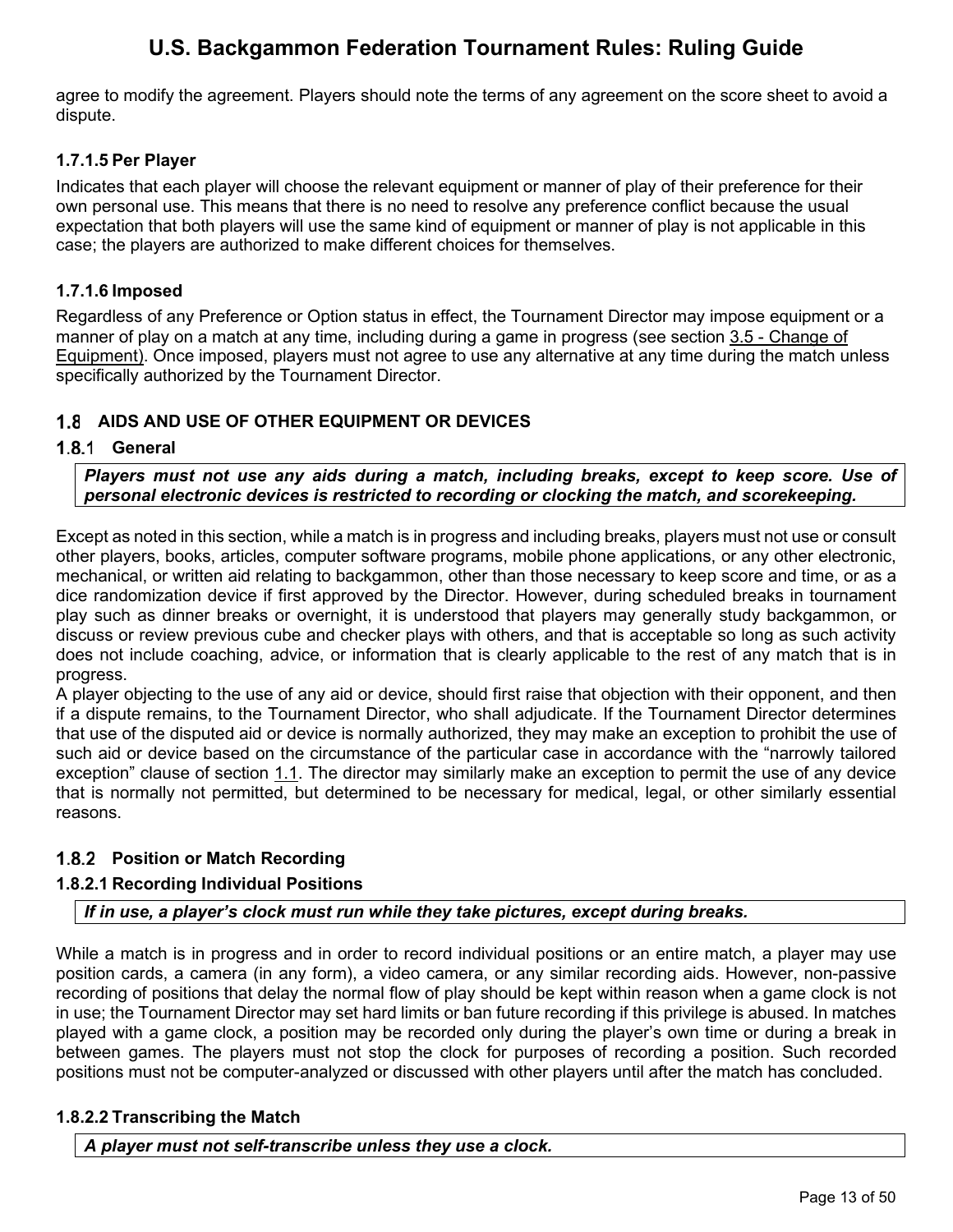agree to modify the agreement. Players should note the terms of any agreement on the score sheet to avoid a dispute.

#### 1.7.1.5 Per Player

Indicates that each player will choose the relevant equipment or manner of play of their preference for their own personal use. This means that there is no need to resolve any preference conflict because the usual expectation that both players will use the same kind of equipment or manner of play is not applicable in this case; the players are authorized to make different choices for themselves.

#### 1.7.1.6 Imposed

Regardless of any Preference or Option status in effect, the Tournament Director may impose equipment or a manner of play on a match at any time, including during a game in progress (see section 3.5 - Change of Equipment). Once imposed, players must not agree to use any alternative at any time during the match unless specifically authorized by the Tournament Director.

## 1.8 AIDS AND USE OF OTHER EQUIPMENT OR DEVICES

### 1.8.1 General

***Players must not use any aids during a match, including breaks, except to keep score. Use of personal electronic devices is restricted to recording or clocking the match, and scorekeeping.***

Except as noted in this section, while a match is in progress and including breaks, players must not use or consult other players, books, articles, computer software programs, mobile phone applications, or any other electronic, mechanical, or written aid relating to backgammon, other than those necessary to keep score and time, or as a dice randomization device if first approved by the Director. However, during scheduled breaks in tournament play such as dinner breaks or overnight, it is understood that players may generally study backgammon, or discuss or review previous cube and checker plays with others, and that is acceptable so long as such activity does not include coaching, advice, or information that is clearly applicable to the rest of any match that is in progress.

A player objecting to the use of any aid or device, should first raise that objection with their opponent, and then if a dispute remains, to the Tournament Director, who shall adjudicate. If the Tournament Director determines that use of the disputed aid or device is normally authorized, they may make an exception to prohibit the use of such aid or device based on the circumstance of the particular case in accordance with the "narrowly tailored exception" clause of section 1.1. The director may similarly make an exception to permit the use of any device that is normally not permitted, but determined to be necessary for medical, legal, or other similarly essential reasons.

### 1.8.2 Position or Match Recording

#### 1.8.2.1 Recording Individual Positions

***If in use, a player's clock must run while they take pictures, except during breaks.***

While a match is in progress and in order to record individual positions or an entire match, a player may use position cards, a camera (in any form), a video camera, or any similar recording aids. However, non-passive recording of positions that delay the normal flow of play should be kept within reason when a game clock is not in use; the Tournament Director may set hard limits or ban future recording if this privilege is abused. In matches played with a game clock, a position may be recorded only during the player's own time or during a break in between games. The players must not stop the clock for purposes of recording a position. Such recorded positions must not be computer-analyzed or discussed with other players until after the match has concluded.

#### 1.8.2.2 Transcribing the Match

***A player must not self-transcribe unless they use a clock.***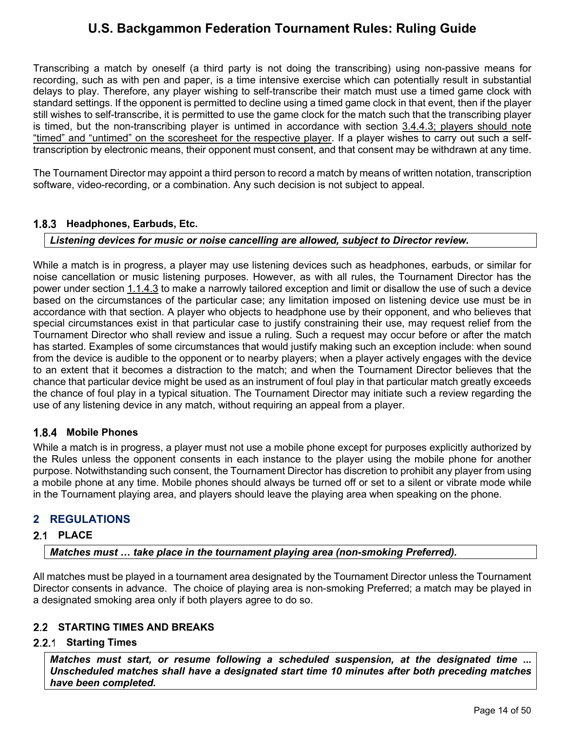Transcribing a match by oneself (a third party is not doing the transcribing) using non-passive means for recording, such as with pen and paper, is a time intensive exercise which can potentially result in substantial delays to play. Therefore, any player wishing to self-transcribe their match must use a timed game clock with standard settings. If the opponent is permitted to decline using a timed game clock in that event, then if the player still wishes to self-transcribe, it is permitted to use the game clock for the match such that the transcribing player is timed, but the non-transcribing player is untimed in accordance with section 3.4.4.3; players should note "timed" and "untimed" on the scoresheet for the respective player. If a player wishes to carry out such a self-transcription by electronic means, their opponent must consent, and that consent may be withdrawn at any time.

The Tournament Director may appoint a third person to record a match by means of written notation, transcription software, video-recording, or a combination. Any such decision is not subject to appeal.

#### 1.8.3 Headphones, Earbuds, Etc.

***Listening devices for music or noise cancelling are allowed, subject to Director review.***

While a match is in progress, a player may use listening devices such as headphones, earbuds, or similar for noise cancellation or music listening purposes. However, as with all rules, the Tournament Director has the power under section 1.1.4.3 to make a narrowly tailored exception and limit or disallow the use of such a device based on the circumstances of the particular case; any limitation imposed on listening device use must be in accordance with that section. A player who objects to headphone use by their opponent, and who believes that special circumstances exist in that particular case to justify constraining their use, may request relief from the Tournament Director who shall review and issue a ruling. Such a request may occur before or after the match has started. Examples of some circumstances that would justify making such an exception include: when sound from the device is audible to the opponent or to nearby players; when a player actively engages with the device to an extent that it becomes a distraction to the match; and when the Tournament Director believes that the chance that particular device might be used as an instrument of foul play in that particular match greatly exceeds the chance of foul play in a typical situation. The Tournament Director may initiate such a review regarding the use of any listening device in any match, without requiring an appeal from a player.

#### 1.8.4 Mobile Phones

While a match is in progress, a player must not use a mobile phone except for purposes explicitly authorized by the Rules unless the opponent consents in each instance to the player using the mobile phone for another purpose. Notwithstanding such consent, the Tournament Director has discretion to prohibit any player from using a mobile phone at any time. Mobile phones should always be turned off or set to a silent or vibrate mode while in the Tournament playing area, and players should leave the playing area when speaking on the phone.

## 2 REGULATIONS

### 2.1 PLACE

***Matches must … take place in the tournament playing area (non-smoking Preferred).***

All matches must be played in a tournament area designated by the Tournament Director unless the Tournament Director consents in advance. The choice of playing area is non-smoking Preferred; a match may be played in a designated smoking area only if both players agree to do so.

### 2.2 STARTING TIMES AND BREAKS

#### 2.2.1 Starting Times

***Matches must start, or resume following a scheduled suspension, at the designated time ... Unscheduled matches shall have a designated start time 10 minutes after both preceding matches have been completed.***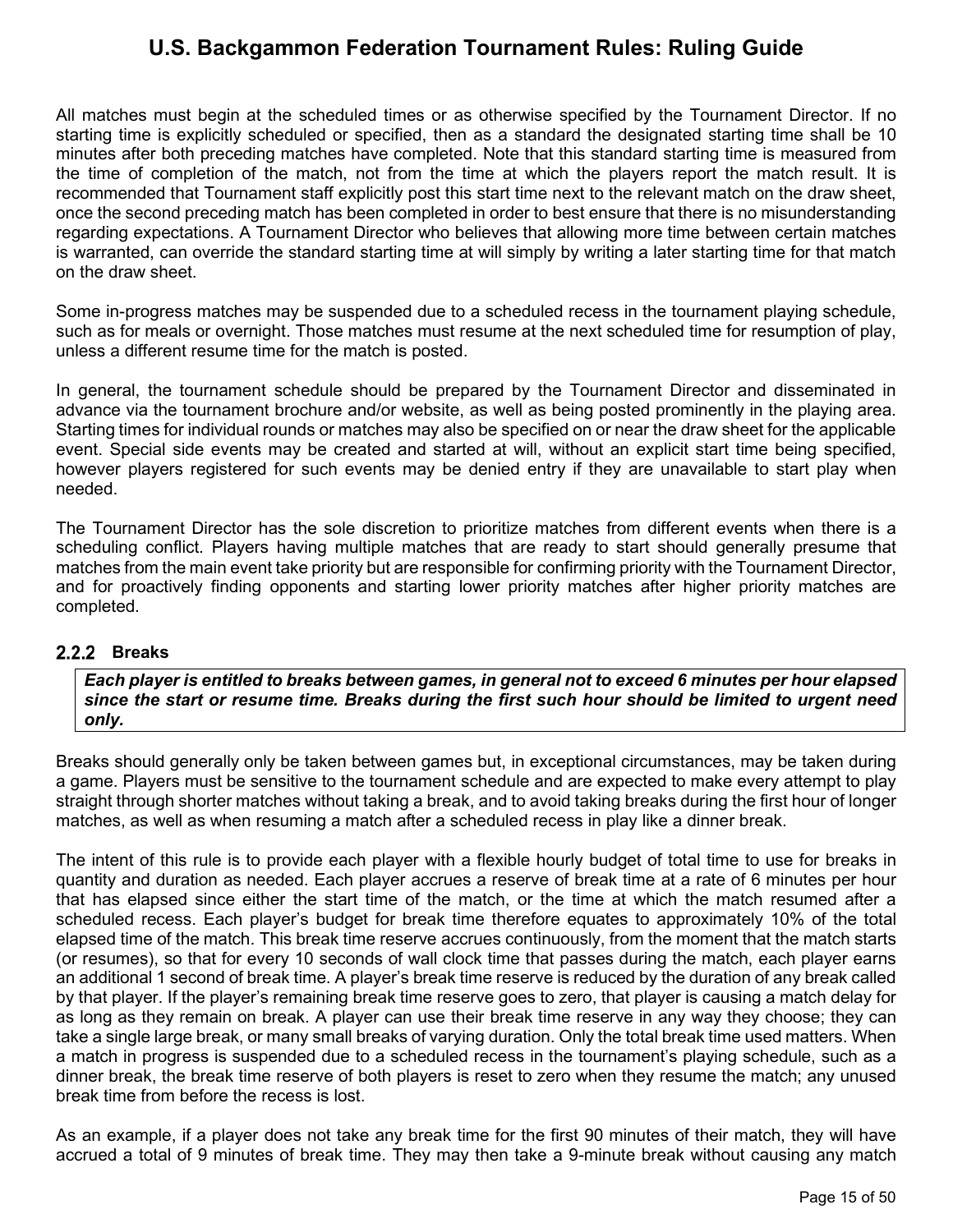All matches must begin at the scheduled times or as otherwise specified by the Tournament Director. If no starting time is explicitly scheduled or specified, then as a standard the designated starting time shall be 10 minutes after both preceding matches have completed. Note that this standard starting time is measured from the time of completion of the match, not from the time at which the players report the match result. It is recommended that Tournament staff explicitly post this start time next to the relevant match on the draw sheet, once the second preceding match has been completed in order to best ensure that there is no misunderstanding regarding expectations. A Tournament Director who believes that allowing more time between certain matches is warranted, can override the standard starting time at will simply by writing a later starting time for that match on the draw sheet.

Some in-progress matches may be suspended due to a scheduled recess in the tournament playing schedule, such as for meals or overnight. Those matches must resume at the next scheduled time for resumption of play, unless a different resume time for the match is posted.

In general, the tournament schedule should be prepared by the Tournament Director and disseminated in advance via the tournament brochure and/or website, as well as being posted prominently in the playing area. Starting times for individual rounds or matches may also be specified on or near the draw sheet for the applicable event. Special side events may be created and started at will, without an explicit start time being specified, however players registered for such events may be denied entry if they are unavailable to start play when needed.

The Tournament Director has the sole discretion to prioritize matches from different events when there is a scheduling conflict. Players having multiple matches that are ready to start should generally presume that matches from the main event take priority but are responsible for confirming priority with the Tournament Director, and for proactively finding opponents and starting lower priority matches after higher priority matches are completed.

### 2.2.2 Breaks

***Each player is entitled to breaks between games, in general not to exceed 6 minutes per hour elapsed since the start or resume time. Breaks during the first such hour should be limited to urgent need only.***

Breaks should generally only be taken between games but, in exceptional circumstances, may be taken during a game. Players must be sensitive to the tournament schedule and are expected to make every attempt to play straight through shorter matches without taking a break, and to avoid taking breaks during the first hour of longer matches, as well as when resuming a match after a scheduled recess in play like a dinner break.

The intent of this rule is to provide each player with a flexible hourly budget of total time to use for breaks in quantity and duration as needed. Each player accrues a reserve of break time at a rate of 6 minutes per hour that has elapsed since either the start time of the match, or the time at which the match resumed after a scheduled recess. Each player's budget for break time therefore equates to approximately 10% of the total elapsed time of the match. This break time reserve accrues continuously, from the moment that the match starts (or resumes), so that for every 10 seconds of wall clock time that passes during the match, each player earns an additional 1 second of break time. A player's break time reserve is reduced by the duration of any break called by that player. If the player's remaining break time reserve goes to zero, that player is causing a match delay for as long as they remain on break. A player can use their break time reserve in any way they choose; they can take a single large break, or many small breaks of varying duration. Only the total break time used matters. When a match in progress is suspended due to a scheduled recess in the tournament's playing schedule, such as a dinner break, the break time reserve of both players is reset to zero when they resume the match; any unused break time from before the recess is lost.

As an example, if a player does not take any break time for the first 90 minutes of their match, they will have accrued a total of 9 minutes of break time. They may then take a 9-minute break without causing any match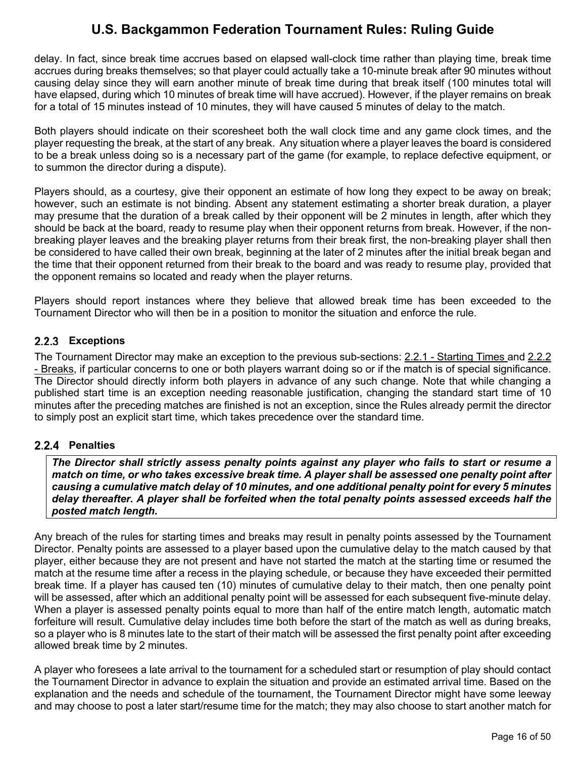delay. In fact, since break time accrues based on elapsed wall-clock time rather than playing time, break time accrues during breaks themselves; so that player could actually take a 10-minute break after 90 minutes without causing delay since they will earn another minute of break time during that break itself (100 minutes total will have elapsed, during which 10 minutes of break time will have accrued). However, if the player remains on break for a total of 15 minutes instead of 10 minutes, they will have caused 5 minutes of delay to the match.

Both players should indicate on their scoresheet both the wall clock time and any game clock times, and the player requesting the break, at the start of any break. Any situation where a player leaves the board is considered to be a break unless doing so is a necessary part of the game (for example, to replace defective equipment, or to summon the director during a dispute).

Players should, as a courtesy, give their opponent an estimate of how long they expect to be away on break; however, such an estimate is not binding. Absent any statement estimating a shorter break duration, a player may presume that the duration of a break called by their opponent will be 2 minutes in length, after which they should be back at the board, ready to resume play when their opponent returns from break. However, if the non-breaking player leaves and the breaking player returns from their break first, the non-breaking player shall then be considered to have called their own break, beginning at the later of 2 minutes after the initial break began and the time that their opponent returned from their break to the board and was ready to resume play, provided that the opponent remains so located and ready when the player returns.

Players should report instances where they believe that allowed break time has been exceeded to the Tournament Director who will then be in a position to monitor the situation and enforce the rule.

### 2.2.3 Exceptions

The Tournament Director may make an exception to the previous sub-sections: 2.2.1 - Starting Times and 2.2.2 - Breaks, if particular concerns to one or both players warrant doing so or if the match is of special significance. The Director should directly inform both players in advance of any such change. Note that while changing a published start time is an exception needing reasonable justification, changing the standard start time of 10 minutes after the preceding matches are finished is not an exception, since the Rules already permit the director to simply post an explicit start time, which takes precedence over the standard time.

### 2.2.4 Penalties

> ***The Director shall strictly assess penalty points against any player who fails to start or resume a match on time, or who takes excessive break time. A player shall be assessed one penalty point after causing a cumulative match delay of 10 minutes, and one additional penalty point for every 5 minutes delay thereafter. A player shall be forfeited when the total penalty points assessed exceeds half the posted match length.***

Any breach of the rules for starting times and breaks may result in penalty points assessed by the Tournament Director. Penalty points are assessed to a player based upon the cumulative delay to the match caused by that player, either because they are not present and have not started the match at the starting time or resumed the match at the resume time after a recess in the playing schedule, or because they have exceeded their permitted break time. If a player has caused ten (10) minutes of cumulative delay to their match, then one penalty point will be assessed, after which an additional penalty point will be assessed for each subsequent five-minute delay. When a player is assessed penalty points equal to more than half of the entire match length, automatic match forfeiture will result. Cumulative delay includes time both before the start of the match as well as during breaks, so a player who is 8 minutes late to the start of their match will be assessed the first penalty point after exceeding allowed break time by 2 minutes.

A player who foresees a late arrival to the tournament for a scheduled start or resumption of play should contact the Tournament Director in advance to explain the situation and provide an estimated arrival time. Based on the explanation and the needs and schedule of the tournament, the Tournament Director might have some leeway and may choose to post a later start/resume time for the match; they may also choose to start another match for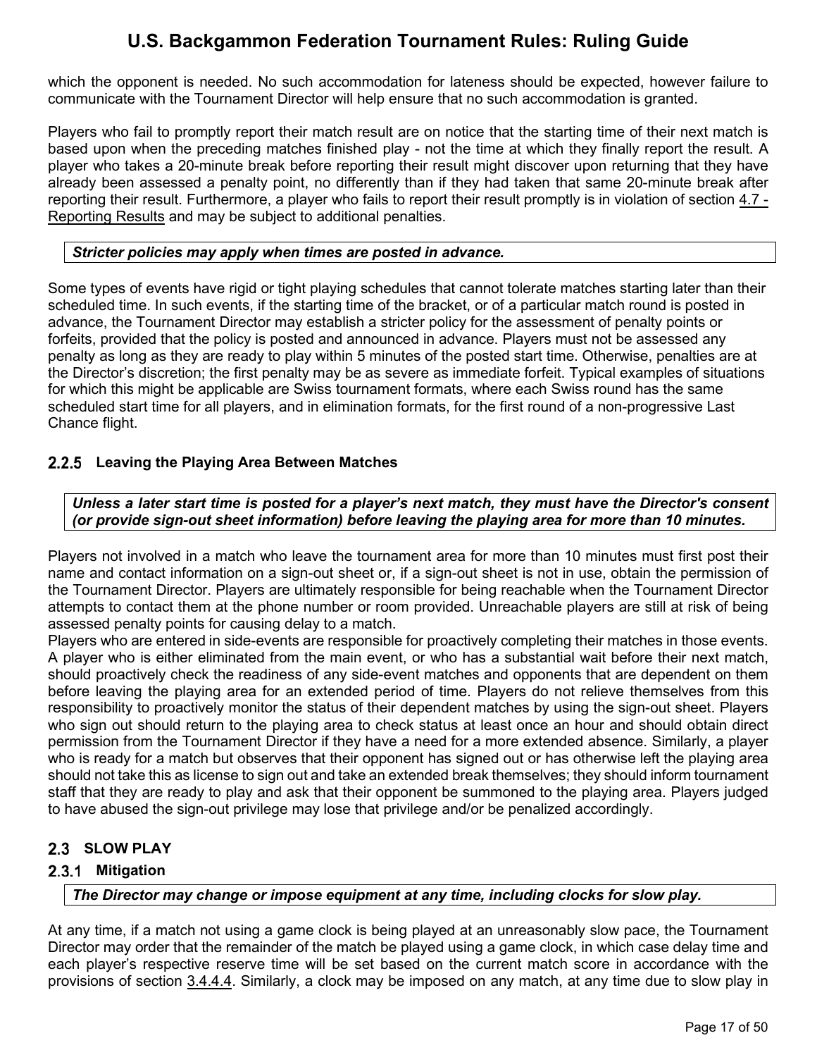which the opponent is needed. No such accommodation for lateness should be expected, however failure to communicate with the Tournament Director will help ensure that no such accommodation is granted.

Players who fail to promptly report their match result are on notice that the starting time of their next match is based upon when the preceding matches finished play - not the time at which they finally report the result. A player who takes a 20-minute break before reporting their result might discover upon returning that they have already been assessed a penalty point, no differently than if they had taken that same 20-minute break after reporting their result. Furthermore, a player who fails to report their result promptly is in violation of section 4.7 - Reporting Results and may be subject to additional penalties.

***Stricter policies may apply when times are posted in advance.***

Some types of events have rigid or tight playing schedules that cannot tolerate matches starting later than their scheduled time. In such events, if the starting time of the bracket, or of a particular match round is posted in advance, the Tournament Director may establish a stricter policy for the assessment of penalty points or forfeits, provided that the policy is posted and announced in advance. Players must not be assessed any penalty as long as they are ready to play within 5 minutes of the posted start time. Otherwise, penalties are at the Director's discretion; the first penalty may be as severe as immediate forfeit. Typical examples of situations for which this might be applicable are Swiss tournament formats, where each Swiss round has the same scheduled start time for all players, and in elimination formats, for the first round of a non-progressive Last Chance flight.

### 2.2.5 Leaving the Playing Area Between Matches

***Unless a later start time is posted for a player's next match, they must have the Director's consent (or provide sign-out sheet information) before leaving the playing area for more than 10 minutes.***

Players not involved in a match who leave the tournament area for more than 10 minutes must first post their name and contact information on a sign-out sheet or, if a sign-out sheet is not in use, obtain the permission of the Tournament Director. Players are ultimately responsible for being reachable when the Tournament Director attempts to contact them at the phone number or room provided. Unreachable players are still at risk of being assessed penalty points for causing delay to a match.

Players who are entered in side-events are responsible for proactively completing their matches in those events. A player who is either eliminated from the main event, or who has a substantial wait before their next match, should proactively check the readiness of any side-event matches and opponents that are dependent on them before leaving the playing area for an extended period of time. Players do not relieve themselves from this responsibility to proactively monitor the status of their dependent matches by using the sign-out sheet. Players who sign out should return to the playing area to check status at least once an hour and should obtain direct permission from the Tournament Director if they have a need for a more extended absence. Similarly, a player who is ready for a match but observes that their opponent has signed out or has otherwise left the playing area should not take this as license to sign out and take an extended break themselves; they should inform tournament staff that they are ready to play and ask that their opponent be summoned to the playing area. Players judged to have abused the sign-out privilege may lose that privilege and/or be penalized accordingly.

## 2.3 SLOW PLAY

### 2.3.1 Mitigation

***The Director may change or impose equipment at any time, including clocks for slow play.***

At any time, if a match not using a game clock is being played at an unreasonably slow pace, the Tournament Director may order that the remainder of the match be played using a game clock, in which case delay time and each player's respective reserve time will be set based on the current match score in accordance with the provisions of section 3.4.4.4. Similarly, a clock may be imposed on any match, at any time due to slow play in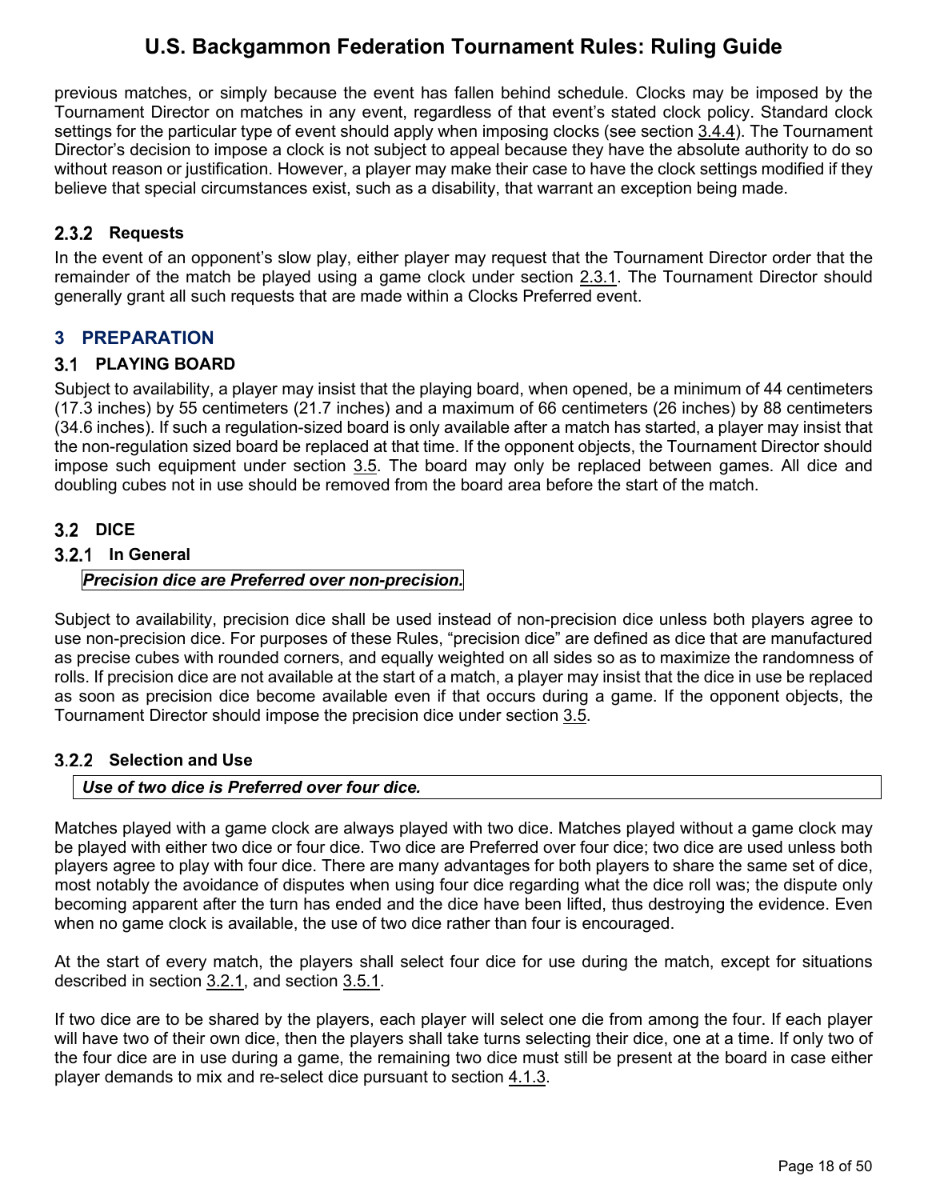previous matches, or simply because the event has fallen behind schedule. Clocks may be imposed by the Tournament Director on matches in any event, regardless of that event's stated clock policy. Standard clock settings for the particular type of event should apply when imposing clocks (see section 3.4.4). The Tournament Director's decision to impose a clock is not subject to appeal because they have the absolute authority to do so without reason or justification. However, a player may make their case to have the clock settings modified if they believe that special circumstances exist, such as a disability, that warrant an exception being made.

### 2.3.2 Requests

In the event of an opponent's slow play, either player may request that the Tournament Director order that the remainder of the match be played using a game clock under section 2.3.1. The Tournament Director should generally grant all such requests that are made within a Clocks Preferred event.

# 3 PREPARATION

## 3.1 PLAYING BOARD

Subject to availability, a player may insist that the playing board, when opened, be a minimum of 44 centimeters (17.3 inches) by 55 centimeters (21.7 inches) and a maximum of 66 centimeters (26 inches) by 88 centimeters (34.6 inches). If such a regulation-sized board is only available after a match has started, a player may insist that the non-regulation sized board be replaced at that time. If the opponent objects, the Tournament Director should impose such equipment under section 3.5. The board may only be replaced between games. All dice and doubling cubes not in use should be removed from the board area before the start of the match.

## 3.2 DICE

### 3.2.1 In General

***Precision dice are Preferred over non-precision.***

Subject to availability, precision dice shall be used instead of non-precision dice unless both players agree to use non-precision dice. For purposes of these Rules, "precision dice" are defined as dice that are manufactured as precise cubes with rounded corners, and equally weighted on all sides so as to maximize the randomness of rolls. If precision dice are not available at the start of a match, a player may insist that the dice in use be replaced as soon as precision dice become available even if that occurs during a game. If the opponent objects, the Tournament Director should impose the precision dice under section 3.5.

### 3.2.2 Selection and Use

***Use of two dice is Preferred over four dice.***

Matches played with a game clock are always played with two dice. Matches played without a game clock may be played with either two dice or four dice. Two dice are Preferred over four dice; two dice are used unless both players agree to play with four dice. There are many advantages for both players to share the same set of dice, most notably the avoidance of disputes when using four dice regarding what the dice roll was; the dispute only becoming apparent after the turn has ended and the dice have been lifted, thus destroying the evidence. Even when no game clock is available, the use of two dice rather than four is encouraged.

At the start of every match, the players shall select four dice for use during the match, except for situations described in section 3.2.1, and section 3.5.1.

If two dice are to be shared by the players, each player will select one die from among the four. If each player will have two of their own dice, then the players shall take turns selecting their dice, one at a time. If only two of the four dice are in use during a game, the remaining two dice must still be present at the board in case either player demands to mix and re-select dice pursuant to section 4.1.3.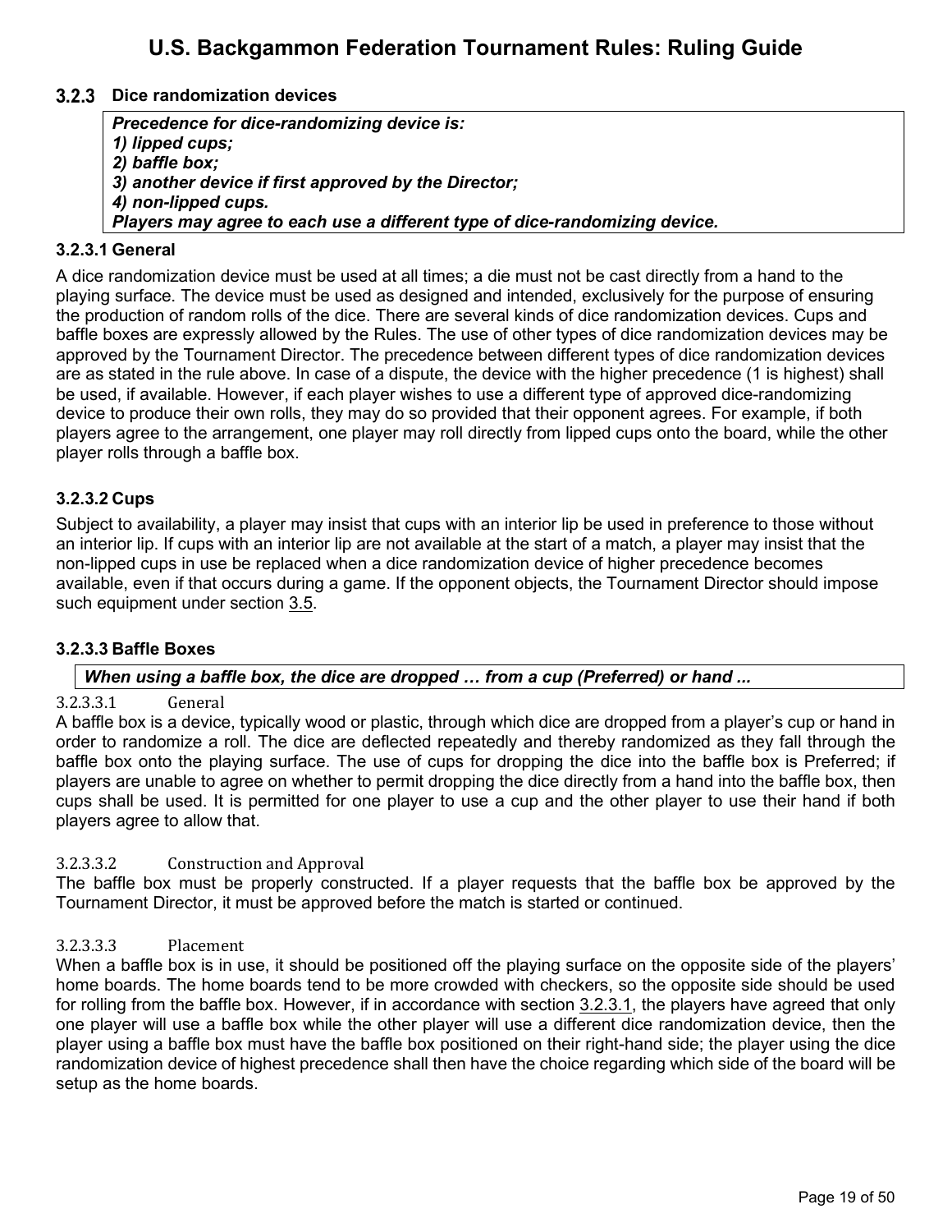### 3.2.3 Dice randomization devices

> ***Precedence for dice-randomizing device is:***
> ***1) lipped cups;***
> ***2) baffle box;***
> ***3) another device if first approved by the Director;***
> ***4) non-lipped cups.***
> ***Players may agree to each use a different type of dice-randomizing device.***

#### 3.2.3.1 General

A dice randomization device must be used at all times; a die must not be cast directly from a hand to the playing surface. The device must be used as designed and intended, exclusively for the purpose of ensuring the production of random rolls of the dice. There are several kinds of dice randomization devices. Cups and baffle boxes are expressly allowed by the Rules. The use of other types of dice randomization devices may be approved by the Tournament Director. The precedence between different types of dice randomization devices are as stated in the rule above. In case of a dispute, the device with the higher precedence (1 is highest) shall be used, if available. However, if each player wishes to use a different type of approved dice-randomizing device to produce their own rolls, they may do so provided that their opponent agrees. For example, if both players agree to the arrangement, one player may roll directly from lipped cups onto the board, while the other player rolls through a baffle box.

#### 3.2.3.2 Cups

Subject to availability, a player may insist that cups with an interior lip be used in preference to those without an interior lip. If cups with an interior lip are not available at the start of a match, a player may insist that the non-lipped cups in use be replaced when a dice randomization device of higher precedence becomes available, even if that occurs during a game. If the opponent objects, the Tournament Director should impose such equipment under section 3.5.

#### 3.2.3.3 Baffle Boxes

> ***When using a baffle box, the dice are dropped … from a cup (Preferred) or hand ...***

##### 3.2.3.3.1 General

A baffle box is a device, typically wood or plastic, through which dice are dropped from a player's cup or hand in order to randomize a roll. The dice are deflected repeatedly and thereby randomized as they fall through the baffle box onto the playing surface. The use of cups for dropping the dice into the baffle box is Preferred; if players are unable to agree on whether to permit dropping the dice directly from a hand into the baffle box, then cups shall be used. It is permitted for one player to use a cup and the other player to use their hand if both players agree to allow that.

##### 3.2.3.3.2 Construction and Approval

The baffle box must be properly constructed. If a player requests that the baffle box be approved by the Tournament Director, it must be approved before the match is started or continued.

##### 3.2.3.3.3 Placement

When a baffle box is in use, it should be positioned off the playing surface on the opposite side of the players' home boards. The home boards tend to be more crowded with checkers, so the opposite side should be used for rolling from the baffle box. However, if in accordance with section 3.2.3.1, the players have agreed that only one player will use a baffle box while the other player will use a different dice randomization device, then the player using a baffle box must have the baffle box positioned on their right-hand side; the player using the dice randomization device of highest precedence shall then have the choice regarding which side of the board will be setup as the home boards.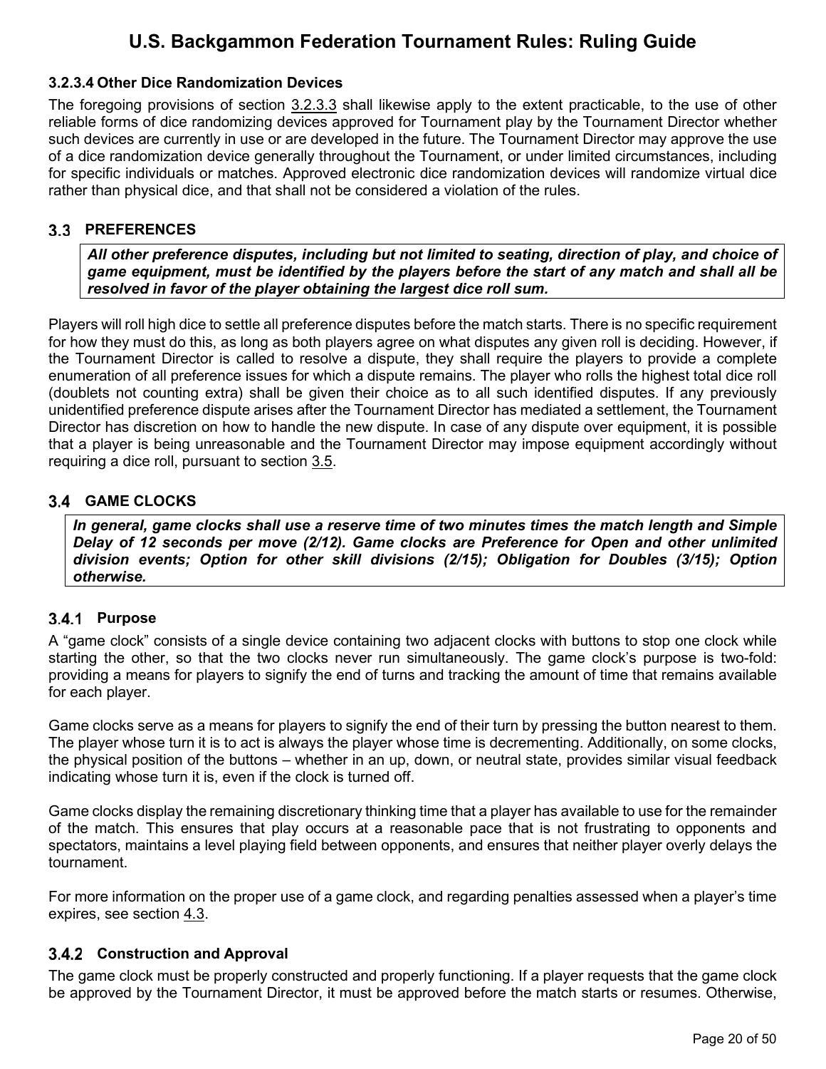#### 3.2.3.4 Other Dice Randomization Devices

The foregoing provisions of section 3.2.3.3 shall likewise apply to the extent practicable, to the use of other reliable forms of dice randomizing devices approved for Tournament play by the Tournament Director whether such devices are currently in use or are developed in the future. The Tournament Director may approve the use of a dice randomization device generally throughout the Tournament, or under limited circumstances, including for specific individuals or matches. Approved electronic dice randomization devices will randomize virtual dice rather than physical dice, and that shall not be considered a violation of the rules.

## 3.3 PREFERENCES

***All other preference disputes, including but not limited to seating, direction of play, and choice of game equipment, must be identified by the players before the start of any match and shall all be resolved in favor of the player obtaining the largest dice roll sum.***

Players will roll high dice to settle all preference disputes before the match starts. There is no specific requirement for how they must do this, as long as both players agree on what disputes any given roll is deciding. However, if the Tournament Director is called to resolve a dispute, they shall require the players to provide a complete enumeration of all preference issues for which a dispute remains. The player who rolls the highest total dice roll (doublets not counting extra) shall be given their choice as to all such identified disputes. If any previously unidentified preference dispute arises after the Tournament Director has mediated a settlement, the Tournament Director has discretion on how to handle the new dispute. In case of any dispute over equipment, it is possible that a player is being unreasonable and the Tournament Director may impose equipment accordingly without requiring a dice roll, pursuant to section 3.5.

## 3.4 GAME CLOCKS

***In general, game clocks shall use a reserve time of two minutes times the match length and Simple Delay of 12 seconds per move (2/12). Game clocks are Preference for Open and other unlimited division events; Option for other skill divisions (2/15); Obligation for Doubles (3/15); Option otherwise.***

### 3.4.1 Purpose

A “game clock” consists of a single device containing two adjacent clocks with buttons to stop one clock while starting the other, so that the two clocks never run simultaneously. The game clock’s purpose is two-fold: providing a means for players to signify the end of turns and tracking the amount of time that remains available for each player.

Game clocks serve as a means for players to signify the end of their turn by pressing the button nearest to them. The player whose turn it is to act is always the player whose time is decrementing. Additionally, on some clocks, the physical position of the buttons – whether in an up, down, or neutral state, provides similar visual feedback indicating whose turn it is, even if the clock is turned off.

Game clocks display the remaining discretionary thinking time that a player has available to use for the remainder of the match. This ensures that play occurs at a reasonable pace that is not frustrating to opponents and spectators, maintains a level playing field between opponents, and ensures that neither player overly delays the tournament.

For more information on the proper use of a game clock, and regarding penalties assessed when a player’s time expires, see section 4.3.

### 3.4.2 Construction and Approval

The game clock must be properly constructed and properly functioning. If a player requests that the game clock be approved by the Tournament Director, it must be approved before the match starts or resumes. Otherwise,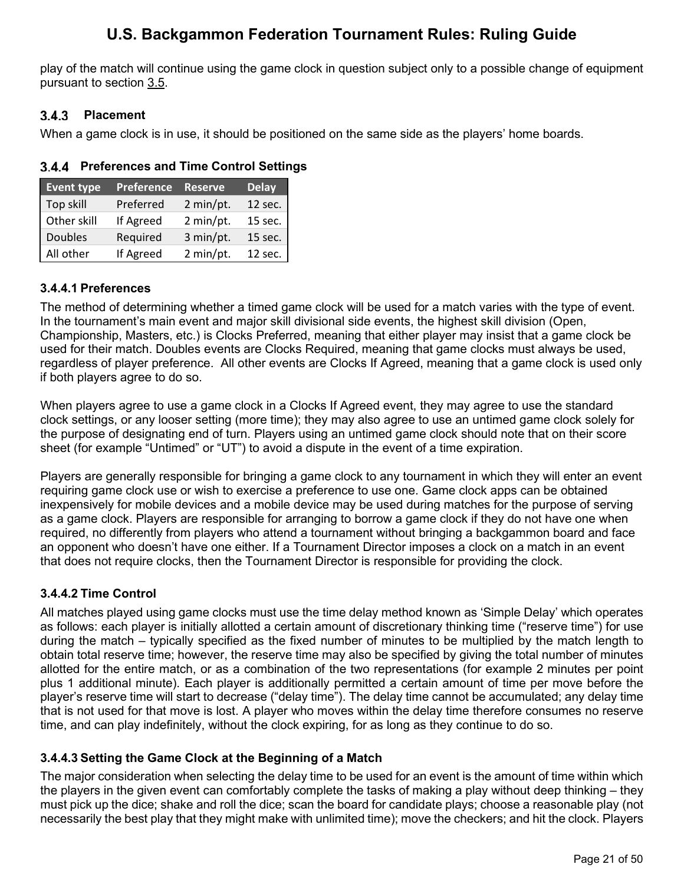play of the match will continue using the game clock in question subject only to a possible change of equipment pursuant to section 3.5.

### 3.4.3 Placement

When a game clock is in use, it should be positioned on the same side as the players' home boards.

### 3.4.4 Preferences and Time Control Settings

| Event type | Preference | Reserve | Delay |
|---|---|---|---|
| Top skill | Preferred | 2 min/pt. | 12 sec. |
| Other skill | If Agreed | 2 min/pt. | 15 sec. |
| Doubles | Required | 3 min/pt. | 15 sec. |
| All other | If Agreed | 2 min/pt. | 12 sec. |

#### 3.4.4.1 Preferences

The method of determining whether a timed game clock will be used for a match varies with the type of event. In the tournament's main event and major skill divisional side events, the highest skill division (Open, Championship, Masters, etc.) is Clocks Preferred, meaning that either player may insist that a game clock be used for their match. Doubles events are Clocks Required, meaning that game clocks must always be used, regardless of player preference. All other events are Clocks If Agreed, meaning that a game clock is used only if both players agree to do so.

When players agree to use a game clock in a Clocks If Agreed event, they may agree to use the standard clock settings, or any looser setting (more time); they may also agree to use an untimed game clock solely for the purpose of designating end of turn. Players using an untimed game clock should note that on their score sheet (for example "Untimed" or "UT") to avoid a dispute in the event of a time expiration.

Players are generally responsible for bringing a game clock to any tournament in which they will enter an event requiring game clock use or wish to exercise a preference to use one. Game clock apps can be obtained inexpensively for mobile devices and a mobile device may be used during matches for the purpose of serving as a game clock. Players are responsible for arranging to borrow a game clock if they do not have one when required, no differently from players who attend a tournament without bringing a backgammon board and face an opponent who doesn't have one either. If a Tournament Director imposes a clock on a match in an event that does not require clocks, then the Tournament Director is responsible for providing the clock.

#### 3.4.4.2 Time Control

All matches played using game clocks must use the time delay method known as 'Simple Delay' which operates as follows: each player is initially allotted a certain amount of discretionary thinking time ("reserve time") for use during the match – typically specified as the fixed number of minutes to be multiplied by the match length to obtain total reserve time; however, the reserve time may also be specified by giving the total number of minutes allotted for the entire match, or as a combination of the two representations (for example 2 minutes per point plus 1 additional minute). Each player is additionally permitted a certain amount of time per move before the player's reserve time will start to decrease ("delay time"). The delay time cannot be accumulated; any delay time that is not used for that move is lost. A player who moves within the delay time therefore consumes no reserve time, and can play indefinitely, without the clock expiring, for as long as they continue to do so.

#### 3.4.4.3 Setting the Game Clock at the Beginning of a Match

The major consideration when selecting the delay time to be used for an event is the amount of time within which the players in the given event can comfortably complete the tasks of making a play without deep thinking – they must pick up the dice; shake and roll the dice; scan the board for candidate plays; choose a reasonable play (not necessarily the best play that they might make with unlimited time); move the checkers; and hit the clock. Players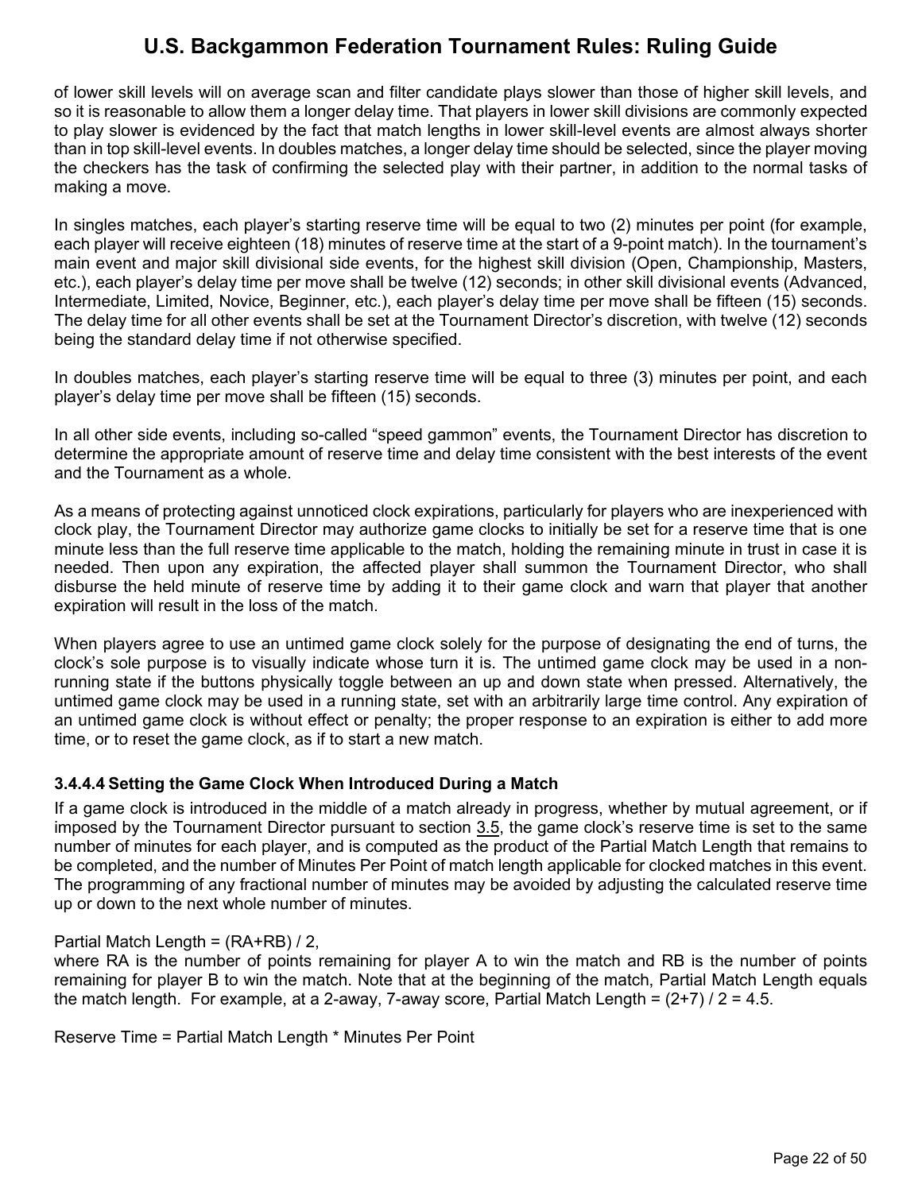of lower skill levels will on average scan and filter candidate plays slower than those of higher skill levels, and so it is reasonable to allow them a longer delay time. That players in lower skill divisions are commonly expected to play slower is evidenced by the fact that match lengths in lower skill-level events are almost always shorter than in top skill-level events. In doubles matches, a longer delay time should be selected, since the player moving the checkers has the task of confirming the selected play with their partner, in addition to the normal tasks of making a move.

In singles matches, each player's starting reserve time will be equal to two (2) minutes per point (for example, each player will receive eighteen (18) minutes of reserve time at the start of a 9-point match). In the tournament's main event and major skill divisional side events, for the highest skill division (Open, Championship, Masters, etc.), each player's delay time per move shall be twelve (12) seconds; in other skill divisional events (Advanced, Intermediate, Limited, Novice, Beginner, etc.), each player's delay time per move shall be fifteen (15) seconds. The delay time for all other events shall be set at the Tournament Director's discretion, with twelve (12) seconds being the standard delay time if not otherwise specified.

In doubles matches, each player's starting reserve time will be equal to three (3) minutes per point, and each player's delay time per move shall be fifteen (15) seconds.

In all other side events, including so-called "speed gammon" events, the Tournament Director has discretion to determine the appropriate amount of reserve time and delay time consistent with the best interests of the event and the Tournament as a whole.

As a means of protecting against unnoticed clock expirations, particularly for players who are inexperienced with clock play, the Tournament Director may authorize game clocks to initially be set for a reserve time that is one minute less than the full reserve time applicable to the match, holding the remaining minute in trust in case it is needed. Then upon any expiration, the affected player shall summon the Tournament Director, who shall disburse the held minute of reserve time by adding it to their game clock and warn that player that another expiration will result in the loss of the match.

When players agree to use an untimed game clock solely for the purpose of designating the end of turns, the clock's sole purpose is to visually indicate whose turn it is. The untimed game clock may be used in a non-running state if the buttons physically toggle between an up and down state when pressed. Alternatively, the untimed game clock may be used in a running state, set with an arbitrarily large time control. Any expiration of an untimed game clock is without effect or penalty; the proper response to an expiration is either to add more time, or to reset the game clock, as if to start a new match.

#### 3.4.4.4 Setting the Game Clock When Introduced During a Match

If a game clock is introduced in the middle of a match already in progress, whether by mutual agreement, or if imposed by the Tournament Director pursuant to section 3.5, the game clock's reserve time is set to the same number of minutes for each player, and is computed as the product of the Partial Match Length that remains to be completed, and the number of Minutes Per Point of match length applicable for clocked matches in this event. The programming of any fractional number of minutes may be avoided by adjusting the calculated reserve time up or down to the next whole number of minutes.

Partial Match Length = (RA+RB) / 2,
where RA is the number of points remaining for player A to win the match and RB is the number of points remaining for player B to win the match. Note that at the beginning of the match, Partial Match Length equals the match length. For example, at a 2-away, 7-away score, Partial Match Length = (2+7) / 2 = 4.5.

Reserve Time = Partial Match Length * Minutes Per Point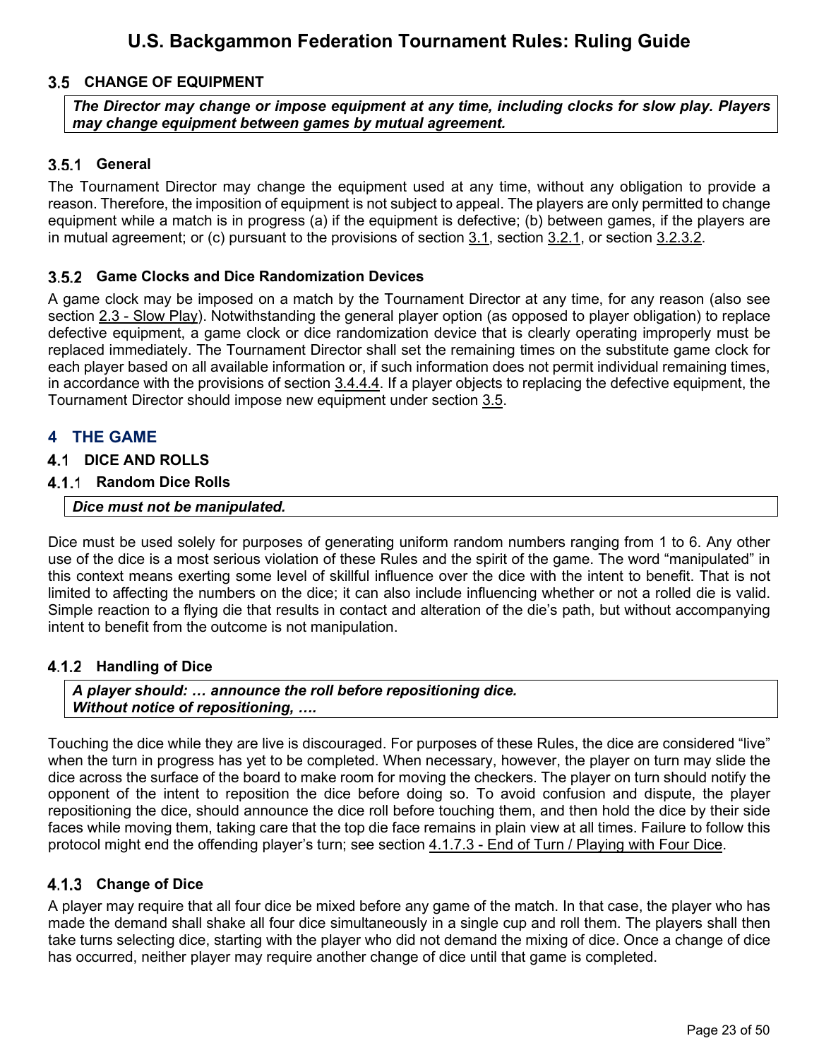### 3.5 CHANGE OF EQUIPMENT

***The Director may change or impose equipment at any time, including clocks for slow play. Players may change equipment between games by mutual agreement.***

#### 3.5.1 General

The Tournament Director may change the equipment used at any time, without any obligation to provide a reason. Therefore, the imposition of equipment is not subject to appeal. The players are only permitted to change equipment while a match is in progress (a) if the equipment is defective; (b) between games, if the players are in mutual agreement; or (c) pursuant to the provisions of section 3.1, section 3.2.1, or section 3.2.3.2.

#### 3.5.2 Game Clocks and Dice Randomization Devices

A game clock may be imposed on a match by the Tournament Director at any time, for any reason (also see section 2.3 - Slow Play). Notwithstanding the general player option (as opposed to player obligation) to replace defective equipment, a game clock or dice randomization device that is clearly operating improperly must be replaced immediately. The Tournament Director shall set the remaining times on the substitute game clock for each player based on all available information or, if such information does not permit individual remaining times, in accordance with the provisions of section 3.4.4.4. If a player objects to replacing the defective equipment, the Tournament Director should impose new equipment under section 3.5.

## 4 THE GAME

### 4.1 DICE AND ROLLS

#### 4.1.1 Random Dice Rolls

***Dice must not be manipulated.***

Dice must be used solely for purposes of generating uniform random numbers ranging from 1 to 6. Any other use of the dice is a most serious violation of these Rules and the spirit of the game. The word "manipulated" in this context means exerting some level of skillful influence over the dice with the intent to benefit. That is not limited to affecting the numbers on the dice; it can also include influencing whether or not a rolled die is valid. Simple reaction to a flying die that results in contact and alteration of the die's path, but without accompanying intent to benefit from the outcome is not manipulation.

#### 4.1.2 Handling of Dice

***A player should: … announce the roll before repositioning dice.***
***Without notice of repositioning, ….***

Touching the dice while they are live is discouraged. For purposes of these Rules, the dice are considered "live" when the turn in progress has yet to be completed. When necessary, however, the player on turn may slide the dice across the surface of the board to make room for moving the checkers. The player on turn should notify the opponent of the intent to reposition the dice before doing so. To avoid confusion and dispute, the player repositioning the dice, should announce the dice roll before touching them, and then hold the dice by their side faces while moving them, taking care that the top die face remains in plain view at all times. Failure to follow this protocol might end the offending player's turn; see section 4.1.7.3 - End of Turn / Playing with Four Dice.

#### 4.1.3 Change of Dice

A player may require that all four dice be mixed before any game of the match. In that case, the player who has made the demand shall shake all four dice simultaneously in a single cup and roll them. The players shall then take turns selecting dice, starting with the player who did not demand the mixing of dice. Once a change of dice has occurred, neither player may require another change of dice until that game is completed.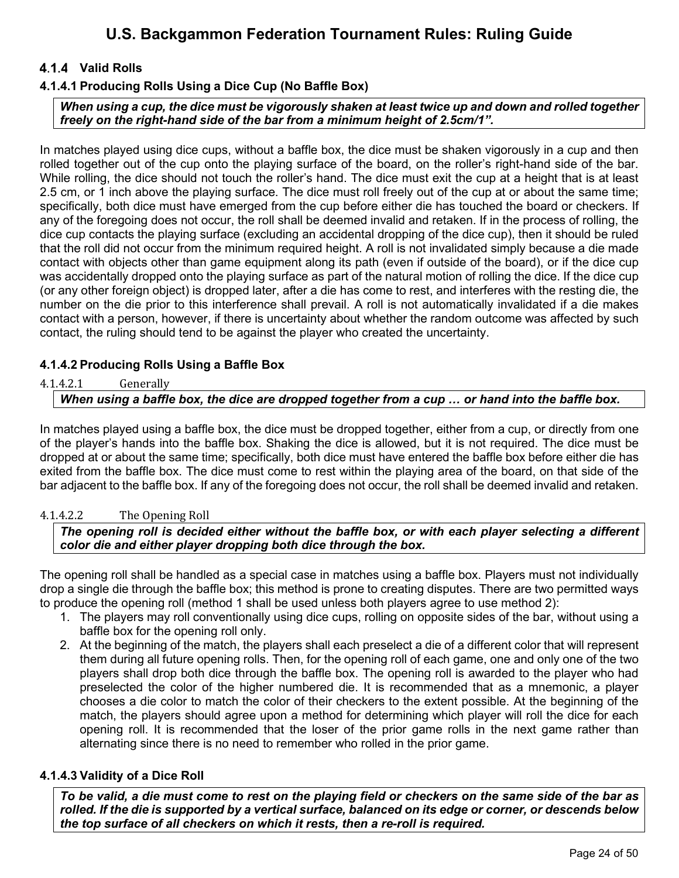### 4.1.4 Valid Rolls

#### 4.1.4.1 Producing Rolls Using a Dice Cup (No Baffle Box)

> ***When using a cup, the dice must be vigorously shaken at least twice up and down and rolled together freely on the right-hand side of the bar from a minimum height of 2.5cm/1".***

In matches played using dice cups, without a baffle box, the dice must be shaken vigorously in a cup and then rolled together out of the cup onto the playing surface of the board, on the roller's right-hand side of the bar. While rolling, the dice should not touch the roller's hand. The dice must exit the cup at a height that is at least 2.5 cm, or 1 inch above the playing surface. The dice must roll freely out of the cup at or about the same time; specifically, both dice must have emerged from the cup before either die has touched the board or checkers. If any of the foregoing does not occur, the roll shall be deemed invalid and retaken. If in the process of rolling, the dice cup contacts the playing surface (excluding an accidental dropping of the dice cup), then it should be ruled that the roll did not occur from the minimum required height. A roll is not invalidated simply because a die made contact with objects other than game equipment along its path (even if outside of the board), or if the dice cup was accidentally dropped onto the playing surface as part of the natural motion of rolling the dice. If the dice cup (or any other foreign object) is dropped later, after a die has come to rest, and interferes with the resting die, the number on the die prior to this interference shall prevail. A roll is not automatically invalidated if a die makes contact with a person, however, if there is uncertainty about whether the random outcome was affected by such contact, the ruling should tend to be against the player who created the uncertainty.

#### 4.1.4.2 Producing Rolls Using a Baffle Box

##### 4.1.4.2.1 Generally

> ***When using a baffle box, the dice are dropped together from a cup … or hand into the baffle box.***

In matches played using a baffle box, the dice must be dropped together, either from a cup, or directly from one of the player's hands into the baffle box. Shaking the dice is allowed, but it is not required. The dice must be dropped at or about the same time; specifically, both dice must have entered the baffle box before either die has exited from the baffle box. The dice must come to rest within the playing area of the board, on that side of the bar adjacent to the baffle box. If any of the foregoing does not occur, the roll shall be deemed invalid and retaken.

##### 4.1.4.2.2 The Opening Roll

> ***The opening roll is decided either without the baffle box, or with each player selecting a different color die and either player dropping both dice through the box.***

The opening roll shall be handled as a special case in matches using a baffle box. Players must not individually drop a single die through the baffle box; this method is prone to creating disputes. There are two permitted ways to produce the opening roll (method 1 shall be used unless both players agree to use method 2):

1. The players may roll conventionally using dice cups, rolling on opposite sides of the bar, without using a baffle box for the opening roll only.
2. At the beginning of the match, the players shall each preselect a die of a different color that will represent them during all future opening rolls. Then, for the opening roll of each game, one and only one of the two players shall drop both dice through the baffle box. The opening roll is awarded to the player who had preselected the color of the higher numbered die. It is recommended that as a mnemonic, a player chooses a die color to match the color of their checkers to the extent possible. At the beginning of the match, the players should agree upon a method for determining which player will roll the dice for each opening roll. It is recommended that the loser of the prior game rolls in the next game rather than alternating since there is no need to remember who rolled in the prior game.

#### 4.1.4.3 Validity of a Dice Roll

> ***To be valid, a die must come to rest on the playing field or checkers on the same side of the bar as rolled. If the die is supported by a vertical surface, balanced on its edge or corner, or descends below the top surface of all checkers on which it rests, then a re-roll is required.***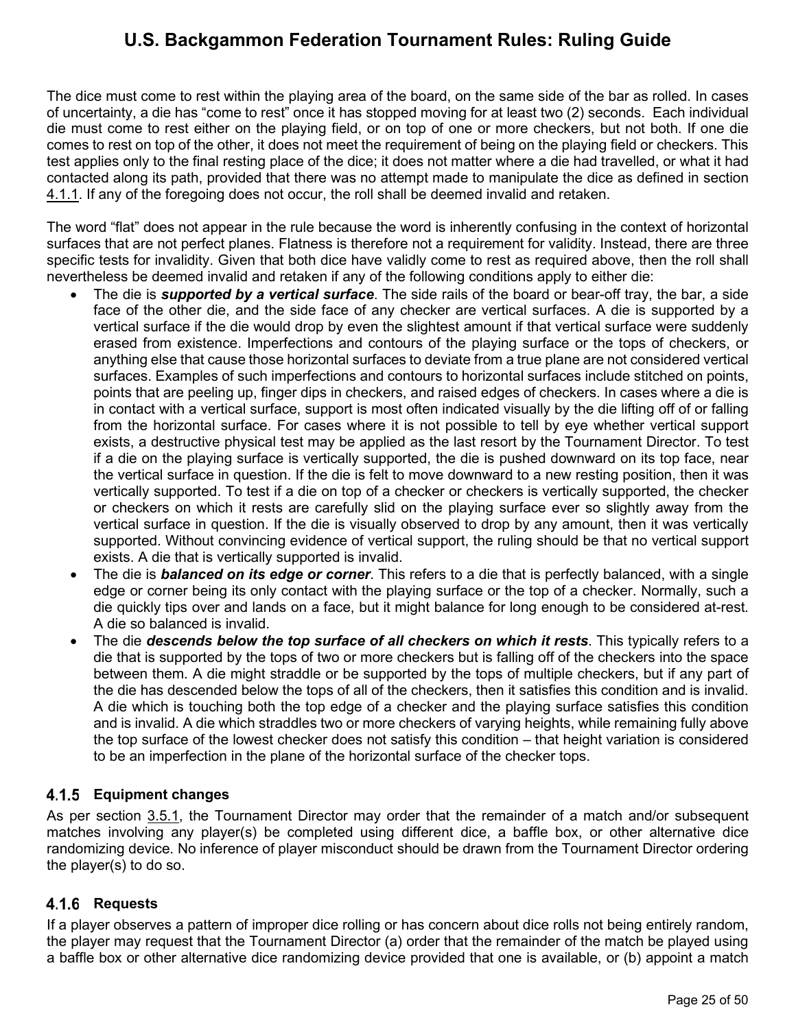The dice must come to rest within the playing area of the board, on the same side of the bar as rolled. In cases of uncertainty, a die has "come to rest" once it has stopped moving for at least two (2) seconds. Each individual die must come to rest either on the playing field, or on top of one or more checkers, but not both. If one die comes to rest on top of the other, it does not meet the requirement of being on the playing field or checkers. This test applies only to the final resting place of the dice; it does not matter where a die had travelled, or what it had contacted along its path, provided that there was no attempt made to manipulate the dice as defined in section 4.1.1. If any of the foregoing does not occur, the roll shall be deemed invalid and retaken.

The word "flat" does not appear in the rule because the word is inherently confusing in the context of horizontal surfaces that are not perfect planes. Flatness is therefore not a requirement for validity. Instead, there are three specific tests for invalidity. Given that both dice have validly come to rest as required above, then the roll shall nevertheless be deemed invalid and retaken if any of the following conditions apply to either die:

- The die is ***supported by a vertical surface***. The side rails of the board or bear-off tray, the bar, a side face of the other die, and the side face of any checker are vertical surfaces. A die is supported by a vertical surface if the die would drop by even the slightest amount if that vertical surface were suddenly erased from existence. Imperfections and contours of the playing surface or the tops of checkers, or anything else that cause those horizontal surfaces to deviate from a true plane are not considered vertical surfaces. Examples of such imperfections and contours to horizontal surfaces include stitched on points, points that are peeling up, finger dips in checkers, and raised edges of checkers. In cases where a die is in contact with a vertical surface, support is most often indicated visually by the die lifting off of or falling from the horizontal surface. For cases where it is not possible to tell by eye whether vertical support exists, a destructive physical test may be applied as the last resort by the Tournament Director. To test if a die on the playing surface is vertically supported, the die is pushed downward on its top face, near the vertical surface in question. If the die is felt to move downward to a new resting position, then it was vertically supported. To test if a die on top of a checker or checkers is vertically supported, the checker or checkers on which it rests are carefully slid on the playing surface ever so slightly away from the vertical surface in question. If the die is visually observed to drop by any amount, then it was vertically supported. Without convincing evidence of vertical support, the ruling should be that no vertical support exists. A die that is vertically supported is invalid.
- The die is ***balanced on its edge or corner***. This refers to a die that is perfectly balanced, with a single edge or corner being its only contact with the playing surface or the top of a checker. Normally, such a die quickly tips over and lands on a face, but it might balance for long enough to be considered at-rest. A die so balanced is invalid.
- The die ***descends below the top surface of all checkers on which it rests***. This typically refers to a die that is supported by the tops of two or more checkers but is falling off of the checkers into the space between them. A die might straddle or be supported by the tops of multiple checkers, but if any part of the die has descended below the tops of all of the checkers, then it satisfies this condition and is invalid. A die which is touching both the top edge of a checker and the playing surface satisfies this condition and is invalid. A die which straddles two or more checkers of varying heights, while remaining fully above the top surface of the lowest checker does not satisfy this condition – that height variation is considered to be an imperfection in the plane of the horizontal surface of the checker tops.

### 4.1.5 Equipment changes

As per section 3.5.1, the Tournament Director may order that the remainder of a match and/or subsequent matches involving any player(s) be completed using different dice, a baffle box, or other alternative dice randomizing device. No inference of player misconduct should be drawn from the Tournament Director ordering the player(s) to do so.

### 4.1.6 Requests

If a player observes a pattern of improper dice rolling or has concern about dice rolls not being entirely random, the player may request that the Tournament Director (a) order that the remainder of the match be played using a baffle box or other alternative dice randomizing device provided that one is available, or (b) appoint a match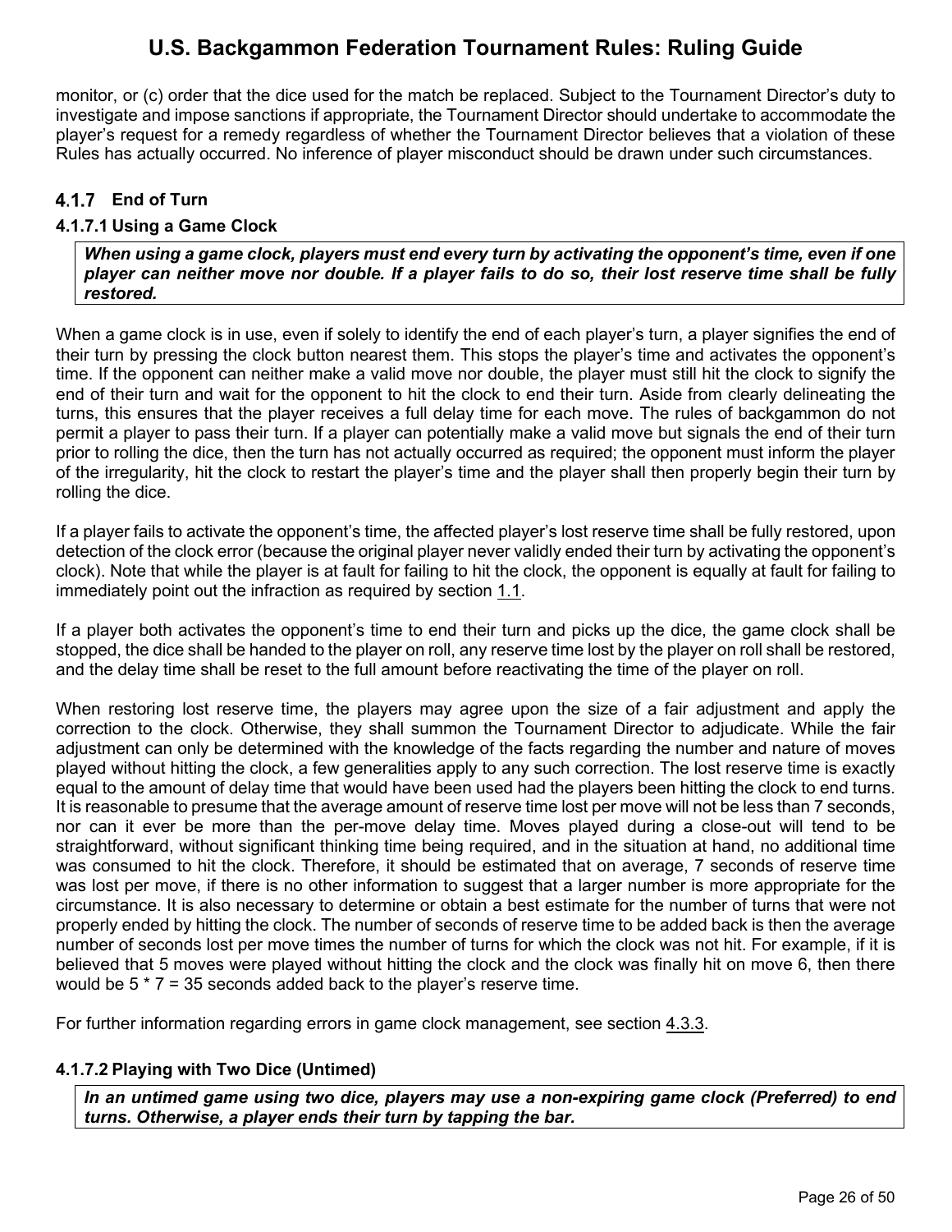monitor, or (c) order that the dice used for the match be replaced. Subject to the Tournament Director's duty to investigate and impose sanctions if appropriate, the Tournament Director should undertake to accommodate the player's request for a remedy regardless of whether the Tournament Director believes that a violation of these Rules has actually occurred. No inference of player misconduct should be drawn under such circumstances.

### 4.1.7 End of Turn

#### 4.1.7.1 Using a Game Clock

***When using a game clock, players must end every turn by activating the opponent's time, even if one player can neither move nor double. If a player fails to do so, their lost reserve time shall be fully restored.***

When a game clock is in use, even if solely to identify the end of each player's turn, a player signifies the end of their turn by pressing the clock button nearest them. This stops the player's time and activates the opponent's time. If the opponent can neither make a valid move nor double, the player must still hit the clock to signify the end of their turn and wait for the opponent to hit the clock to end their turn. Aside from clearly delineating the turns, this ensures that the player receives a full delay time for each move. The rules of backgammon do not permit a player to pass their turn. If a player can potentially make a valid move but signals the end of their turn prior to rolling the dice, then the turn has not actually occurred as required; the opponent must inform the player of the irregularity, hit the clock to restart the player's time and the player shall then properly begin their turn by rolling the dice.

If a player fails to activate the opponent's time, the affected player's lost reserve time shall be fully restored, upon detection of the clock error (because the original player never validly ended their turn by activating the opponent's clock). Note that while the player is at fault for failing to hit the clock, the opponent is equally at fault for failing to immediately point out the infraction as required by section 1.1.

If a player both activates the opponent's time to end their turn and picks up the dice, the game clock shall be stopped, the dice shall be handed to the player on roll, any reserve time lost by the player on roll shall be restored, and the delay time shall be reset to the full amount before reactivating the time of the player on roll.

When restoring lost reserve time, the players may agree upon the size of a fair adjustment and apply the correction to the clock. Otherwise, they shall summon the Tournament Director to adjudicate. While the fair adjustment can only be determined with the knowledge of the facts regarding the number and nature of moves played without hitting the clock, a few generalities apply to any such correction. The lost reserve time is exactly equal to the amount of delay time that would have been used had the players been hitting the clock to end turns. It is reasonable to presume that the average amount of reserve time lost per move will not be less than 7 seconds, nor can it ever be more than the per-move delay time. Moves played during a close-out will tend to be straightforward, without significant thinking time being required, and in the situation at hand, no additional time was consumed to hit the clock. Therefore, it should be estimated that on average, 7 seconds of reserve time was lost per move, if there is no other information to suggest that a larger number is more appropriate for the circumstance. It is also necessary to determine or obtain a best estimate for the number of turns that were not properly ended by hitting the clock. The number of seconds of reserve time to be added back is then the average number of seconds lost per move times the number of turns for which the clock was not hit. For example, if it is believed that 5 moves were played without hitting the clock and the clock was finally hit on move 6, then there would be 5 * 7 = 35 seconds added back to the player's reserve time.

For further information regarding errors in game clock management, see section 4.3.3.

#### 4.1.7.2 Playing with Two Dice (Untimed)

***In an untimed game using two dice, players may use a non-expiring game clock (Preferred) to end turns. Otherwise, a player ends their turn by tapping the bar.***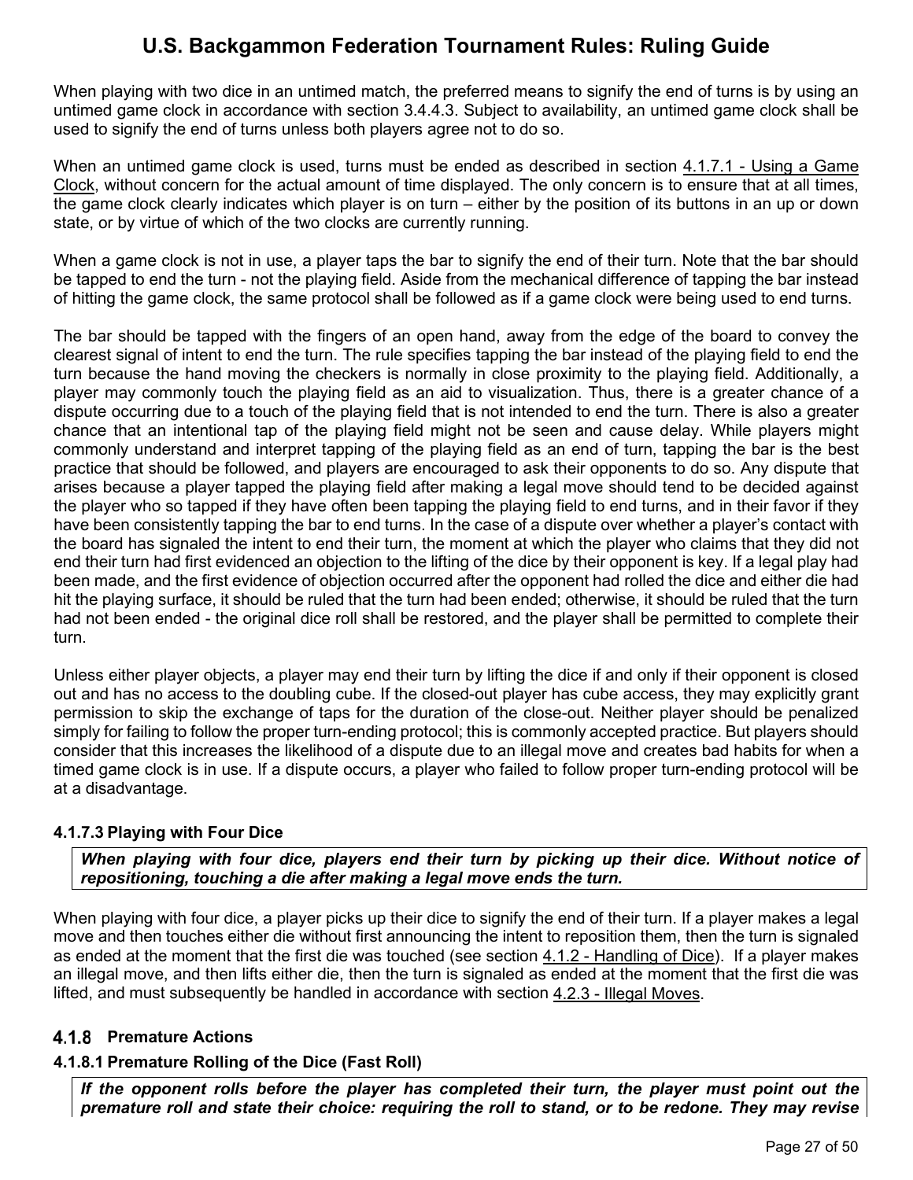When playing with two dice in an untimed match, the preferred means to signify the end of turns is by using an untimed game clock in accordance with section 3.4.4.3. Subject to availability, an untimed game clock shall be used to signify the end of turns unless both players agree not to do so.

When an untimed game clock is used, turns must be ended as described in section 4.1.7.1 - Using a Game Clock, without concern for the actual amount of time displayed. The only concern is to ensure that at all times, the game clock clearly indicates which player is on turn – either by the position of its buttons in an up or down state, or by virtue of which of the two clocks are currently running.

When a game clock is not in use, a player taps the bar to signify the end of their turn. Note that the bar should be tapped to end the turn - not the playing field. Aside from the mechanical difference of tapping the bar instead of hitting the game clock, the same protocol shall be followed as if a game clock were being used to end turns.

The bar should be tapped with the fingers of an open hand, away from the edge of the board to convey the clearest signal of intent to end the turn. The rule specifies tapping the bar instead of the playing field to end the turn because the hand moving the checkers is normally in close proximity to the playing field. Additionally, a player may commonly touch the playing field as an aid to visualization. Thus, there is a greater chance of a dispute occurring due to a touch of the playing field that is not intended to end the turn. There is also a greater chance that an intentional tap of the playing field might not be seen and cause delay. While players might commonly understand and interpret tapping of the playing field as an end of turn, tapping the bar is the best practice that should be followed, and players are encouraged to ask their opponents to do so. Any dispute that arises because a player tapped the playing field after making a legal move should tend to be decided against the player who so tapped if they have often been tapping the playing field to end turns, and in their favor if they have been consistently tapping the bar to end turns. In the case of a dispute over whether a player's contact with the board has signaled the intent to end their turn, the moment at which the player who claims that they did not end their turn had first evidenced an objection to the lifting of the dice by their opponent is key. If a legal play had been made, and the first evidence of objection occurred after the opponent had rolled the dice and either die had hit the playing surface, it should be ruled that the turn had been ended; otherwise, it should be ruled that the turn had not been ended - the original dice roll shall be restored, and the player shall be permitted to complete their turn.

Unless either player objects, a player may end their turn by lifting the dice if and only if their opponent is closed out and has no access to the doubling cube. If the closed-out player has cube access, they may explicitly grant permission to skip the exchange of taps for the duration of the close-out. Neither player should be penalized simply for failing to follow the proper turn-ending protocol; this is commonly accepted practice. But players should consider that this increases the likelihood of a dispute due to an illegal move and creates bad habits for when a timed game clock is in use. If a dispute occurs, a player who failed to follow proper turn-ending protocol will be at a disadvantage.

#### 4.1.7.3 Playing with Four Dice

***When playing with four dice, players end their turn by picking up their dice. Without notice of repositioning, touching a die after making a legal move ends the turn.***

When playing with four dice, a player picks up their dice to signify the end of their turn. If a player makes a legal move and then touches either die without first announcing the intent to reposition them, then the turn is signaled as ended at the moment that the first die was touched (see section 4.1.2 - Handling of Dice). If a player makes an illegal move, and then lifts either die, then the turn is signaled as ended at the moment that the first die was lifted, and must subsequently be handled in accordance with section 4.2.3 - Illegal Moves.

### 4.1.8 Premature Actions

#### 4.1.8.1 Premature Rolling of the Dice (Fast Roll)

***If the opponent rolls before the player has completed their turn, the player must point out the premature roll and state their choice: requiring the roll to stand, or to be redone. They may revise***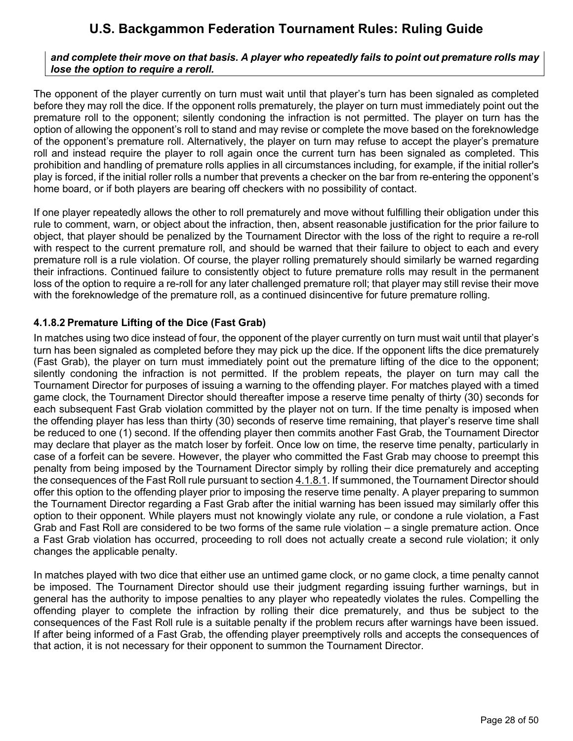***and complete their move on that basis. A player who repeatedly fails to point out premature rolls may lose the option to require a reroll.***

The opponent of the player currently on turn must wait until that player's turn has been signaled as completed before they may roll the dice. If the opponent rolls prematurely, the player on turn must immediately point out the premature roll to the opponent; silently condoning the infraction is not permitted. The player on turn has the option of allowing the opponent's roll to stand and may revise or complete the move based on the foreknowledge of the opponent's premature roll. Alternatively, the player on turn may refuse to accept the player's premature roll and instead require the player to roll again once the current turn has been signaled as completed. This prohibition and handling of premature rolls applies in all circumstances including, for example, if the initial roller's play is forced, if the initial roller rolls a number that prevents a checker on the bar from re-entering the opponent's home board, or if both players are bearing off checkers with no possibility of contact.

If one player repeatedly allows the other to roll prematurely and move without fulfilling their obligation under this rule to comment, warn, or object about the infraction, then, absent reasonable justification for the prior failure to object, that player should be penalized by the Tournament Director with the loss of the right to require a re-roll with respect to the current premature roll, and should be warned that their failure to object to each and every premature roll is a rule violation. Of course, the player rolling prematurely should similarly be warned regarding their infractions. Continued failure to consistently object to future premature rolls may result in the permanent loss of the option to require a re-roll for any later challenged premature roll; that player may still revise their move with the foreknowledge of the premature roll, as a continued disincentive for future premature rolling.

### 4.1.8.2 Premature Lifting of the Dice (Fast Grab)

In matches using two dice instead of four, the opponent of the player currently on turn must wait until that player's turn has been signaled as completed before they may pick up the dice. If the opponent lifts the dice prematurely (Fast Grab), the player on turn must immediately point out the premature lifting of the dice to the opponent; silently condoning the infraction is not permitted. If the problem repeats, the player on turn may call the Tournament Director for purposes of issuing a warning to the offending player. For matches played with a timed game clock, the Tournament Director should thereafter impose a reserve time penalty of thirty (30) seconds for each subsequent Fast Grab violation committed by the player not on turn. If the time penalty is imposed when the offending player has less than thirty (30) seconds of reserve time remaining, that player's reserve time shall be reduced to one (1) second. If the offending player then commits another Fast Grab, the Tournament Director may declare that player as the match loser by forfeit. Once low on time, the reserve time penalty, particularly in case of a forfeit can be severe. However, the player who committed the Fast Grab may choose to preempt this penalty from being imposed by the Tournament Director simply by rolling their dice prematurely and accepting the consequences of the Fast Roll rule pursuant to section 4.1.8.1. If summoned, the Tournament Director should offer this option to the offending player prior to imposing the reserve time penalty. A player preparing to summon the Tournament Director regarding a Fast Grab after the initial warning has been issued may similarly offer this option to their opponent. While players must not knowingly violate any rule, or condone a rule violation, a Fast Grab and Fast Roll are considered to be two forms of the same rule violation – a single premature action. Once a Fast Grab violation has occurred, proceeding to roll does not actually create a second rule violation; it only changes the applicable penalty.

In matches played with two dice that either use an untimed game clock, or no game clock, a time penalty cannot be imposed. The Tournament Director should use their judgment regarding issuing further warnings, but in general has the authority to impose penalties to any player who repeatedly violates the rules. Compelling the offending player to complete the infraction by rolling their dice prematurely, and thus be subject to the consequences of the Fast Roll rule is a suitable penalty if the problem recurs after warnings have been issued. If after being informed of a Fast Grab, the offending player preemptively rolls and accepts the consequences of that action, it is not necessary for their opponent to summon the Tournament Director.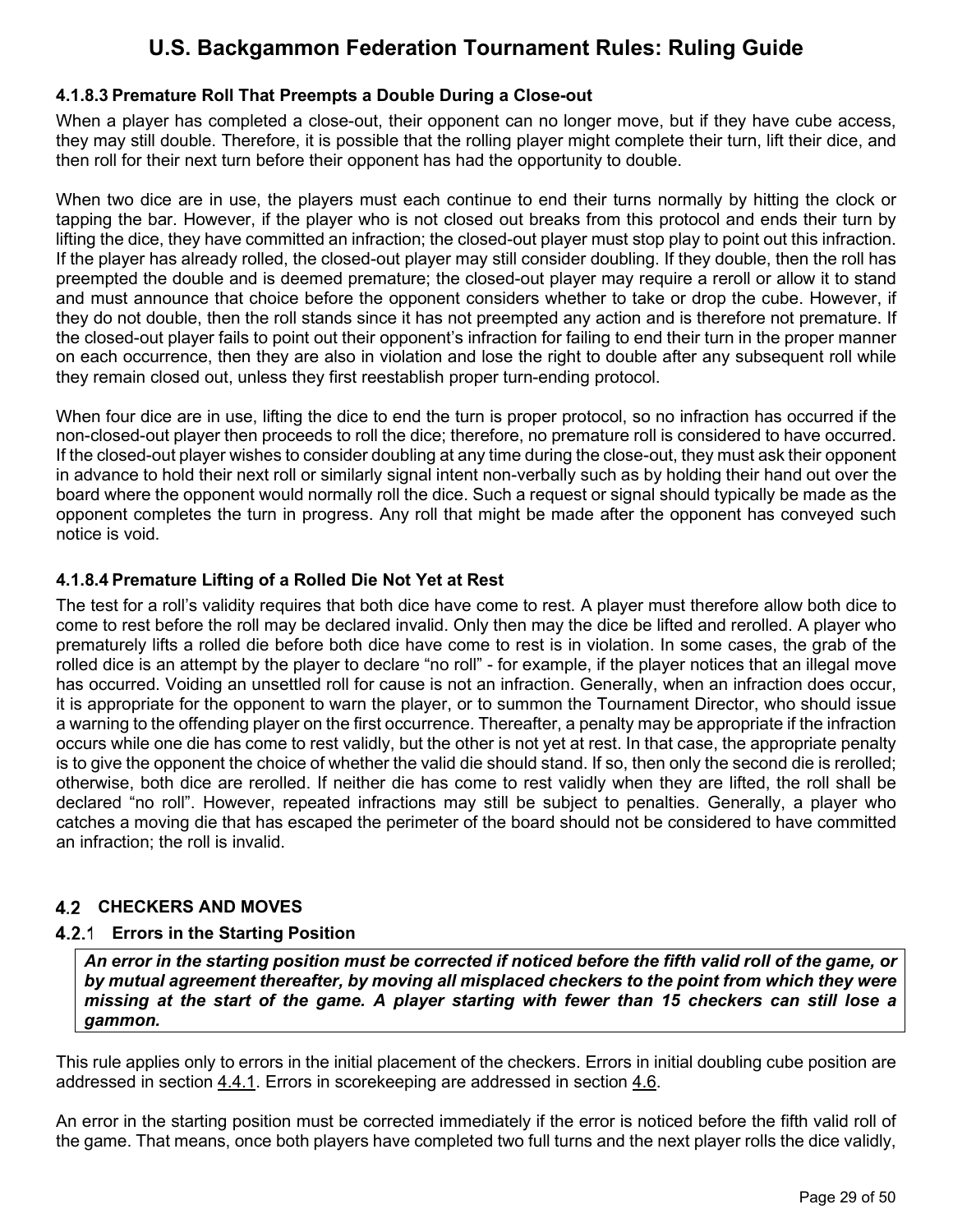#### 4.1.8.3 Premature Roll That Preempts a Double During a Close-out

When a player has completed a close-out, their opponent can no longer move, but if they have cube access, they may still double. Therefore, it is possible that the rolling player might complete their turn, lift their dice, and then roll for their next turn before their opponent has had the opportunity to double.

When two dice are in use, the players must each continue to end their turns normally by hitting the clock or tapping the bar. However, if the player who is not closed out breaks from this protocol and ends their turn by lifting the dice, they have committed an infraction; the closed-out player must stop play to point out this infraction. If the player has already rolled, the closed-out player may still consider doubling. If they double, then the roll has preempted the double and is deemed premature; the closed-out player may require a reroll or allow it to stand and must announce that choice before the opponent considers whether to take or drop the cube. However, if they do not double, then the roll stands since it has not preempted any action and is therefore not premature. If the closed-out player fails to point out their opponent's infraction for failing to end their turn in the proper manner on each occurrence, then they are also in violation and lose the right to double after any subsequent roll while they remain closed out, unless they first reestablish proper turn-ending protocol.

When four dice are in use, lifting the dice to end the turn is proper protocol, so no infraction has occurred if the non-closed-out player then proceeds to roll the dice; therefore, no premature roll is considered to have occurred. If the closed-out player wishes to consider doubling at any time during the close-out, they must ask their opponent in advance to hold their next roll or similarly signal intent non-verbally such as by holding their hand out over the board where the opponent would normally roll the dice. Such a request or signal should typically be made as the opponent completes the turn in progress. Any roll that might be made after the opponent has conveyed such notice is void.

#### 4.1.8.4 Premature Lifting of a Rolled Die Not Yet at Rest

The test for a roll's validity requires that both dice have come to rest. A player must therefore allow both dice to come to rest before the roll may be declared invalid. Only then may the dice be lifted and rerolled. A player who prematurely lifts a rolled die before both dice have come to rest is in violation. In some cases, the grab of the rolled dice is an attempt by the player to declare "no roll" - for example, if the player notices that an illegal move has occurred. Voiding an unsettled roll for cause is not an infraction. Generally, when an infraction does occur, it is appropriate for the opponent to warn the player, or to summon the Tournament Director, who should issue a warning to the offending player on the first occurrence. Thereafter, a penalty may be appropriate if the infraction occurs while one die has come to rest validly, but the other is not yet at rest. In that case, the appropriate penalty is to give the opponent the choice of whether the valid die should stand. If so, then only the second die is rerolled; otherwise, both dice are rerolled. If neither die has come to rest validly when they are lifted, the roll shall be declared "no roll". However, repeated infractions may still be subject to penalties. Generally, a player who catches a moving die that has escaped the perimeter of the board should not be considered to have committed an infraction; the roll is invalid.

## 4.2 CHECKERS AND MOVES

### 4.2.1 Errors in the Starting Position

***An error in the starting position must be corrected if noticed before the fifth valid roll of the game, or by mutual agreement thereafter, by moving all misplaced checkers to the point from which they were missing at the start of the game. A player starting with fewer than 15 checkers can still lose a gammon.***

This rule applies only to errors in the initial placement of the checkers. Errors in initial doubling cube position are addressed in section 4.4.1. Errors in scorekeeping are addressed in section 4.6.

An error in the starting position must be corrected immediately if the error is noticed before the fifth valid roll of the game. That means, once both players have completed two full turns and the next player rolls the dice validly,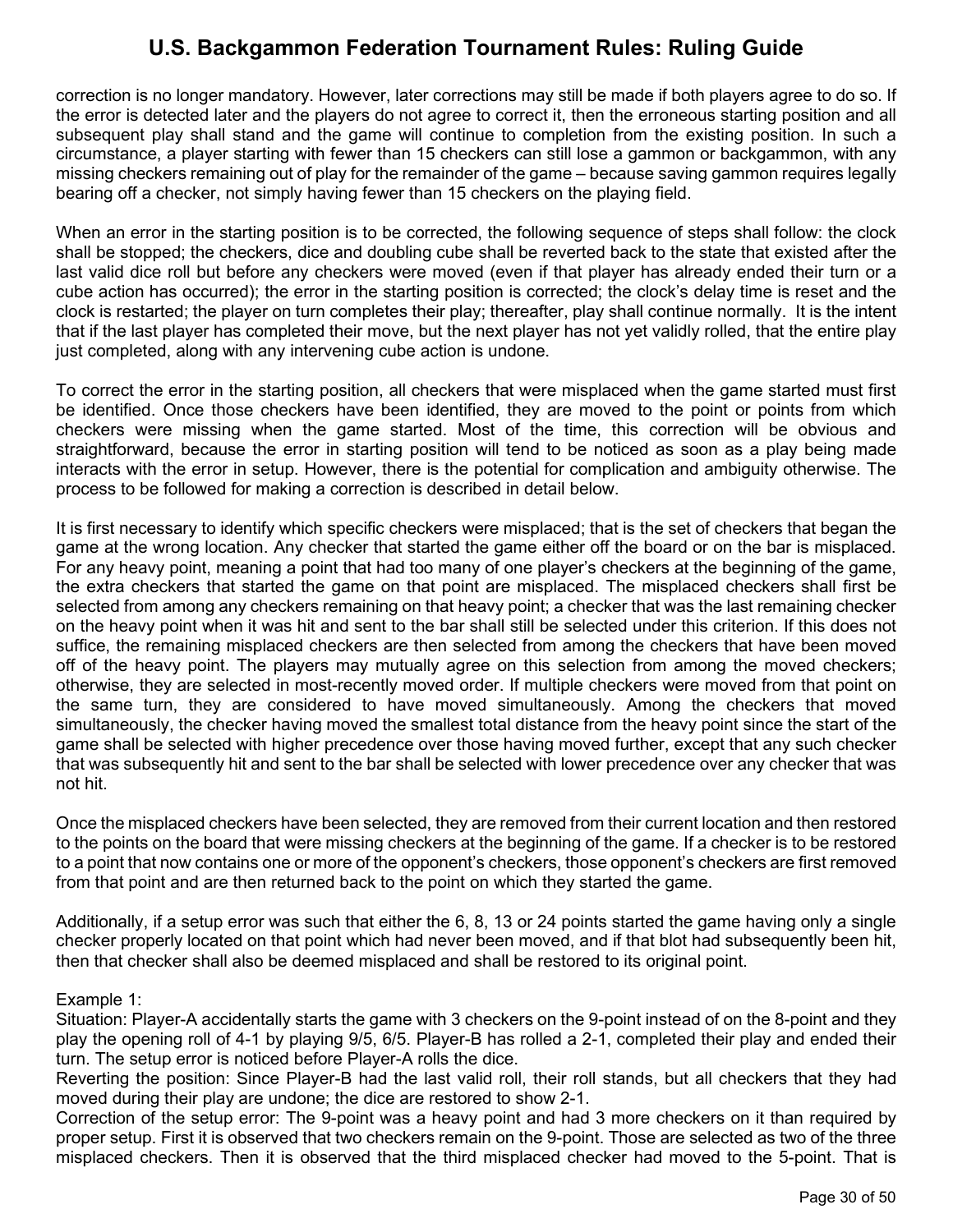correction is no longer mandatory. However, later corrections may still be made if both players agree to do so. If the error is detected later and the players do not agree to correct it, then the erroneous starting position and all subsequent play shall stand and the game will continue to completion from the existing position. In such a circumstance, a player starting with fewer than 15 checkers can still lose a gammon or backgammon, with any missing checkers remaining out of play for the remainder of the game – because saving gammon requires legally bearing off a checker, not simply having fewer than 15 checkers on the playing field.

When an error in the starting position is to be corrected, the following sequence of steps shall follow: the clock shall be stopped; the checkers, dice and doubling cube shall be reverted back to the state that existed after the last valid dice roll but before any checkers were moved (even if that player has already ended their turn or a cube action has occurred); the error in the starting position is corrected; the clock's delay time is reset and the clock is restarted; the player on turn completes their play; thereafter, play shall continue normally. It is the intent that if the last player has completed their move, but the next player has not yet validly rolled, that the entire play just completed, along with any intervening cube action is undone.

To correct the error in the starting position, all checkers that were misplaced when the game started must first be identified. Once those checkers have been identified, they are moved to the point or points from which checkers were missing when the game started. Most of the time, this correction will be obvious and straightforward, because the error in starting position will tend to be noticed as soon as a play being made interacts with the error in setup. However, there is the potential for complication and ambiguity otherwise. The process to be followed for making a correction is described in detail below.

It is first necessary to identify which specific checkers were misplaced; that is the set of checkers that began the game at the wrong location. Any checker that started the game either off the board or on the bar is misplaced. For any heavy point, meaning a point that had too many of one player's checkers at the beginning of the game, the extra checkers that started the game on that point are misplaced. The misplaced checkers shall first be selected from among any checkers remaining on that heavy point; a checker that was the last remaining checker on the heavy point when it was hit and sent to the bar shall still be selected under this criterion. If this does not suffice, the remaining misplaced checkers are then selected from among the checkers that have been moved off of the heavy point. The players may mutually agree on this selection from among the moved checkers; otherwise, they are selected in most-recently moved order. If multiple checkers were moved from that point on the same turn, they are considered to have moved simultaneously. Among the checkers that moved simultaneously, the checker having moved the smallest total distance from the heavy point since the start of the game shall be selected with higher precedence over those having moved further, except that any such checker that was subsequently hit and sent to the bar shall be selected with lower precedence over any checker that was not hit.

Once the misplaced checkers have been selected, they are removed from their current location and then restored to the points on the board that were missing checkers at the beginning of the game. If a checker is to be restored to a point that now contains one or more of the opponent's checkers, those opponent's checkers are first removed from that point and are then returned back to the point on which they started the game.

Additionally, if a setup error was such that either the 6, 8, 13 or 24 points started the game having only a single checker properly located on that point which had never been moved, and if that blot had subsequently been hit, then that checker shall also be deemed misplaced and shall be restored to its original point.

Example 1:
Situation: Player-A accidentally starts the game with 3 checkers on the 9-point instead of on the 8-point and they play the opening roll of 4-1 by playing 9/5, 6/5. Player-B has rolled a 2-1, completed their play and ended their turn. The setup error is noticed before Player-A rolls the dice.
Reverting the position: Since Player-B had the last valid roll, their roll stands, but all checkers that they had moved during their play are undone; the dice are restored to show 2-1.
Correction of the setup error: The 9-point was a heavy point and had 3 more checkers on it than required by proper setup. First it is observed that two checkers remain on the 9-point. Those are selected as two of the three misplaced checkers. Then it is observed that the third misplaced checker had moved to the 5-point. That is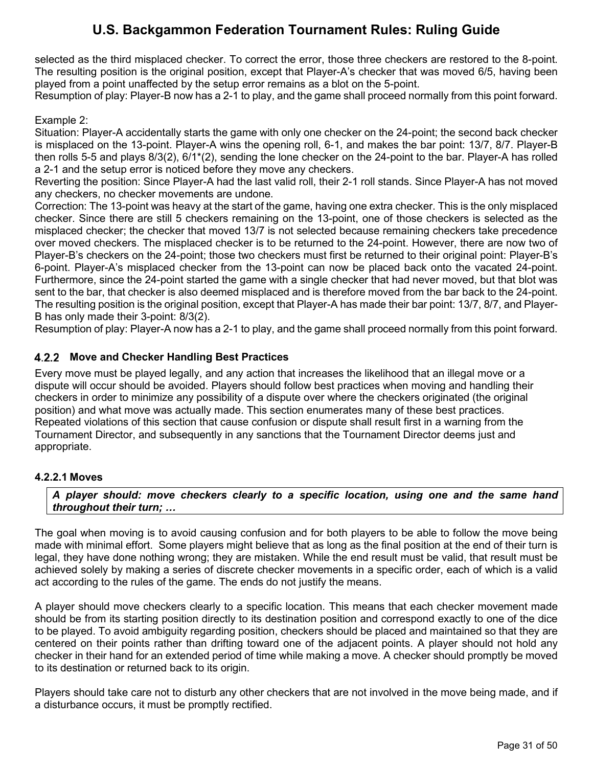selected as the third misplaced checker. To correct the error, those three checkers are restored to the 8-point. The resulting position is the original position, except that Player-A's checker that was moved 6/5, having been played from a point unaffected by the setup error remains as a blot on the 5-point.
Resumption of play: Player-B now has a 2-1 to play, and the game shall proceed normally from this point forward.

Example 2:
Situation: Player-A accidentally starts the game with only one checker on the 24-point; the second back checker is misplaced on the 13-point. Player-A wins the opening roll, 6-1, and makes the bar point: 13/7, 8/7. Player-B then rolls 5-5 and plays 8/3(2), 6/1*(2), sending the lone checker on the 24-point to the bar. Player-A has rolled a 2-1 and the setup error is noticed before they move any checkers.
Reverting the position: Since Player-A had the last valid roll, their 2-1 roll stands. Since Player-A has not moved any checkers, no checker movements are undone.
Correction: The 13-point was heavy at the start of the game, having one extra checker. This is the only misplaced checker. Since there are still 5 checkers remaining on the 13-point, one of those checkers is selected as the misplaced checker; the checker that moved 13/7 is not selected because remaining checkers take precedence over moved checkers. The misplaced checker is to be returned to the 24-point. However, there are now two of Player-B's checkers on the 24-point; those two checkers must first be returned to their original point: Player-B's 6-point. Player-A's misplaced checker from the 13-point can now be placed back onto the vacated 24-point. Furthermore, since the 24-point started the game with a single checker that had never moved, but that blot was sent to the bar, that checker is also deemed misplaced and is therefore moved from the bar back to the 24-point. The resulting position is the original position, except that Player-A has made their bar point: 13/7, 8/7, and Player-B has only made their 3-point: 8/3(2).
Resumption of play: Player-A now has a 2-1 to play, and the game shall proceed normally from this point forward.

### 4.2.2 Move and Checker Handling Best Practices

Every move must be played legally, and any action that increases the likelihood that an illegal move or a dispute will occur should be avoided. Players should follow best practices when moving and handling their checkers in order to minimize any possibility of a dispute over where the checkers originated (the original position) and what move was actually made. This section enumerates many of these best practices. Repeated violations of this section that cause confusion or dispute shall result first in a warning from the Tournament Director, and subsequently in any sanctions that the Tournament Director deems just and appropriate.

#### 4.2.2.1 Moves

***A player should: move checkers clearly to a specific location, using one and the same hand throughout their turn; …***

The goal when moving is to avoid causing confusion and for both players to be able to follow the move being made with minimal effort. Some players might believe that as long as the final position at the end of their turn is legal, they have done nothing wrong; they are mistaken. While the end result must be valid, that result must be achieved solely by making a series of discrete checker movements in a specific order, each of which is a valid act according to the rules of the game. The ends do not justify the means.

A player should move checkers clearly to a specific location. This means that each checker movement made should be from its starting position directly to its destination position and correspond exactly to one of the dice to be played. To avoid ambiguity regarding position, checkers should be placed and maintained so that they are centered on their points rather than drifting toward one of the adjacent points. A player should not hold any checker in their hand for an extended period of time while making a move. A checker should promptly be moved to its destination or returned back to its origin.

Players should take care not to disturb any other checkers that are not involved in the move being made, and if a disturbance occurs, it must be promptly rectified.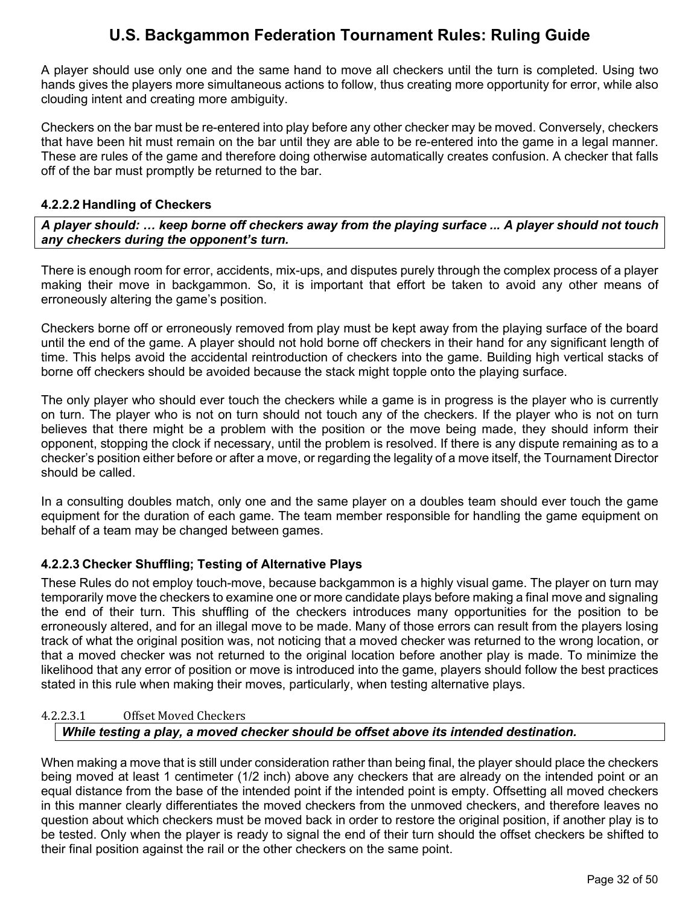A player should use only one and the same hand to move all checkers until the turn is completed. Using two hands gives the players more simultaneous actions to follow, thus creating more opportunity for error, while also clouding intent and creating more ambiguity.

Checkers on the bar must be re-entered into play before any other checker may be moved. Conversely, checkers that have been hit must remain on the bar until they are able to be re-entered into the game in a legal manner. These are rules of the game and therefore doing otherwise automatically creates confusion. A checker that falls off of the bar must promptly be returned to the bar.

### 4.2.2.2 Handling of Checkers

***A player should: … keep borne off checkers away from the playing surface ... A player should not touch any checkers during the opponent's turn.***

There is enough room for error, accidents, mix-ups, and disputes purely through the complex process of a player making their move in backgammon. So, it is important that effort be taken to avoid any other means of erroneously altering the game's position.

Checkers borne off or erroneously removed from play must be kept away from the playing surface of the board until the end of the game. A player should not hold borne off checkers in their hand for any significant length of time. This helps avoid the accidental reintroduction of checkers into the game. Building high vertical stacks of borne off checkers should be avoided because the stack might topple onto the playing surface.

The only player who should ever touch the checkers while a game is in progress is the player who is currently on turn. The player who is not on turn should not touch any of the checkers. If the player who is not on turn believes that there might be a problem with the position or the move being made, they should inform their opponent, stopping the clock if necessary, until the problem is resolved. If there is any dispute remaining as to a checker's position either before or after a move, or regarding the legality of a move itself, the Tournament Director should be called.

In a consulting doubles match, only one and the same player on a doubles team should ever touch the game equipment for the duration of each game. The team member responsible for handling the game equipment on behalf of a team may be changed between games.

### 4.2.2.3 Checker Shuffling; Testing of Alternative Plays

These Rules do not employ touch-move, because backgammon is a highly visual game. The player on turn may temporarily move the checkers to examine one or more candidate plays before making a final move and signaling the end of their turn. This shuffling of the checkers introduces many opportunities for the position to be erroneously altered, and for an illegal move to be made. Many of those errors can result from the players losing track of what the original position was, not noticing that a moved checker was returned to the wrong location, or that a moved checker was not returned to the original location before another play is made. To minimize the likelihood that any error of position or move is introduced into the game, players should follow the best practices stated in this rule when making their moves, particularly, when testing alternative plays.

#### 4.2.2.3.1 Offset Moved Checkers

***While testing a play, a moved checker should be offset above its intended destination.***

When making a move that is still under consideration rather than being final, the player should place the checkers being moved at least 1 centimeter (1/2 inch) above any checkers that are already on the intended point or an equal distance from the base of the intended point if the intended point is empty. Offsetting all moved checkers in this manner clearly differentiates the moved checkers from the unmoved checkers, and therefore leaves no question about which checkers must be moved back in order to restore the original position, if another play is to be tested. Only when the player is ready to signal the end of their turn should the offset checkers be shifted to their final position against the rail or the other checkers on the same point.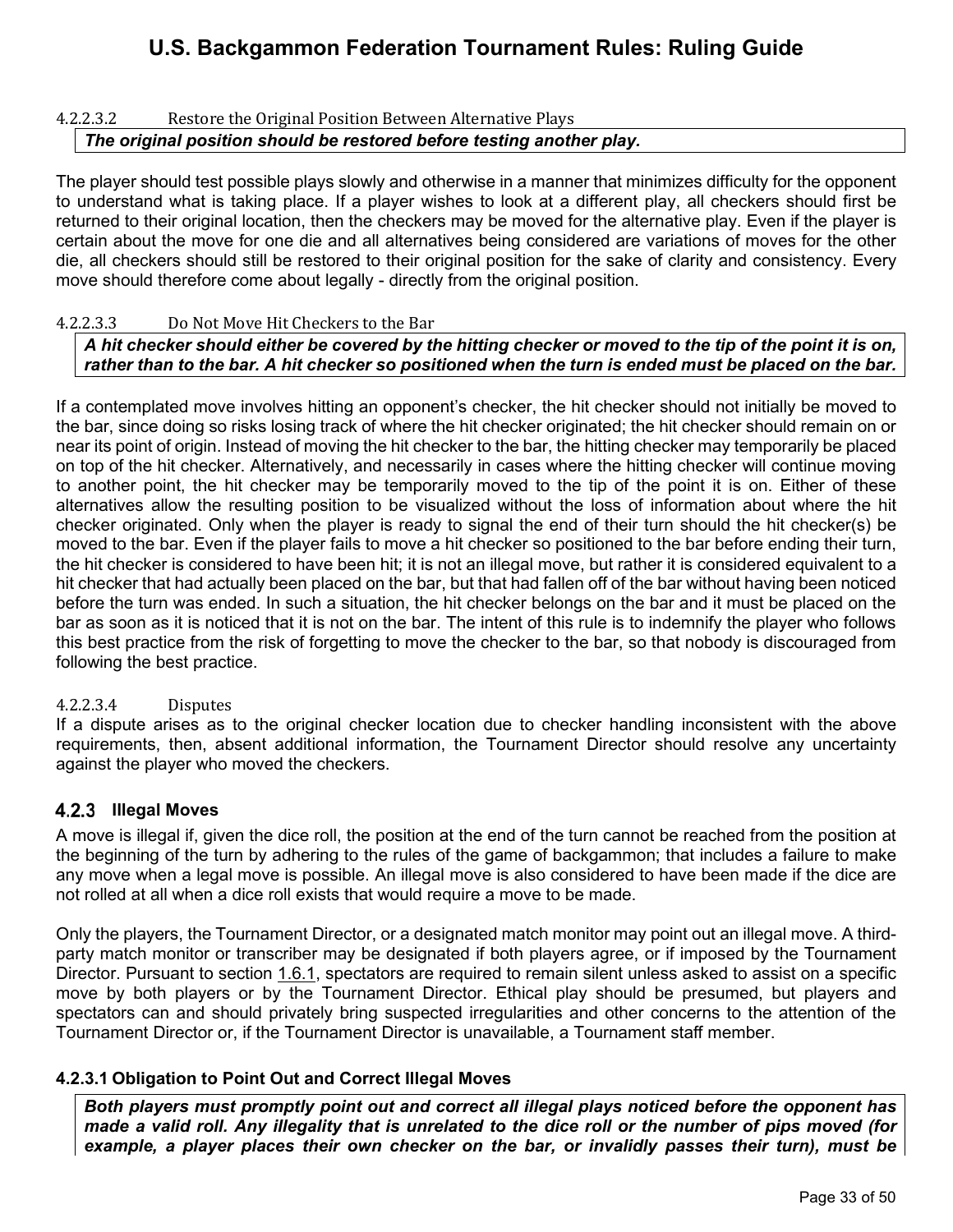#### 4.2.2.3.2 Restore the Original Position Between Alternative Plays

***The original position should be restored before testing another play.***

The player should test possible plays slowly and otherwise in a manner that minimizes difficulty for the opponent to understand what is taking place. If a player wishes to look at a different play, all checkers should first be returned to their original location, then the checkers may be moved for the alternative play. Even if the player is certain about the move for one die and all alternatives being considered are variations of moves for the other die, all checkers should still be restored to their original position for the sake of clarity and consistency. Every move should therefore come about legally - directly from the original position.

#### 4.2.2.3.3 Do Not Move Hit Checkers to the Bar

***A hit checker should either be covered by the hitting checker or moved to the tip of the point it is on, rather than to the bar. A hit checker so positioned when the turn is ended must be placed on the bar.***

If a contemplated move involves hitting an opponent's checker, the hit checker should not initially be moved to the bar, since doing so risks losing track of where the hit checker originated; the hit checker should remain on or near its point of origin. Instead of moving the hit checker to the bar, the hitting checker may temporarily be placed on top of the hit checker. Alternatively, and necessarily in cases where the hitting checker will continue moving to another point, the hit checker may be temporarily moved to the tip of the point it is on. Either of these alternatives allow the resulting position to be visualized without the loss of information about where the hit checker originated. Only when the player is ready to signal the end of their turn should the hit checker(s) be moved to the bar. Even if the player fails to move a hit checker so positioned to the bar before ending their turn, the hit checker is considered to have been hit; it is not an illegal move, but rather it is considered equivalent to a hit checker that had actually been placed on the bar, but that had fallen off of the bar without having been noticed before the turn was ended. In such a situation, the hit checker belongs on the bar and it must be placed on the bar as soon as it is noticed that it is not on the bar. The intent of this rule is to indemnify the player who follows this best practice from the risk of forgetting to move the checker to the bar, so that nobody is discouraged from following the best practice.

#### 4.2.2.3.4 Disputes

If a dispute arises as to the original checker location due to checker handling inconsistent with the above requirements, then, absent additional information, the Tournament Director should resolve any uncertainty against the player who moved the checkers.

### 4.2.3 Illegal Moves

A move is illegal if, given the dice roll, the position at the end of the turn cannot be reached from the position at the beginning of the turn by adhering to the rules of the game of backgammon; that includes a failure to make any move when a legal move is possible. An illegal move is also considered to have been made if the dice are not rolled at all when a dice roll exists that would require a move to be made.

Only the players, the Tournament Director, or a designated match monitor may point out an illegal move. A third-party match monitor or transcriber may be designated if both players agree, or if imposed by the Tournament Director. Pursuant to section 1.6.1, spectators are required to remain silent unless asked to assist on a specific move by both players or by the Tournament Director. Ethical play should be presumed, but players and spectators can and should privately bring suspected irregularities and other concerns to the attention of the Tournament Director or, if the Tournament Director is unavailable, a Tournament staff member.

#### 4.2.3.1 Obligation to Point Out and Correct Illegal Moves

***Both players must promptly point out and correct all illegal plays noticed before the opponent has made a valid roll. Any illegality that is unrelated to the dice roll or the number of pips moved (for example, a player places their own checker on the bar, or invalidly passes their turn), must be***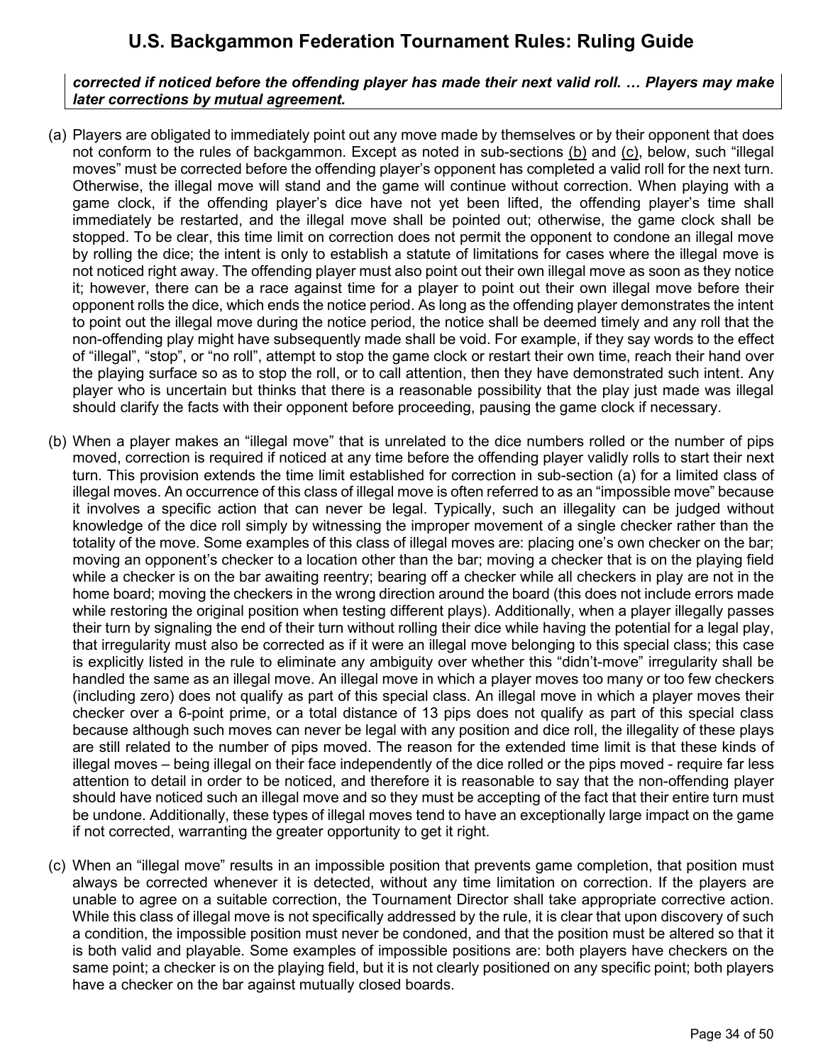***corrected if noticed before the offending player has made their next valid roll. … Players may make later corrections by mutual agreement.***

(a) Players are obligated to immediately point out any move made by themselves or by their opponent that does not conform to the rules of backgammon. Except as noted in sub-sections (b) and (c), below, such "illegal moves" must be corrected before the offending player's opponent has completed a valid roll for the next turn. Otherwise, the illegal move will stand and the game will continue without correction. When playing with a game clock, if the offending player's dice have not yet been lifted, the offending player's time shall immediately be restarted, and the illegal move shall be pointed out; otherwise, the game clock shall be stopped. To be clear, this time limit on correction does not permit the opponent to condone an illegal move by rolling the dice; the intent is only to establish a statute of limitations for cases where the illegal move is not noticed right away. The offending player must also point out their own illegal move as soon as they notice it; however, there can be a race against time for a player to point out their own illegal move before their opponent rolls the dice, which ends the notice period. As long as the offending player demonstrates the intent to point out the illegal move during the notice period, the notice shall be deemed timely and any roll that the non-offending play might have subsequently made shall be void. For example, if they say words to the effect of "illegal", "stop", or "no roll", attempt to stop the game clock or restart their own time, reach their hand over the playing surface so as to stop the roll, or to call attention, then they have demonstrated such intent. Any player who is uncertain but thinks that there is a reasonable possibility that the play just made was illegal should clarify the facts with their opponent before proceeding, pausing the game clock if necessary.

(b) When a player makes an "illegal move" that is unrelated to the dice numbers rolled or the number of pips moved, correction is required if noticed at any time before the offending player validly rolls to start their next turn. This provision extends the time limit established for correction in sub-section (a) for a limited class of illegal moves. An occurrence of this class of illegal move is often referred to as an "impossible move" because it involves a specific action that can never be legal. Typically, such an illegality can be judged without knowledge of the dice roll simply by witnessing the improper movement of a single checker rather than the totality of the move. Some examples of this class of illegal moves are: placing one's own checker on the bar; moving an opponent's checker to a location other than the bar; moving a checker that is on the playing field while a checker is on the bar awaiting reentry; bearing off a checker while all checkers in play are not in the home board; moving the checkers in the wrong direction around the board (this does not include errors made while restoring the original position when testing different plays). Additionally, when a player illegally passes their turn by signaling the end of their turn without rolling their dice while having the potential for a legal play, that irregularity must also be corrected as if it were an illegal move belonging to this special class; this case is explicitly listed in the rule to eliminate any ambiguity over whether this "didn't-move" irregularity shall be handled the same as an illegal move. An illegal move in which a player moves too many or too few checkers (including zero) does not qualify as part of this special class. An illegal move in which a player moves their checker over a 6-point prime, or a total distance of 13 pips does not qualify as part of this special class because although such moves can never be legal with any position and dice roll, the illegality of these plays are still related to the number of pips moved. The reason for the extended time limit is that these kinds of illegal moves – being illegal on their face independently of the dice rolled or the pips moved - require far less attention to detail in order to be noticed, and therefore it is reasonable to say that the non-offending player should have noticed such an illegal move and so they must be accepting of the fact that their entire turn must be undone. Additionally, these types of illegal moves tend to have an exceptionally large impact on the game if not corrected, warranting the greater opportunity to get it right.

(c) When an "illegal move" results in an impossible position that prevents game completion, that position must always be corrected whenever it is detected, without any time limitation on correction. If the players are unable to agree on a suitable correction, the Tournament Director shall take appropriate corrective action. While this class of illegal move is not specifically addressed by the rule, it is clear that upon discovery of such a condition, the impossible position must never be condoned, and that the position must be altered so that it is both valid and playable. Some examples of impossible positions are: both players have checkers on the same point; a checker is on the playing field, but it is not clearly positioned on any specific point; both players have a checker on the bar against mutually closed boards.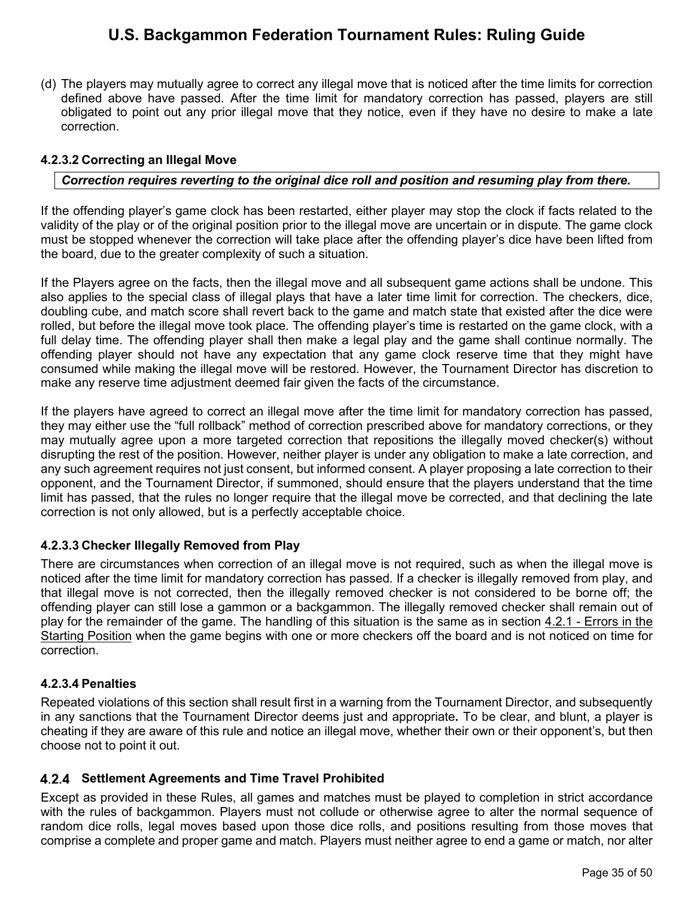(d) The players may mutually agree to correct any illegal move that is noticed after the time limits for correction defined above have passed. After the time limit for mandatory correction has passed, players are still obligated to point out any prior illegal move that they notice, even if they have no desire to make a late correction.

#### 4.2.3.2 Correcting an Illegal Move

***Correction requires reverting to the original dice roll and position and resuming play from there.***

If the offending player's game clock has been restarted, either player may stop the clock if facts related to the validity of the play or of the original position prior to the illegal move are uncertain or in dispute. The game clock must be stopped whenever the correction will take place after the offending player's dice have been lifted from the board, due to the greater complexity of such a situation.

If the Players agree on the facts, then the illegal move and all subsequent game actions shall be undone. This also applies to the special class of illegal plays that have a later time limit for correction. The checkers, dice, doubling cube, and match score shall revert back to the game and match state that existed after the dice were rolled, but before the illegal move took place. The offending player's time is restarted on the game clock, with a full delay time. The offending player shall then make a legal play and the game shall continue normally. The offending player should not have any expectation that any game clock reserve time that they might have consumed while making the illegal move will be restored. However, the Tournament Director has discretion to make any reserve time adjustment deemed fair given the facts of the circumstance.

If the players have agreed to correct an illegal move after the time limit for mandatory correction has passed, they may either use the "full rollback" method of correction prescribed above for mandatory corrections, or they may mutually agree upon a more targeted correction that repositions the illegally moved checker(s) without disrupting the rest of the position. However, neither player is under any obligation to make a late correction, and any such agreement requires not just consent, but informed consent. A player proposing a late correction to their opponent, and the Tournament Director, if summoned, should ensure that the players understand that the time limit has passed, that the rules no longer require that the illegal move be corrected, and that declining the late correction is not only allowed, but is a perfectly acceptable choice.

#### 4.2.3.3 Checker Illegally Removed from Play

There are circumstances when correction of an illegal move is not required, such as when the illegal move is noticed after the time limit for mandatory correction has passed. If a checker is illegally removed from play, and that illegal move is not corrected, then the illegally removed checker is not considered to be borne off; the offending player can still lose a gammon or a backgammon. The illegally removed checker shall remain out of play for the remainder of the game. The handling of this situation is the same as in section 4.2.1 - Errors in the Starting Position when the game begins with one or more checkers off the board and is not noticed on time for correction.

#### 4.2.3.4 Penalties

Repeated violations of this section shall result first in a warning from the Tournament Director, and subsequently in any sanctions that the Tournament Director deems just and appropriate**.** To be clear, and blunt, a player is cheating if they are aware of this rule and notice an illegal move, whether their own or their opponent's, but then choose not to point it out.

### 4.2.4 Settlement Agreements and Time Travel Prohibited

Except as provided in these Rules, all games and matches must be played to completion in strict accordance with the rules of backgammon. Players must not collude or otherwise agree to alter the normal sequence of random dice rolls, legal moves based upon those dice rolls, and positions resulting from those moves that comprise a complete and proper game and match. Players must neither agree to end a game or match, nor alter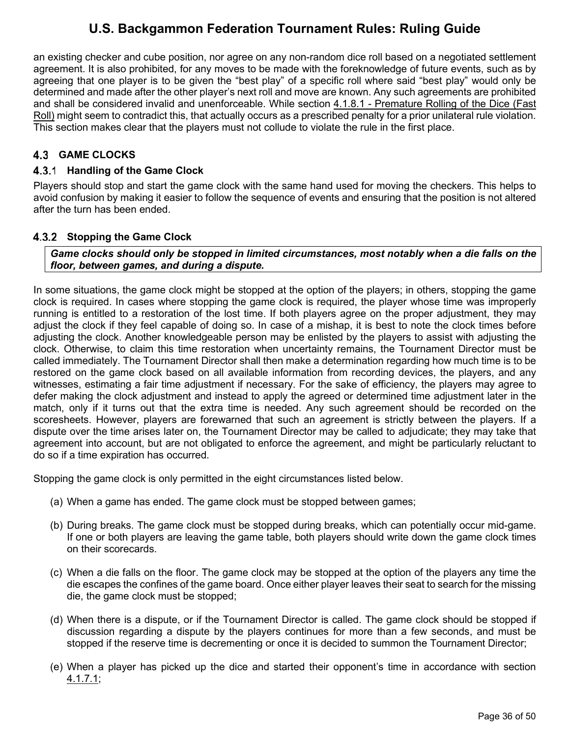an existing checker and cube position, nor agree on any non-random dice roll based on a negotiated settlement agreement. It is also prohibited, for any moves to be made with the foreknowledge of future events, such as by agreeing that one player is to be given the "best play" of a specific roll where said "best play" would only be determined and made after the other player's next roll and move are known. Any such agreements are prohibited and shall be considered invalid and unenforceable. While section 4.1.8.1 - Premature Rolling of the Dice (Fast Roll) might seem to contradict this, that actually occurs as a prescribed penalty for a prior unilateral rule violation. This section makes clear that the players must not collude to violate the rule in the first place.

## 4.3 GAME CLOCKS

### 4.3.1 Handling of the Game Clock

Players should stop and start the game clock with the same hand used for moving the checkers. This helps to avoid confusion by making it easier to follow the sequence of events and ensuring that the position is not altered after the turn has been ended.

### 4.3.2 Stopping the Game Clock

***Game clocks should only be stopped in limited circumstances, most notably when a die falls on the floor, between games, and during a dispute.***

In some situations, the game clock might be stopped at the option of the players; in others, stopping the game clock is required. In cases where stopping the game clock is required, the player whose time was improperly running is entitled to a restoration of the lost time. If both players agree on the proper adjustment, they may adjust the clock if they feel capable of doing so. In case of a mishap, it is best to note the clock times before adjusting the clock. Another knowledgeable person may be enlisted by the players to assist with adjusting the clock. Otherwise, to claim this time restoration when uncertainty remains, the Tournament Director must be called immediately. The Tournament Director shall then make a determination regarding how much time is to be restored on the game clock based on all available information from recording devices, the players, and any witnesses, estimating a fair time adjustment if necessary. For the sake of efficiency, the players may agree to defer making the clock adjustment and instead to apply the agreed or determined time adjustment later in the match, only if it turns out that the extra time is needed. Any such agreement should be recorded on the scoresheets. However, players are forewarned that such an agreement is strictly between the players. If a dispute over the time arises later on, the Tournament Director may be called to adjudicate; they may take that agreement into account, but are not obligated to enforce the agreement, and might be particularly reluctant to do so if a time expiration has occurred.

Stopping the game clock is only permitted in the eight circumstances listed below.

(a) When a game has ended. The game clock must be stopped between games;

(b) During breaks. The game clock must be stopped during breaks, which can potentially occur mid-game. If one or both players are leaving the game table, both players should write down the game clock times on their scorecards.

(c) When a die falls on the floor. The game clock may be stopped at the option of the players any time the die escapes the confines of the game board. Once either player leaves their seat to search for the missing die, the game clock must be stopped;

(d) When there is a dispute, or if the Tournament Director is called. The game clock should be stopped if discussion regarding a dispute by the players continues for more than a few seconds, and must be stopped if the reserve time is decrementing or once it is decided to summon the Tournament Director;

(e) When a player has picked up the dice and started their opponent's time in accordance with section 4.1.7.1;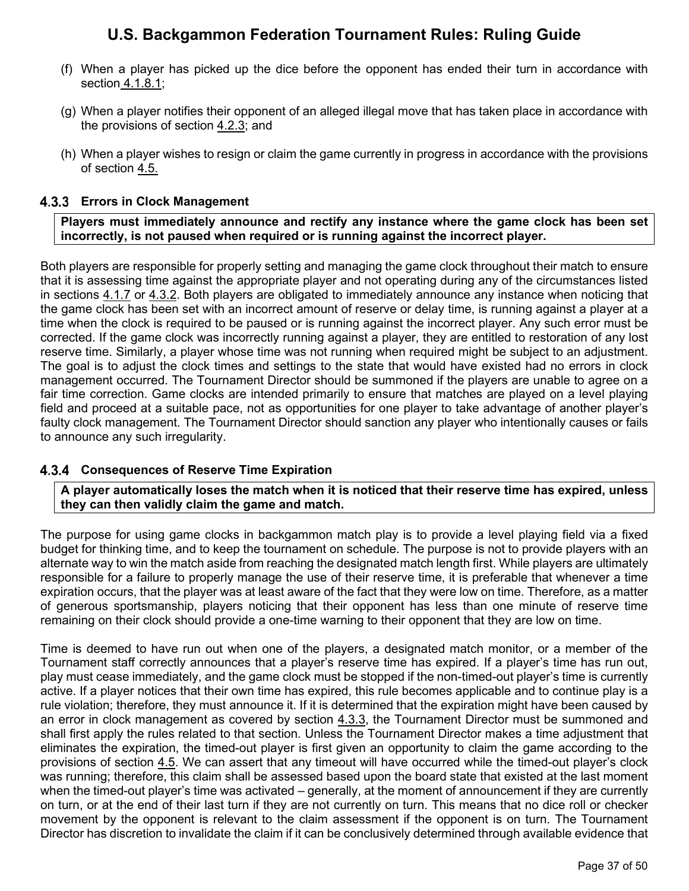(f) When a player has picked up the dice before the opponent has ended their turn in accordance with section 4.1.8.1;

(g) When a player notifies their opponent of an alleged illegal move that has taken place in accordance with the provisions of section 4.2.3; and

(h) When a player wishes to resign or claim the game currently in progress in accordance with the provisions of section 4.5.

### 4.3.3 Errors in Clock Management

**Players must immediately announce and rectify any instance where the game clock has been set incorrectly, is not paused when required or is running against the incorrect player.**

Both players are responsible for properly setting and managing the game clock throughout their match to ensure that it is assessing time against the appropriate player and not operating during any of the circumstances listed in sections 4.1.7 or 4.3.2. Both players are obligated to immediately announce any instance when noticing that the game clock has been set with an incorrect amount of reserve or delay time, is running against a player at a time when the clock is required to be paused or is running against the incorrect player. Any such error must be corrected. If the game clock was incorrectly running against a player, they are entitled to restoration of any lost reserve time. Similarly, a player whose time was not running when required might be subject to an adjustment. The goal is to adjust the clock times and settings to the state that would have existed had no errors in clock management occurred. The Tournament Director should be summoned if the players are unable to agree on a fair time correction. Game clocks are intended primarily to ensure that matches are played on a level playing field and proceed at a suitable pace, not as opportunities for one player to take advantage of another player's faulty clock management. The Tournament Director should sanction any player who intentionally causes or fails to announce any such irregularity.

### 4.3.4 Consequences of Reserve Time Expiration

**A player automatically loses the match when it is noticed that their reserve time has expired, unless they can then validly claim the game and match.**

The purpose for using game clocks in backgammon match play is to provide a level playing field via a fixed budget for thinking time, and to keep the tournament on schedule. The purpose is not to provide players with an alternate way to win the match aside from reaching the designated match length first. While players are ultimately responsible for a failure to properly manage the use of their reserve time, it is preferable that whenever a time expiration occurs, that the player was at least aware of the fact that they were low on time. Therefore, as a matter of generous sportsmanship, players noticing that their opponent has less than one minute of reserve time remaining on their clock should provide a one-time warning to their opponent that they are low on time.

Time is deemed to have run out when one of the players, a designated match monitor, or a member of the Tournament staff correctly announces that a player's reserve time has expired. If a player's time has run out, play must cease immediately, and the game clock must be stopped if the non-timed-out player's time is currently active. If a player notices that their own time has expired, this rule becomes applicable and to continue play is a rule violation; therefore, they must announce it. If it is determined that the expiration might have been caused by an error in clock management as covered by section 4.3.3, the Tournament Director must be summoned and shall first apply the rules related to that section. Unless the Tournament Director makes a time adjustment that eliminates the expiration, the timed-out player is first given an opportunity to claim the game according to the provisions of section 4.5. We can assert that any timeout will have occurred while the timed-out player's clock was running; therefore, this claim shall be assessed based upon the board state that existed at the last moment when the timed-out player's time was activated – generally, at the moment of announcement if they are currently on turn, or at the end of their last turn if they are not currently on turn. This means that no dice roll or checker movement by the opponent is relevant to the claim assessment if the opponent is on turn. The Tournament Director has discretion to invalidate the claim if it can be conclusively determined through available evidence that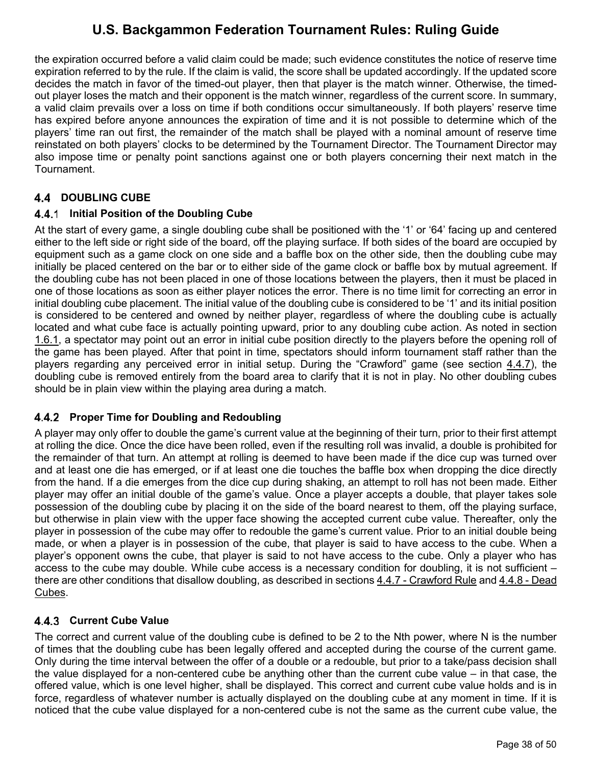the expiration occurred before a valid claim could be made; such evidence constitutes the notice of reserve time expiration referred to by the rule. If the claim is valid, the score shall be updated accordingly. If the updated score decides the match in favor of the timed-out player, then that player is the match winner. Otherwise, the timed-out player loses the match and their opponent is the match winner, regardless of the current score. In summary, a valid claim prevails over a loss on time if both conditions occur simultaneously. If both players' reserve time has expired before anyone announces the expiration of time and it is not possible to determine which of the players' time ran out first, the remainder of the match shall be played with a nominal amount of reserve time reinstated on both players' clocks to be determined by the Tournament Director. The Tournament Director may also impose time or penalty point sanctions against one or both players concerning their next match in the Tournament.

## 4.4 DOUBLING CUBE

### 4.4.1 Initial Position of the Doubling Cube

At the start of every game, a single doubling cube shall be positioned with the '1' or '64' facing up and centered either to the left side or right side of the board, off the playing surface. If both sides of the board are occupied by equipment such as a game clock on one side and a baffle box on the other side, then the doubling cube may initially be placed centered on the bar or to either side of the game clock or baffle box by mutual agreement. If the doubling cube has not been placed in one of those locations between the players, then it must be placed in one of those locations as soon as either player notices the error. There is no time limit for correcting an error in initial doubling cube placement. The initial value of the doubling cube is considered to be '1' and its initial position is considered to be centered and owned by neither player, regardless of where the doubling cube is actually located and what cube face is actually pointing upward, prior to any doubling cube action. As noted in section 1.6.1, a spectator may point out an error in initial cube position directly to the players before the opening roll of the game has been played. After that point in time, spectators should inform tournament staff rather than the players regarding any perceived error in initial setup. During the "Crawford" game (see section 4.4.7), the doubling cube is removed entirely from the board area to clarify that it is not in play. No other doubling cubes should be in plain view within the playing area during a match.

### 4.4.2 Proper Time for Doubling and Redoubling

A player may only offer to double the game's current value at the beginning of their turn, prior to their first attempt at rolling the dice. Once the dice have been rolled, even if the resulting roll was invalid, a double is prohibited for the remainder of that turn. An attempt at rolling is deemed to have been made if the dice cup was turned over and at least one die has emerged, or if at least one die touches the baffle box when dropping the dice directly from the hand. If a die emerges from the dice cup during shaking, an attempt to roll has not been made. Either player may offer an initial double of the game's value. Once a player accepts a double, that player takes sole possession of the doubling cube by placing it on the side of the board nearest to them, off the playing surface, but otherwise in plain view with the upper face showing the accepted current cube value. Thereafter, only the player in possession of the cube may offer to redouble the game's current value. Prior to an initial double being made, or when a player is in possession of the cube, that player is said to have access to the cube. When a player's opponent owns the cube, that player is said to not have access to the cube. Only a player who has access to the cube may double. While cube access is a necessary condition for doubling, it is not sufficient – there are other conditions that disallow doubling, as described in sections 4.4.7 - Crawford Rule and 4.4.8 - Dead Cubes.

### 4.4.3 Current Cube Value

The correct and current value of the doubling cube is defined to be 2 to the Nth power, where N is the number of times that the doubling cube has been legally offered and accepted during the course of the current game. Only during the time interval between the offer of a double or a redouble, but prior to a take/pass decision shall the value displayed for a non-centered cube be anything other than the current cube value – in that case, the offered value, which is one level higher, shall be displayed. This correct and current cube value holds and is in force, regardless of whatever number is actually displayed on the doubling cube at any moment in time. If it is noticed that the cube value displayed for a non-centered cube is not the same as the current cube value, the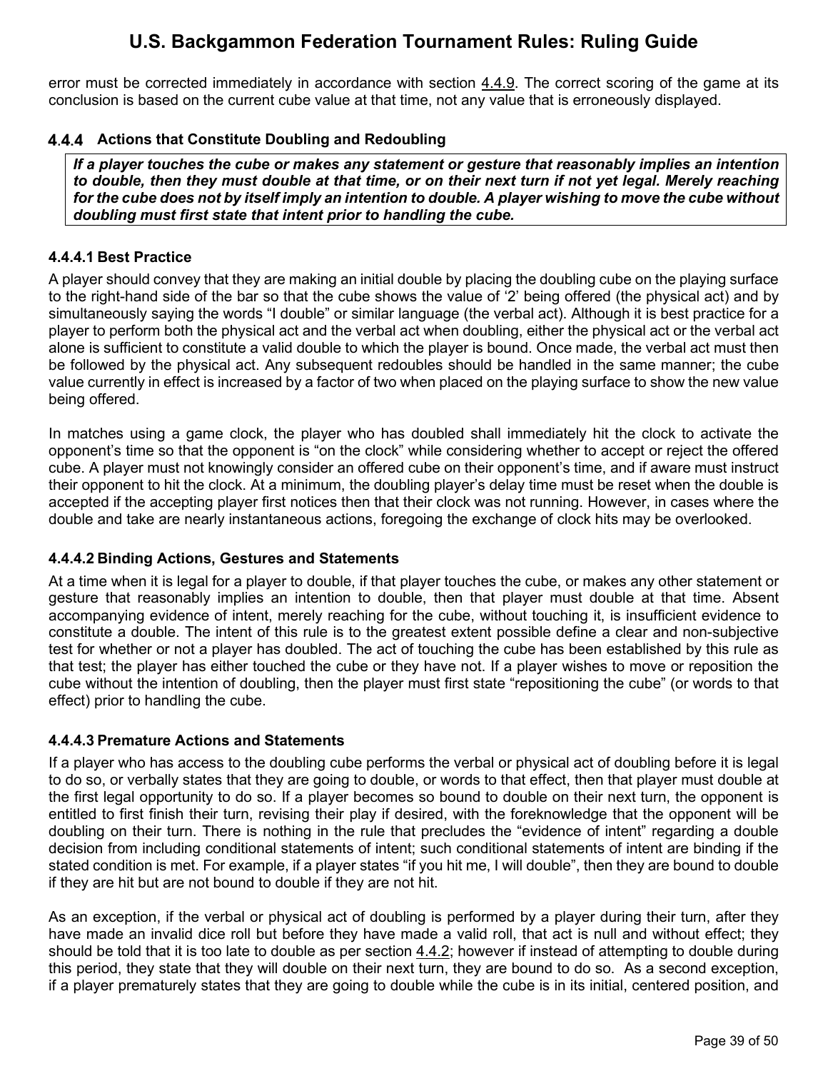error must be corrected immediately in accordance with section 4.4.9. The correct scoring of the game at its conclusion is based on the current cube value at that time, not any value that is erroneously displayed.

### 4.4.4 Actions that Constitute Doubling and Redoubling

> ***If a player touches the cube or makes any statement or gesture that reasonably implies an intention to double, then they must double at that time, or on their next turn if not yet legal. Merely reaching for the cube does not by itself imply an intention to double. A player wishing to move the cube without doubling must first state that intent prior to handling the cube.***

#### 4.4.4.1 Best Practice

A player should convey that they are making an initial double by placing the doubling cube on the playing surface to the right-hand side of the bar so that the cube shows the value of '2' being offered (the physical act) and by simultaneously saying the words "I double" or similar language (the verbal act). Although it is best practice for a player to perform both the physical act and the verbal act when doubling, either the physical act or the verbal act alone is sufficient to constitute a valid double to which the player is bound. Once made, the verbal act must then be followed by the physical act. Any subsequent redoubles should be handled in the same manner; the cube value currently in effect is increased by a factor of two when placed on the playing surface to show the new value being offered.

In matches using a game clock, the player who has doubled shall immediately hit the clock to activate the opponent's time so that the opponent is "on the clock" while considering whether to accept or reject the offered cube. A player must not knowingly consider an offered cube on their opponent's time, and if aware must instruct their opponent to hit the clock. At a minimum, the doubling player's delay time must be reset when the double is accepted if the accepting player first notices then that their clock was not running. However, in cases where the double and take are nearly instantaneous actions, foregoing the exchange of clock hits may be overlooked.

#### 4.4.4.2 Binding Actions, Gestures and Statements

At a time when it is legal for a player to double, if that player touches the cube, or makes any other statement or gesture that reasonably implies an intention to double, then that player must double at that time. Absent accompanying evidence of intent, merely reaching for the cube, without touching it, is insufficient evidence to constitute a double. The intent of this rule is to the greatest extent possible define a clear and non-subjective test for whether or not a player has doubled. The act of touching the cube has been established by this rule as that test; the player has either touched the cube or they have not. If a player wishes to move or reposition the cube without the intention of doubling, then the player must first state "repositioning the cube" (or words to that effect) prior to handling the cube.

#### 4.4.4.3 Premature Actions and Statements

If a player who has access to the doubling cube performs the verbal or physical act of doubling before it is legal to do so, or verbally states that they are going to double, or words to that effect, then that player must double at the first legal opportunity to do so. If a player becomes so bound to double on their next turn, the opponent is entitled to first finish their turn, revising their play if desired, with the foreknowledge that the opponent will be doubling on their turn. There is nothing in the rule that precludes the "evidence of intent" regarding a double decision from including conditional statements of intent; such conditional statements of intent are binding if the stated condition is met. For example, if a player states "if you hit me, I will double", then they are bound to double if they are hit but are not bound to double if they are not hit.

As an exception, if the verbal or physical act of doubling is performed by a player during their turn, after they have made an invalid dice roll but before they have made a valid roll, that act is null and without effect; they should be told that it is too late to double as per section 4.4.2; however if instead of attempting to double during this period, they state that they will double on their next turn, they are bound to do so. As a second exception, if a player prematurely states that they are going to double while the cube is in its initial, centered position, and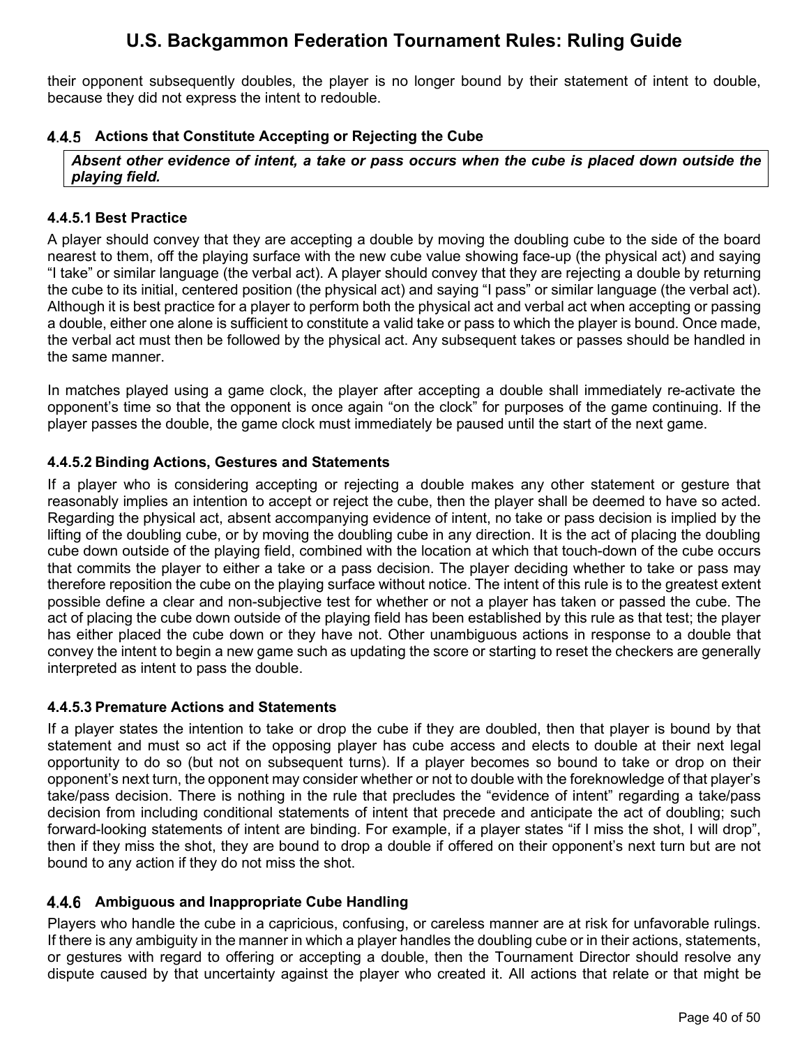their opponent subsequently doubles, the player is no longer bound by their statement of intent to double, because they did not express the intent to redouble.

### 4.4.5 Actions that Constitute Accepting or Rejecting the Cube

***Absent other evidence of intent, a take or pass occurs when the cube is placed down outside the playing field.***

#### 4.4.5.1 Best Practice

A player should convey that they are accepting a double by moving the doubling cube to the side of the board nearest to them, off the playing surface with the new cube value showing face-up (the physical act) and saying "I take" or similar language (the verbal act). A player should convey that they are rejecting a double by returning the cube to its initial, centered position (the physical act) and saying "I pass" or similar language (the verbal act). Although it is best practice for a player to perform both the physical act and verbal act when accepting or passing a double, either one alone is sufficient to constitute a valid take or pass to which the player is bound. Once made, the verbal act must then be followed by the physical act. Any subsequent takes or passes should be handled in the same manner.

In matches played using a game clock, the player after accepting a double shall immediately re-activate the opponent's time so that the opponent is once again "on the clock" for purposes of the game continuing. If the player passes the double, the game clock must immediately be paused until the start of the next game.

#### 4.4.5.2 Binding Actions, Gestures and Statements

If a player who is considering accepting or rejecting a double makes any other statement or gesture that reasonably implies an intention to accept or reject the cube, then the player shall be deemed to have so acted. Regarding the physical act, absent accompanying evidence of intent, no take or pass decision is implied by the lifting of the doubling cube, or by moving the doubling cube in any direction. It is the act of placing the doubling cube down outside of the playing field, combined with the location at which that touch-down of the cube occurs that commits the player to either a take or a pass decision. The player deciding whether to take or pass may therefore reposition the cube on the playing surface without notice. The intent of this rule is to the greatest extent possible define a clear and non-subjective test for whether or not a player has taken or passed the cube. The act of placing the cube down outside of the playing field has been established by this rule as that test; the player has either placed the cube down or they have not. Other unambiguous actions in response to a double that convey the intent to begin a new game such as updating the score or starting to reset the checkers are generally interpreted as intent to pass the double.

#### 4.4.5.3 Premature Actions and Statements

If a player states the intention to take or drop the cube if they are doubled, then that player is bound by that statement and must so act if the opposing player has cube access and elects to double at their next legal opportunity to do so (but not on subsequent turns). If a player becomes so bound to take or drop on their opponent's next turn, the opponent may consider whether or not to double with the foreknowledge of that player's take/pass decision. There is nothing in the rule that precludes the "evidence of intent" regarding a take/pass decision from including conditional statements of intent that precede and anticipate the act of doubling; such forward-looking statements of intent are binding. For example, if a player states "if I miss the shot, I will drop", then if they miss the shot, they are bound to drop a double if offered on their opponent's next turn but are not bound to any action if they do not miss the shot.

### 4.4.6 Ambiguous and Inappropriate Cube Handling

Players who handle the cube in a capricious, confusing, or careless manner are at risk for unfavorable rulings. If there is any ambiguity in the manner in which a player handles the doubling cube or in their actions, statements, or gestures with regard to offering or accepting a double, then the Tournament Director should resolve any dispute caused by that uncertainty against the player who created it. All actions that relate or that might be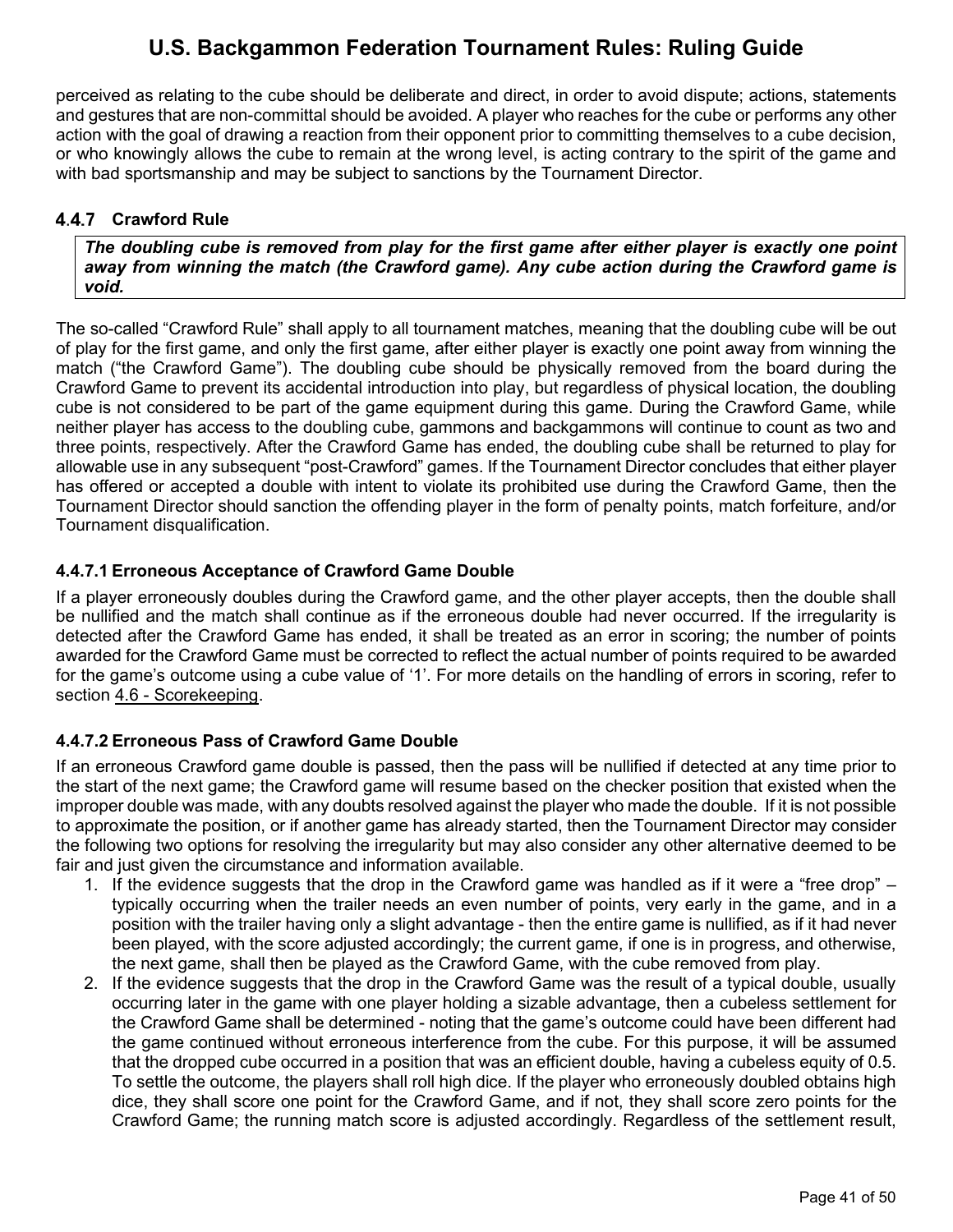perceived as relating to the cube should be deliberate and direct, in order to avoid dispute; actions, statements and gestures that are non-committal should be avoided. A player who reaches for the cube or performs any other action with the goal of drawing a reaction from their opponent prior to committing themselves to a cube decision, or who knowingly allows the cube to remain at the wrong level, is acting contrary to the spirit of the game and with bad sportsmanship and may be subject to sanctions by the Tournament Director.

### 4.4.7 Crawford Rule

> ***The doubling cube is removed from play for the first game after either player is exactly one point away from winning the match (the Crawford game). Any cube action during the Crawford game is void.***

The so-called “Crawford Rule” shall apply to all tournament matches, meaning that the doubling cube will be out of play for the first game, and only the first game, after either player is exactly one point away from winning the match (“the Crawford Game”). The doubling cube should be physically removed from the board during the Crawford Game to prevent its accidental introduction into play, but regardless of physical location, the doubling cube is not considered to be part of the game equipment during this game. During the Crawford Game, while neither player has access to the doubling cube, gammons and backgammons will continue to count as two and three points, respectively. After the Crawford Game has ended, the doubling cube shall be returned to play for allowable use in any subsequent “post-Crawford” games. If the Tournament Director concludes that either player has offered or accepted a double with intent to violate its prohibited use during the Crawford Game, then the Tournament Director should sanction the offending player in the form of penalty points, match forfeiture, and/or Tournament disqualification.

#### 4.4.7.1 Erroneous Acceptance of Crawford Game Double

If a player erroneously doubles during the Crawford game, and the other player accepts, then the double shall be nullified and the match shall continue as if the erroneous double had never occurred. If the irregularity is detected after the Crawford Game has ended, it shall be treated as an error in scoring; the number of points awarded for the Crawford Game must be corrected to reflect the actual number of points required to be awarded for the game’s outcome using a cube value of ‘1’. For more details on the handling of errors in scoring, refer to section 4.6 - Scorekeeping.

#### 4.4.7.2 Erroneous Pass of Crawford Game Double

If an erroneous Crawford game double is passed, then the pass will be nullified if detected at any time prior to the start of the next game; the Crawford game will resume based on the checker position that existed when the improper double was made, with any doubts resolved against the player who made the double. If it is not possible to approximate the position, or if another game has already started, then the Tournament Director may consider the following two options for resolving the irregularity but may also consider any other alternative deemed to be fair and just given the circumstance and information available.

1. If the evidence suggests that the drop in the Crawford game was handled as if it were a “free drop” – typically occurring when the trailer needs an even number of points, very early in the game, and in a position with the trailer having only a slight advantage - then the entire game is nullified, as if it had never been played, with the score adjusted accordingly; the current game, if one is in progress, and otherwise, the next game, shall then be played as the Crawford Game, with the cube removed from play.
2. If the evidence suggests that the drop in the Crawford Game was the result of a typical double, usually occurring later in the game with one player holding a sizable advantage, then a cubeless settlement for the Crawford Game shall be determined - noting that the game’s outcome could have been different had the game continued without erroneous interference from the cube. For this purpose, it will be assumed that the dropped cube occurred in a position that was an efficient double, having a cubeless equity of 0.5. To settle the outcome, the players shall roll high dice. If the player who erroneously doubled obtains high dice, they shall score one point for the Crawford Game, and if not, they shall score zero points for the Crawford Game; the running match score is adjusted accordingly. Regardless of the settlement result,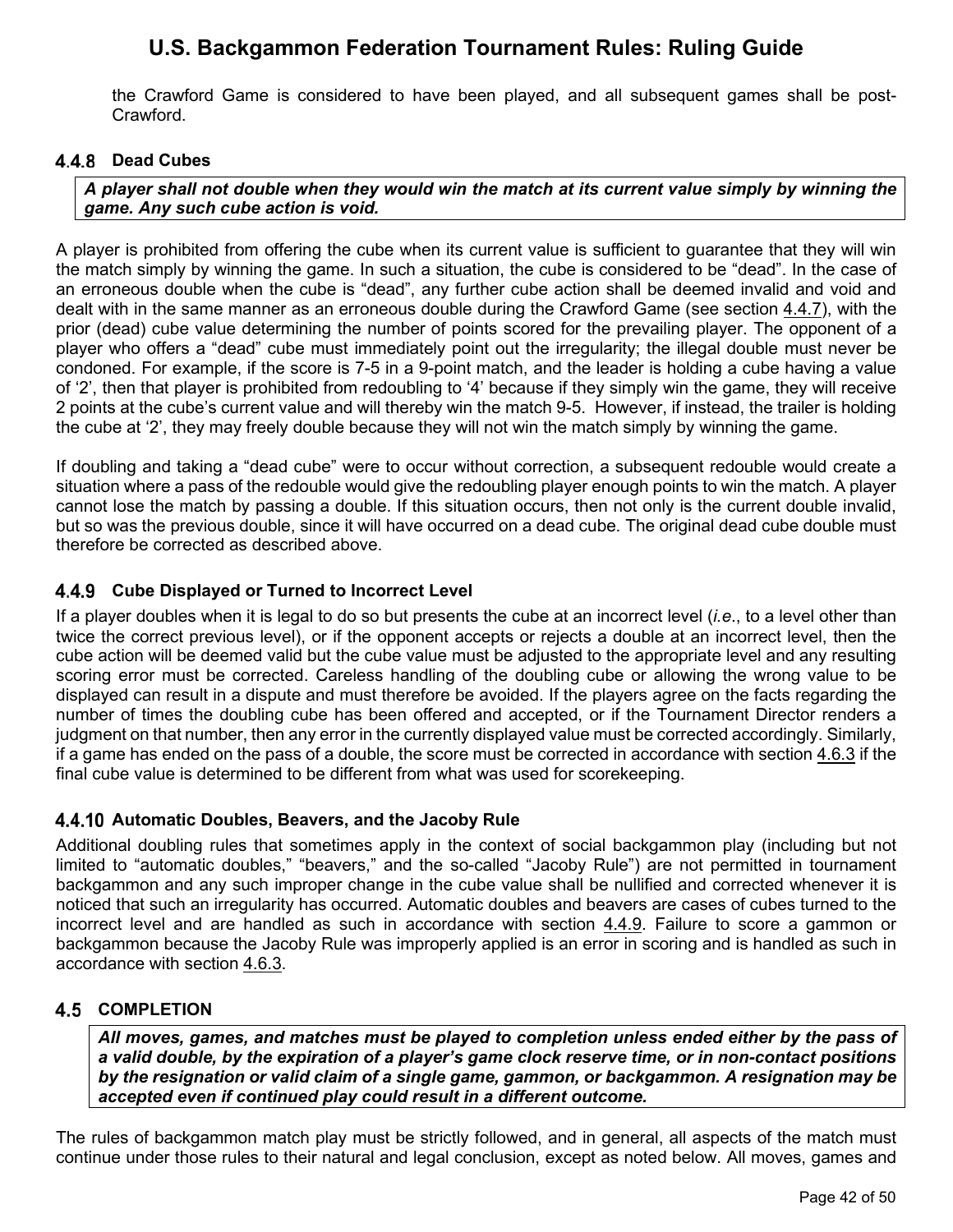the Crawford Game is considered to have been played, and all subsequent games shall be post-Crawford.

### 4.4.8 Dead Cubes

***A player shall not double when they would win the match at its current value simply by winning the game. Any such cube action is void.***

A player is prohibited from offering the cube when its current value is sufficient to guarantee that they will win the match simply by winning the game. In such a situation, the cube is considered to be "dead". In the case of an erroneous double when the cube is "dead", any further cube action shall be deemed invalid and void and dealt with in the same manner as an erroneous double during the Crawford Game (see section 4.4.7), with the prior (dead) cube value determining the number of points scored for the prevailing player. The opponent of a player who offers a "dead" cube must immediately point out the irregularity; the illegal double must never be condoned. For example, if the score is 7-5 in a 9-point match, and the leader is holding a cube having a value of '2', then that player is prohibited from redoubling to '4' because if they simply win the game, they will receive 2 points at the cube's current value and will thereby win the match 9-5. However, if instead, the trailer is holding the cube at '2', they may freely double because they will not win the match simply by winning the game.

If doubling and taking a "dead cube" were to occur without correction, a subsequent redouble would create a situation where a pass of the redouble would give the redoubling player enough points to win the match. A player cannot lose the match by passing a double. If this situation occurs, then not only is the current double invalid, but so was the previous double, since it will have occurred on a dead cube. The original dead cube double must therefore be corrected as described above.

### 4.4.9 Cube Displayed or Turned to Incorrect Level

If a player doubles when it is legal to do so but presents the cube at an incorrect level (*i.e.*, to a level other than twice the correct previous level), or if the opponent accepts or rejects a double at an incorrect level, then the cube action will be deemed valid but the cube value must be adjusted to the appropriate level and any resulting scoring error must be corrected. Careless handling of the doubling cube or allowing the wrong value to be displayed can result in a dispute and must therefore be avoided. If the players agree on the facts regarding the number of times the doubling cube has been offered and accepted, or if the Tournament Director renders a judgment on that number, then any error in the currently displayed value must be corrected accordingly. Similarly, if a game has ended on the pass of a double, the score must be corrected in accordance with section 4.6.3 if the final cube value is determined to be different from what was used for scorekeeping.

### 4.4.10 Automatic Doubles, Beavers, and the Jacoby Rule

Additional doubling rules that sometimes apply in the context of social backgammon play (including but not limited to "automatic doubles," "beavers," and the so-called "Jacoby Rule") are not permitted in tournament backgammon and any such improper change in the cube value shall be nullified and corrected whenever it is noticed that such an irregularity has occurred. Automatic doubles and beavers are cases of cubes turned to the incorrect level and are handled as such in accordance with section 4.4.9. Failure to score a gammon or backgammon because the Jacoby Rule was improperly applied is an error in scoring and is handled as such in accordance with section 4.6.3.

## 4.5 COMPLETION

***All moves, games, and matches must be played to completion unless ended either by the pass of a valid double, by the expiration of a player's game clock reserve time, or in non-contact positions by the resignation or valid claim of a single game, gammon, or backgammon. A resignation may be accepted even if continued play could result in a different outcome.***

The rules of backgammon match play must be strictly followed, and in general, all aspects of the match must continue under those rules to their natural and legal conclusion, except as noted below. All moves, games and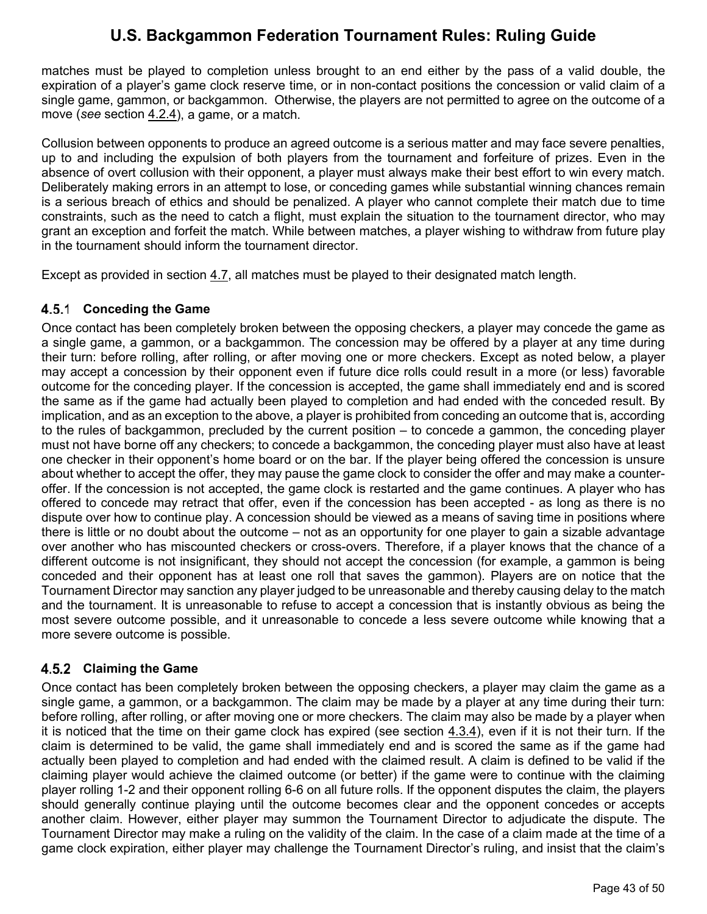matches must be played to completion unless brought to an end either by the pass of a valid double, the expiration of a player's game clock reserve time, or in non-contact positions the concession or valid claim of a single game, gammon, or backgammon. Otherwise, the players are not permitted to agree on the outcome of a move (*see* section 4.2.4), a game, or a match.

Collusion between opponents to produce an agreed outcome is a serious matter and may face severe penalties, up to and including the expulsion of both players from the tournament and forfeiture of prizes. Even in the absence of overt collusion with their opponent, a player must always make their best effort to win every match. Deliberately making errors in an attempt to lose, or conceding games while substantial winning chances remain is a serious breach of ethics and should be penalized. A player who cannot complete their match due to time constraints, such as the need to catch a flight, must explain the situation to the tournament director, who may grant an exception and forfeit the match. While between matches, a player wishing to withdraw from future play in the tournament should inform the tournament director.

Except as provided in section 4.7, all matches must be played to their designated match length.

### 4.5.1 Conceding the Game

Once contact has been completely broken between the opposing checkers, a player may concede the game as a single game, a gammon, or a backgammon. The concession may be offered by a player at any time during their turn: before rolling, after rolling, or after moving one or more checkers. Except as noted below, a player may accept a concession by their opponent even if future dice rolls could result in a more (or less) favorable outcome for the conceding player. If the concession is accepted, the game shall immediately end and is scored the same as if the game had actually been played to completion and had ended with the conceded result. By implication, and as an exception to the above, a player is prohibited from conceding an outcome that is, according to the rules of backgammon, precluded by the current position – to concede a gammon, the conceding player must not have borne off any checkers; to concede a backgammon, the conceding player must also have at least one checker in their opponent's home board or on the bar. If the player being offered the concession is unsure about whether to accept the offer, they may pause the game clock to consider the offer and may make a counter-offer. If the concession is not accepted, the game clock is restarted and the game continues. A player who has offered to concede may retract that offer, even if the concession has been accepted - as long as there is no dispute over how to continue play. A concession should be viewed as a means of saving time in positions where there is little or no doubt about the outcome – not as an opportunity for one player to gain a sizable advantage over another who has miscounted checkers or cross-overs. Therefore, if a player knows that the chance of a different outcome is not insignificant, they should not accept the concession (for example, a gammon is being conceded and their opponent has at least one roll that saves the gammon). Players are on notice that the Tournament Director may sanction any player judged to be unreasonable and thereby causing delay to the match and the tournament. It is unreasonable to refuse to accept a concession that is instantly obvious as being the most severe outcome possible, and it unreasonable to concede a less severe outcome while knowing that a more severe outcome is possible.

### 4.5.2 Claiming the Game

Once contact has been completely broken between the opposing checkers, a player may claim the game as a single game, a gammon, or a backgammon. The claim may be made by a player at any time during their turn: before rolling, after rolling, or after moving one or more checkers. The claim may also be made by a player when it is noticed that the time on their game clock has expired (see section 4.3.4), even if it is not their turn. If the claim is determined to be valid, the game shall immediately end and is scored the same as if the game had actually been played to completion and had ended with the claimed result. A claim is defined to be valid if the claiming player would achieve the claimed outcome (or better) if the game were to continue with the claiming player rolling 1-2 and their opponent rolling 6-6 on all future rolls. If the opponent disputes the claim, the players should generally continue playing until the outcome becomes clear and the opponent concedes or accepts another claim. However, either player may summon the Tournament Director to adjudicate the dispute. The Tournament Director may make a ruling on the validity of the claim. In the case of a claim made at the time of a game clock expiration, either player may challenge the Tournament Director's ruling, and insist that the claim's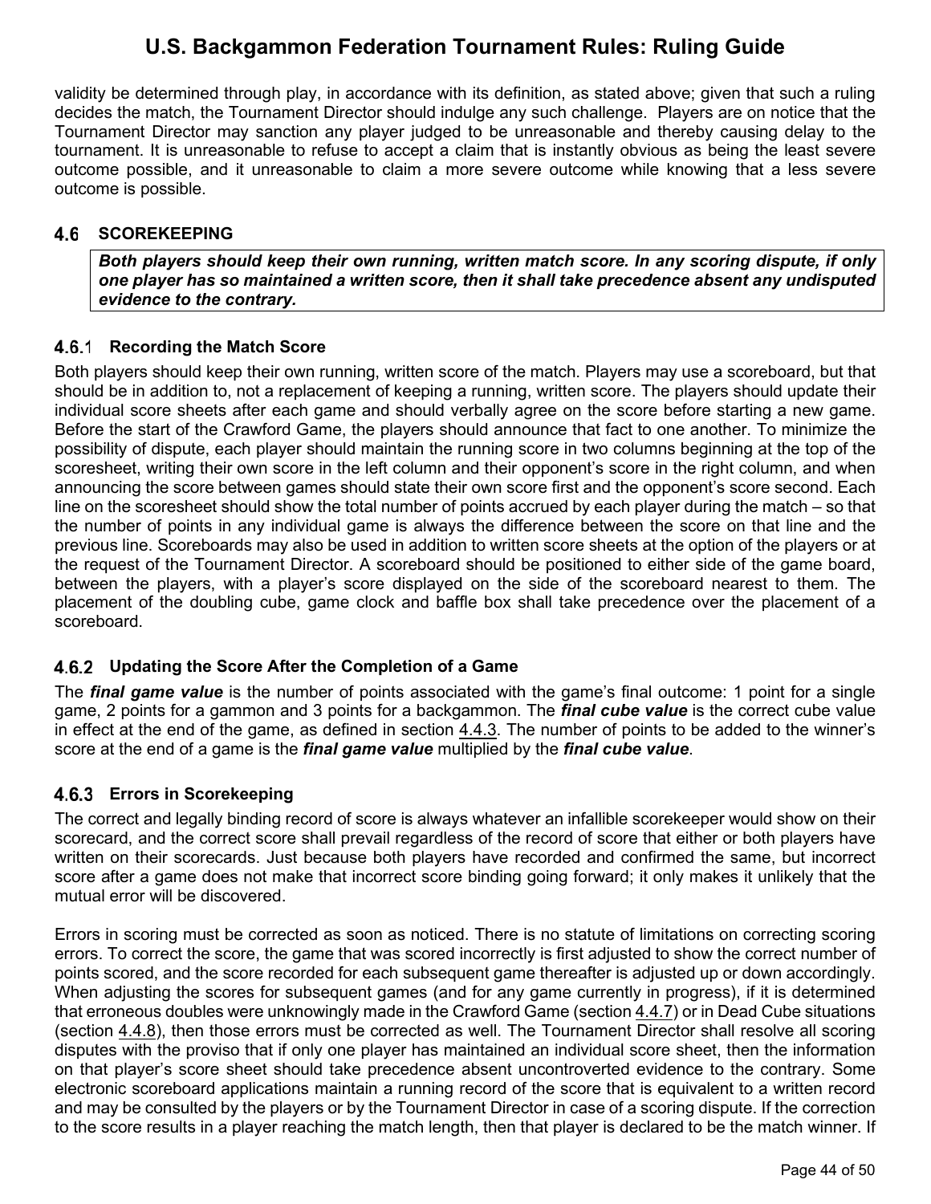validity be determined through play, in accordance with its definition, as stated above; given that such a ruling decides the match, the Tournament Director should indulge any such challenge. Players are on notice that the Tournament Director may sanction any player judged to be unreasonable and thereby causing delay to the tournament. It is unreasonable to refuse to accept a claim that is instantly obvious as being the least severe outcome possible, and it unreasonable to claim a more severe outcome while knowing that a less severe outcome is possible.

## 4.6 SCOREKEEPING

***Both players should keep their own running, written match score. In any scoring dispute, if only one player has so maintained a written score, then it shall take precedence absent any undisputed evidence to the contrary.***

### 4.6.1 Recording the Match Score

Both players should keep their own running, written score of the match. Players may use a scoreboard, but that should be in addition to, not a replacement of keeping a running, written score. The players should update their individual score sheets after each game and should verbally agree on the score before starting a new game. Before the start of the Crawford Game, the players should announce that fact to one another. To minimize the possibility of dispute, each player should maintain the running score in two columns beginning at the top of the scoresheet, writing their own score in the left column and their opponent's score in the right column, and when announcing the score between games should state their own score first and the opponent's score second. Each line on the scoresheet should show the total number of points accrued by each player during the match – so that the number of points in any individual game is always the difference between the score on that line and the previous line. Scoreboards may also be used in addition to written score sheets at the option of the players or at the request of the Tournament Director. A scoreboard should be positioned to either side of the game board, between the players, with a player's score displayed on the side of the scoreboard nearest to them. The placement of the doubling cube, game clock and baffle box shall take precedence over the placement of a scoreboard.

### 4.6.2 Updating the Score After the Completion of a Game

The ***final game value*** is the number of points associated with the game's final outcome: 1 point for a single game, 2 points for a gammon and 3 points for a backgammon. The ***final cube value*** is the correct cube value in effect at the end of the game, as defined in section 4.4.3. The number of points to be added to the winner's score at the end of a game is the ***final game value*** multiplied by the ***final cube value***.

### 4.6.3 Errors in Scorekeeping

The correct and legally binding record of score is always whatever an infallible scorekeeper would show on their scorecard, and the correct score shall prevail regardless of the record of score that either or both players have written on their scorecards. Just because both players have recorded and confirmed the same, but incorrect score after a game does not make that incorrect score binding going forward; it only makes it unlikely that the mutual error will be discovered.

Errors in scoring must be corrected as soon as noticed. There is no statute of limitations on correcting scoring errors. To correct the score, the game that was scored incorrectly is first adjusted to show the correct number of points scored, and the score recorded for each subsequent game thereafter is adjusted up or down accordingly. When adjusting the scores for subsequent games (and for any game currently in progress), if it is determined that erroneous doubles were unknowingly made in the Crawford Game (section 4.4.7) or in Dead Cube situations (section 4.4.8), then those errors must be corrected as well. The Tournament Director shall resolve all scoring disputes with the proviso that if only one player has maintained an individual score sheet, then the information on that player's score sheet should take precedence absent uncontroverted evidence to the contrary. Some electronic scoreboard applications maintain a running record of the score that is equivalent to a written record and may be consulted by the players or by the Tournament Director in case of a scoring dispute. If the correction to the score results in a player reaching the match length, then that player is declared to be the match winner. If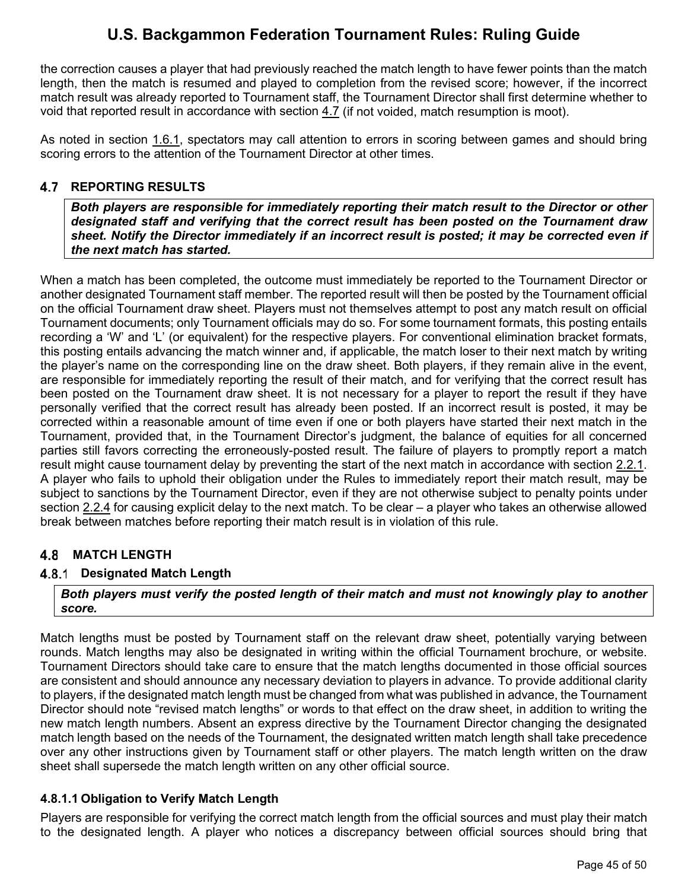the correction causes a player that had previously reached the match length to have fewer points than the match length, then the match is resumed and played to completion from the revised score; however, if the incorrect match result was already reported to Tournament staff, the Tournament Director shall first determine whether to void that reported result in accordance with section 4.7 (if not voided, match resumption is moot).

As noted in section 1.6.1, spectators may call attention to errors in scoring between games and should bring scoring errors to the attention of the Tournament Director at other times.

## 4.7 REPORTING RESULTS

> ***Both players are responsible for immediately reporting their match result to the Director or other designated staff and verifying that the correct result has been posted on the Tournament draw sheet. Notify the Director immediately if an incorrect result is posted; it may be corrected even if the next match has started.***

When a match has been completed, the outcome must immediately be reported to the Tournament Director or another designated Tournament staff member. The reported result will then be posted by the Tournament official on the official Tournament draw sheet. Players must not themselves attempt to post any match result on official Tournament documents; only Tournament officials may do so. For some tournament formats, this posting entails recording a 'W' and 'L' (or equivalent) for the respective players. For conventional elimination bracket formats, this posting entails advancing the match winner and, if applicable, the match loser to their next match by writing the player's name on the corresponding line on the draw sheet. Both players, if they remain alive in the event, are responsible for immediately reporting the result of their match, and for verifying that the correct result has been posted on the Tournament draw sheet. It is not necessary for a player to report the result if they have personally verified that the correct result has already been posted. If an incorrect result is posted, it may be corrected within a reasonable amount of time even if one or both players have started their next match in the Tournament, provided that, in the Tournament Director's judgment, the balance of equities for all concerned parties still favors correcting the erroneously-posted result. The failure of players to promptly report a match result might cause tournament delay by preventing the start of the next match in accordance with section 2.2.1. A player who fails to uphold their obligation under the Rules to immediately report their match result, may be subject to sanctions by the Tournament Director, even if they are not otherwise subject to penalty points under section 2.2.4 for causing explicit delay to the next match. To be clear – a player who takes an otherwise allowed break between matches before reporting their match result is in violation of this rule.

## 4.8 MATCH LENGTH

### 4.8.1 Designated Match Length

> ***Both players must verify the posted length of their match and must not knowingly play to another score.***

Match lengths must be posted by Tournament staff on the relevant draw sheet, potentially varying between rounds. Match lengths may also be designated in writing within the official Tournament brochure, or website. Tournament Directors should take care to ensure that the match lengths documented in those official sources are consistent and should announce any necessary deviation to players in advance. To provide additional clarity to players, if the designated match length must be changed from what was published in advance, the Tournament Director should note "revised match lengths" or words to that effect on the draw sheet, in addition to writing the new match length numbers. Absent an express directive by the Tournament Director changing the designated match length based on the needs of the Tournament, the designated written match length shall take precedence over any other instructions given by Tournament staff or other players. The match length written on the draw sheet shall supersede the match length written on any other official source.

#### 4.8.1.1 Obligation to Verify Match Length

Players are responsible for verifying the correct match length from the official sources and must play their match to the designated length. A player who notices a discrepancy between official sources should bring that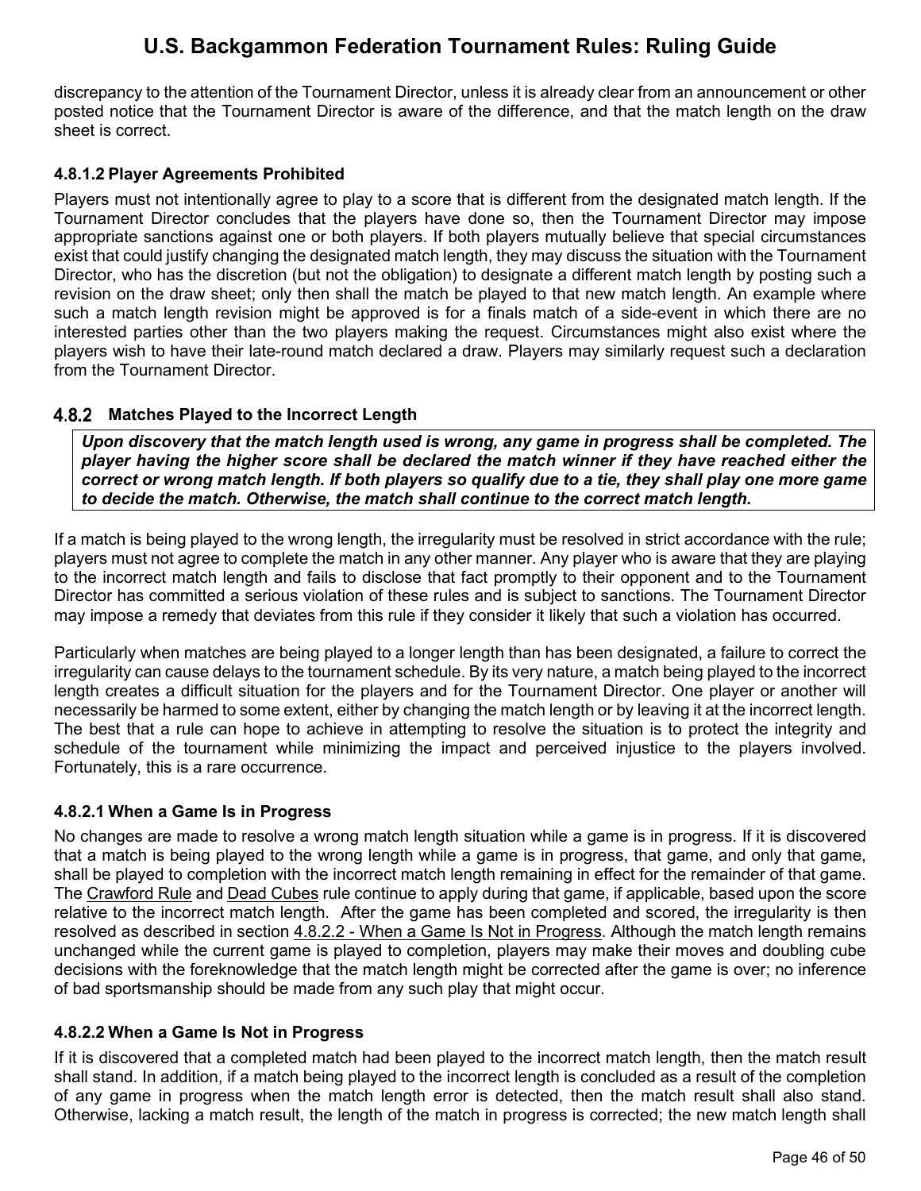discrepancy to the attention of the Tournament Director, unless it is already clear from an announcement or other posted notice that the Tournament Director is aware of the difference, and that the match length on the draw sheet is correct.

#### 4.8.1.2 Player Agreements Prohibited

Players must not intentionally agree to play to a score that is different from the designated match length. If the Tournament Director concludes that the players have done so, then the Tournament Director may impose appropriate sanctions against one or both players. If both players mutually believe that special circumstances exist that could justify changing the designated match length, they may discuss the situation with the Tournament Director, who has the discretion (but not the obligation) to designate a different match length by posting such a revision on the draw sheet; only then shall the match be played to that new match length. An example where such a match length revision might be approved is for a finals match of a side-event in which there are no interested parties other than the two players making the request. Circumstances might also exist where the players wish to have their late-round match declared a draw. Players may similarly request such a declaration from the Tournament Director.

### 4.8.2 Matches Played to the Incorrect Length

***Upon discovery that the match length used is wrong, any game in progress shall be completed. The player having the higher score shall be declared the match winner if they have reached either the correct or wrong match length. If both players so qualify due to a tie, they shall play one more game to decide the match. Otherwise, the match shall continue to the correct match length.***

If a match is being played to the wrong length, the irregularity must be resolved in strict accordance with the rule; players must not agree to complete the match in any other manner. Any player who is aware that they are playing to the incorrect match length and fails to disclose that fact promptly to their opponent and to the Tournament Director has committed a serious violation of these rules and is subject to sanctions. The Tournament Director may impose a remedy that deviates from this rule if they consider it likely that such a violation has occurred.

Particularly when matches are being played to a longer length than has been designated, a failure to correct the irregularity can cause delays to the tournament schedule. By its very nature, a match being played to the incorrect length creates a difficult situation for the players and for the Tournament Director. One player or another will necessarily be harmed to some extent, either by changing the match length or by leaving it at the incorrect length. The best that a rule can hope to achieve in attempting to resolve the situation is to protect the integrity and schedule of the tournament while minimizing the impact and perceived injustice to the players involved. Fortunately, this is a rare occurrence.

#### 4.8.2.1 When a Game Is in Progress

No changes are made to resolve a wrong match length situation while a game is in progress. If it is discovered that a match is being played to the wrong length while a game is in progress, that game, and only that game, shall be played to completion with the incorrect match length remaining in effect for the remainder of that game. The Crawford Rule and Dead Cubes rule continue to apply during that game, if applicable, based upon the score relative to the incorrect match length. After the game has been completed and scored, the irregularity is then resolved as described in section 4.8.2.2 - When a Game Is Not in Progress. Although the match length remains unchanged while the current game is played to completion, players may make their moves and doubling cube decisions with the foreknowledge that the match length might be corrected after the game is over; no inference of bad sportsmanship should be made from any such play that might occur.

#### 4.8.2.2 When a Game Is Not in Progress

If it is discovered that a completed match had been played to the incorrect match length, then the match result shall stand. In addition, if a match being played to the incorrect length is concluded as a result of the completion of any game in progress when the match length error is detected, then the match result shall also stand. Otherwise, lacking a match result, the length of the match in progress is corrected; the new match length shall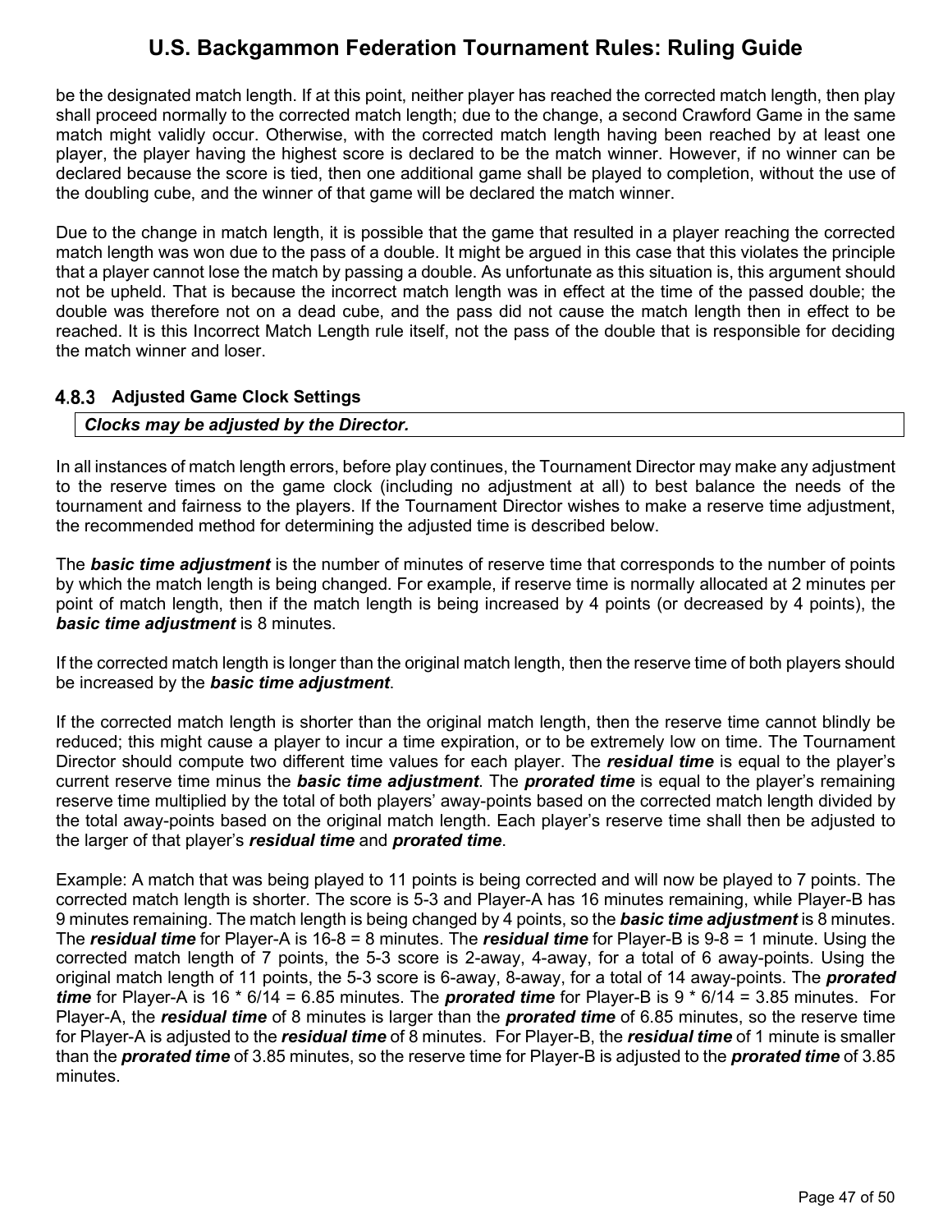be the designated match length. If at this point, neither player has reached the corrected match length, then play shall proceed normally to the corrected match length; due to the change, a second Crawford Game in the same match might validly occur. Otherwise, with the corrected match length having been reached by at least one player, the player having the highest score is declared to be the match winner. However, if no winner can be declared because the score is tied, then one additional game shall be played to completion, without the use of the doubling cube, and the winner of that game will be declared the match winner.

Due to the change in match length, it is possible that the game that resulted in a player reaching the corrected match length was won due to the pass of a double. It might be argued in this case that this violates the principle that a player cannot lose the match by passing a double. As unfortunate as this situation is, this argument should not be upheld. That is because the incorrect match length was in effect at the time of the passed double; the double was therefore not on a dead cube, and the pass did not cause the match length then in effect to be reached. It is this Incorrect Match Length rule itself, not the pass of the double that is responsible for deciding the match winner and loser.

### 4.8.3 Adjusted Game Clock Settings

***Clocks may be adjusted by the Director.***

In all instances of match length errors, before play continues, the Tournament Director may make any adjustment to the reserve times on the game clock (including no adjustment at all) to best balance the needs of the tournament and fairness to the players. If the Tournament Director wishes to make a reserve time adjustment, the recommended method for determining the adjusted time is described below.

The ***basic time adjustment*** is the number of minutes of reserve time that corresponds to the number of points by which the match length is being changed. For example, if reserve time is normally allocated at 2 minutes per point of match length, then if the match length is being increased by 4 points (or decreased by 4 points), the ***basic time adjustment*** is 8 minutes.

If the corrected match length is longer than the original match length, then the reserve time of both players should be increased by the ***basic time adjustment***.

If the corrected match length is shorter than the original match length, then the reserve time cannot blindly be reduced; this might cause a player to incur a time expiration, or to be extremely low on time. The Tournament Director should compute two different time values for each player. The ***residual time*** is equal to the player's current reserve time minus the ***basic time adjustment***. The ***prorated time*** is equal to the player's remaining reserve time multiplied by the total of both players' away-points based on the corrected match length divided by the total away-points based on the original match length. Each player's reserve time shall then be adjusted to the larger of that player's ***residual time*** and ***prorated time***.

Example: A match that was being played to 11 points is being corrected and will now be played to 7 points. The corrected match length is shorter. The score is 5-3 and Player-A has 16 minutes remaining, while Player-B has 9 minutes remaining. The match length is being changed by 4 points, so the ***basic time adjustment*** is 8 minutes. The ***residual time*** for Player-A is 16-8 = 8 minutes. The ***residual time*** for Player-B is 9-8 = 1 minute. Using the corrected match length of 7 points, the 5-3 score is 2-away, 4-away, for a total of 6 away-points. Using the original match length of 11 points, the 5-3 score is 6-away, 8-away, for a total of 14 away-points. The ***prorated time*** for Player-A is 16 * 6/14 = 6.85 minutes. The ***prorated time*** for Player-B is 9 * 6/14 = 3.85 minutes. For Player-A, the ***residual time*** of 8 minutes is larger than the ***prorated time*** of 6.85 minutes, so the reserve time for Player-A is adjusted to the ***residual time*** of 8 minutes. For Player-B, the ***residual time*** of 1 minute is smaller than the ***prorated time*** of 3.85 minutes, so the reserve time for Player-B is adjusted to the ***prorated time*** of 3.85 minutes.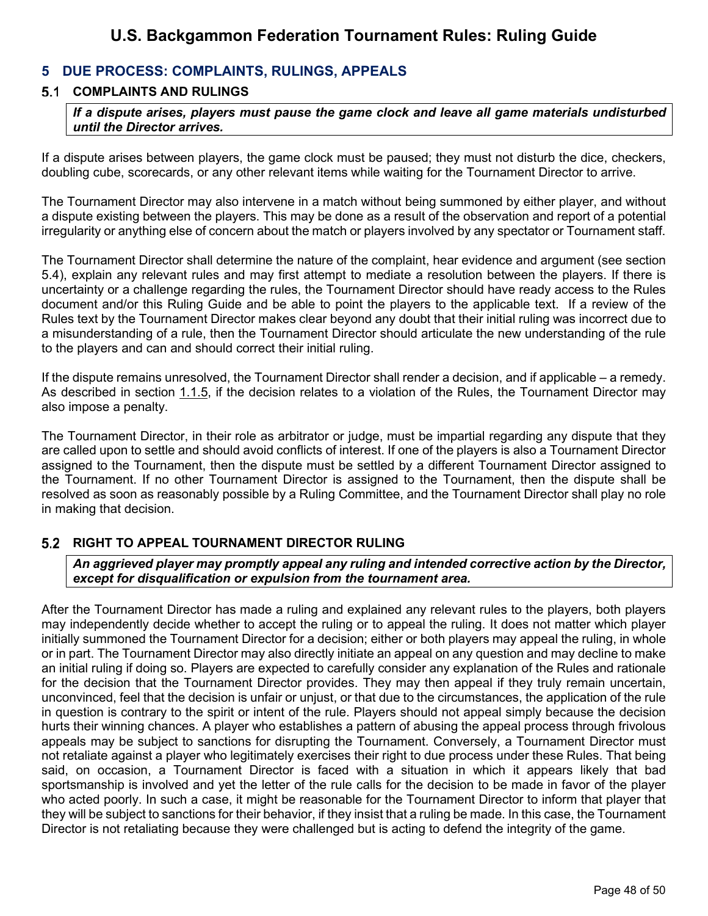## 5 DUE PROCESS: COMPLAINTS, RULINGS, APPEALS

### 5.1 COMPLAINTS AND RULINGS

***If a dispute arises, players must pause the game clock and leave all game materials undisturbed until the Director arrives.***

If a dispute arises between players, the game clock must be paused; they must not disturb the dice, checkers, doubling cube, scorecards, or any other relevant items while waiting for the Tournament Director to arrive.

The Tournament Director may also intervene in a match without being summoned by either player, and without a dispute existing between the players. This may be done as a result of the observation and report of a potential irregularity or anything else of concern about the match or players involved by any spectator or Tournament staff.

The Tournament Director shall determine the nature of the complaint, hear evidence and argument (see section 5.4), explain any relevant rules and may first attempt to mediate a resolution between the players. If there is uncertainty or a challenge regarding the rules, the Tournament Director should have ready access to the Rules document and/or this Ruling Guide and be able to point the players to the applicable text. If a review of the Rules text by the Tournament Director makes clear beyond any doubt that their initial ruling was incorrect due to a misunderstanding of a rule, then the Tournament Director should articulate the new understanding of the rule to the players and can and should correct their initial ruling.

If the dispute remains unresolved, the Tournament Director shall render a decision, and if applicable – a remedy. As described in section 1.1.5, if the decision relates to a violation of the Rules, the Tournament Director may also impose a penalty.

The Tournament Director, in their role as arbitrator or judge, must be impartial regarding any dispute that they are called upon to settle and should avoid conflicts of interest. If one of the players is also a Tournament Director assigned to the Tournament, then the dispute must be settled by a different Tournament Director assigned to the Tournament. If no other Tournament Director is assigned to the Tournament, then the dispute shall be resolved as soon as reasonably possible by a Ruling Committee, and the Tournament Director shall play no role in making that decision.

### 5.2 RIGHT TO APPEAL TOURNAMENT DIRECTOR RULING

***An aggrieved player may promptly appeal any ruling and intended corrective action by the Director, except for disqualification or expulsion from the tournament area.***

After the Tournament Director has made a ruling and explained any relevant rules to the players, both players may independently decide whether to accept the ruling or to appeal the ruling. It does not matter which player initially summoned the Tournament Director for a decision; either or both players may appeal the ruling, in whole or in part. The Tournament Director may also directly initiate an appeal on any question and may decline to make an initial ruling if doing so. Players are expected to carefully consider any explanation of the Rules and rationale for the decision that the Tournament Director provides. They may then appeal if they truly remain uncertain, unconvinced, feel that the decision is unfair or unjust, or that due to the circumstances, the application of the rule in question is contrary to the spirit or intent of the rule. Players should not appeal simply because the decision hurts their winning chances. A player who establishes a pattern of abusing the appeal process through frivolous appeals may be subject to sanctions for disrupting the Tournament. Conversely, a Tournament Director must not retaliate against a player who legitimately exercises their right to due process under these Rules. That being said, on occasion, a Tournament Director is faced with a situation in which it appears likely that bad sportsmanship is involved and yet the letter of the rule calls for the decision to be made in favor of the player who acted poorly. In such a case, it might be reasonable for the Tournament Director to inform that player that they will be subject to sanctions for their behavior, if they insist that a ruling be made. In this case, the Tournament Director is not retaliating because they were challenged but is acting to defend the integrity of the game.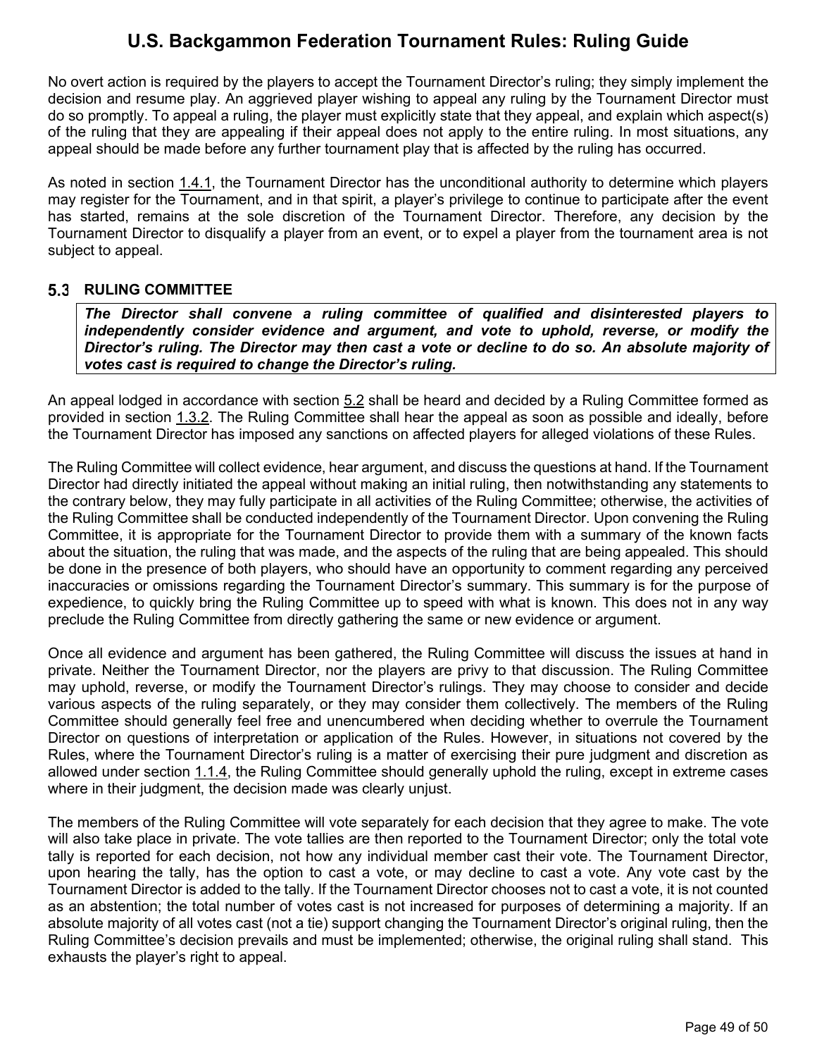No overt action is required by the players to accept the Tournament Director's ruling; they simply implement the decision and resume play. An aggrieved player wishing to appeal any ruling by the Tournament Director must do so promptly. To appeal a ruling, the player must explicitly state that they appeal, and explain which aspect(s) of the ruling that they are appealing if their appeal does not apply to the entire ruling. In most situations, any appeal should be made before any further tournament play that is affected by the ruling has occurred.

As noted in section 1.4.1, the Tournament Director has the unconditional authority to determine which players may register for the Tournament, and in that spirit, a player's privilege to continue to participate after the event has started, remains at the sole discretion of the Tournament Director. Therefore, any decision by the Tournament Director to disqualify a player from an event, or to expel a player from the tournament area is not subject to appeal.

### 5.3 RULING COMMITTEE

***The Director shall convene a ruling committee of qualified and disinterested players to independently consider evidence and argument, and vote to uphold, reverse, or modify the Director's ruling. The Director may then cast a vote or decline to do so. An absolute majority of votes cast is required to change the Director's ruling.***

An appeal lodged in accordance with section 5.2 shall be heard and decided by a Ruling Committee formed as provided in section 1.3.2. The Ruling Committee shall hear the appeal as soon as possible and ideally, before the Tournament Director has imposed any sanctions on affected players for alleged violations of these Rules.

The Ruling Committee will collect evidence, hear argument, and discuss the questions at hand. If the Tournament Director had directly initiated the appeal without making an initial ruling, then notwithstanding any statements to the contrary below, they may fully participate in all activities of the Ruling Committee; otherwise, the activities of the Ruling Committee shall be conducted independently of the Tournament Director. Upon convening the Ruling Committee, it is appropriate for the Tournament Director to provide them with a summary of the known facts about the situation, the ruling that was made, and the aspects of the ruling that are being appealed. This should be done in the presence of both players, who should have an opportunity to comment regarding any perceived inaccuracies or omissions regarding the Tournament Director's summary. This summary is for the purpose of expedience, to quickly bring the Ruling Committee up to speed with what is known. This does not in any way preclude the Ruling Committee from directly gathering the same or new evidence or argument.

Once all evidence and argument has been gathered, the Ruling Committee will discuss the issues at hand in private. Neither the Tournament Director, nor the players are privy to that discussion. The Ruling Committee may uphold, reverse, or modify the Tournament Director's rulings. They may choose to consider and decide various aspects of the ruling separately, or they may consider them collectively. The members of the Ruling Committee should generally feel free and unencumbered when deciding whether to overrule the Tournament Director on questions of interpretation or application of the Rules. However, in situations not covered by the Rules, where the Tournament Director's ruling is a matter of exercising their pure judgment and discretion as allowed under section 1.1.4, the Ruling Committee should generally uphold the ruling, except in extreme cases where in their judgment, the decision made was clearly unjust.

The members of the Ruling Committee will vote separately for each decision that they agree to make. The vote will also take place in private. The vote tallies are then reported to the Tournament Director; only the total vote tally is reported for each decision, not how any individual member cast their vote. The Tournament Director, upon hearing the tally, has the option to cast a vote, or may decline to cast a vote. Any vote cast by the Tournament Director is added to the tally. If the Tournament Director chooses not to cast a vote, it is not counted as an abstention; the total number of votes cast is not increased for purposes of determining a majority. If an absolute majority of all votes cast (not a tie) support changing the Tournament Director's original ruling, then the Ruling Committee's decision prevails and must be implemented; otherwise, the original ruling shall stand. This exhausts the player's right to appeal.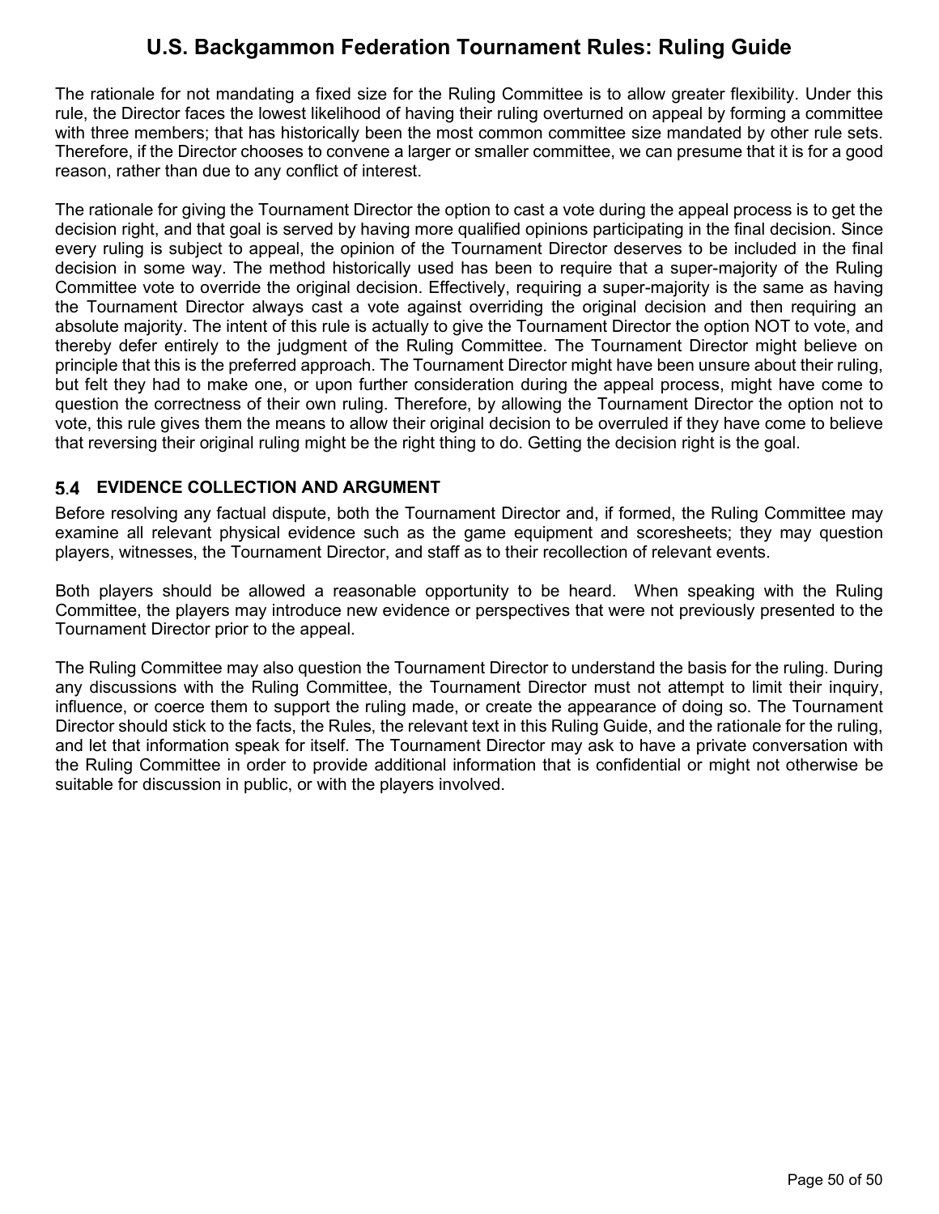The rationale for not mandating a fixed size for the Ruling Committee is to allow greater flexibility. Under this rule, the Director faces the lowest likelihood of having their ruling overturned on appeal by forming a committee with three members; that has historically been the most common committee size mandated by other rule sets. Therefore, if the Director chooses to convene a larger or smaller committee, we can presume that it is for a good reason, rather than due to any conflict of interest.

The rationale for giving the Tournament Director the option to cast a vote during the appeal process is to get the decision right, and that goal is served by having more qualified opinions participating in the final decision. Since every ruling is subject to appeal, the opinion of the Tournament Director deserves to be included in the final decision in some way. The method historically used has been to require that a super-majority of the Ruling Committee vote to override the original decision. Effectively, requiring a super-majority is the same as having the Tournament Director always cast a vote against overriding the original decision and then requiring an absolute majority. The intent of this rule is actually to give the Tournament Director the option NOT to vote, and thereby defer entirely to the judgment of the Ruling Committee. The Tournament Director might believe on principle that this is the preferred approach. The Tournament Director might have been unsure about their ruling, but felt they had to make one, or upon further consideration during the appeal process, might have come to question the correctness of their own ruling. Therefore, by allowing the Tournament Director the option not to vote, this rule gives them the means to allow their original decision to be overruled if they have come to believe that reversing their original ruling might be the right thing to do. Getting the decision right is the goal.

## 5.4 EVIDENCE COLLECTION AND ARGUMENT

Before resolving any factual dispute, both the Tournament Director and, if formed, the Ruling Committee may examine all relevant physical evidence such as the game equipment and scoresheets; they may question players, witnesses, the Tournament Director, and staff as to their recollection of relevant events.

Both players should be allowed a reasonable opportunity to be heard. When speaking with the Ruling Committee, the players may introduce new evidence or perspectives that were not previously presented to the Tournament Director prior to the appeal.

The Ruling Committee may also question the Tournament Director to understand the basis for the ruling. During any discussions with the Ruling Committee, the Tournament Director must not attempt to limit their inquiry, influence, or coerce them to support the ruling made, or create the appearance of doing so. The Tournament Director should stick to the facts, the Rules, the relevant text in this Ruling Guide, and the rationale for the ruling, and let that information speak for itself. The Tournament Director may ask to have a private conversation with the Ruling Committee in order to provide additional information that is confidential or might not otherwise be suitable for discussion in public, or with the players involved.